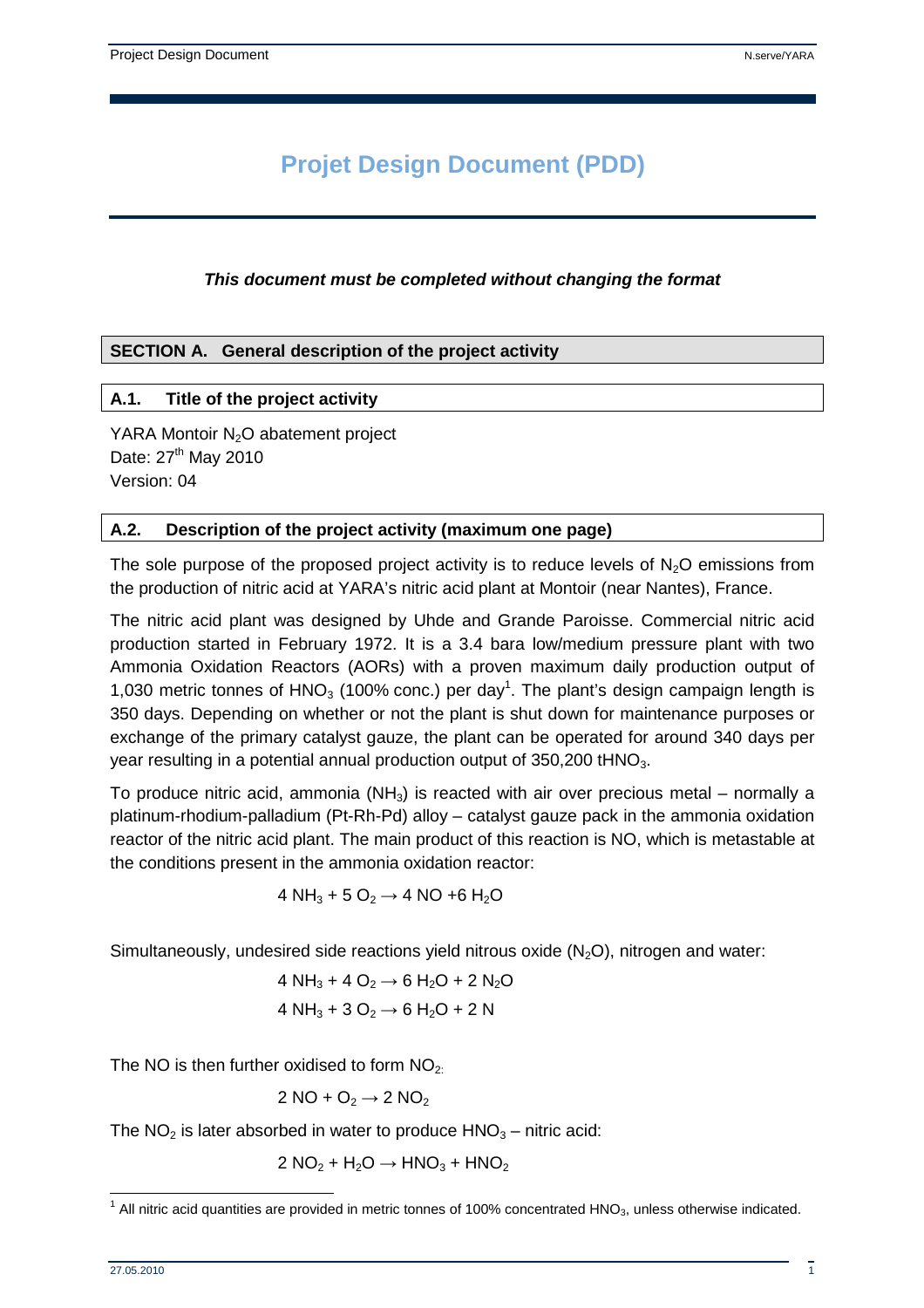# Projet Design Document (PDD)

***This document must be completed without changing the format***

## SECTION A. General description of the project activity

### A.1. Title of the project activity

YARA Montoir $N_2O$ abatement project
Date: 27[th] May 2010
Version: 04

### A.2. Description of the project activity (maximum one page)

The sole purpose of the proposed project activity is to reduce levels of $N_2O$ emissions from the production of nitric acid at YARA's nitric acid plant at Montoir (near Nantes), France.

The nitric acid plant was designed by Uhde and Grande Paroisse. Commercial nitric acid production started in February 1972. It is a 3.4 bara low/medium pressure plant with two Ammonia Oxidation Reactors (AORs) with a proven maximum daily production output of 1,030 metric tonnes of $HNO_3$ (100% conc.) per day[1]. The plant's design campaign length is 350 days. Depending on whether or not the plant is shut down for maintenance purposes or exchange of the primary catalyst gauze, the plant can be operated for around 340 days per year resulting in a potential annual production output of 350,200 t$HNO_3$.

To produce nitric acid, ammonia ($NH_3$) is reacted with air over precious metal – normally a platinum-rhodium-palladium (Pt-Rh-Pd) alloy – catalyst gauze pack in the ammonia oxidation reactor of the nitric acid plant. The main product of this reaction is NO, which is metastable at the conditions present in the ammonia oxidation reactor:

$$4\ NH_3 + 5\ O_2 \rightarrow 4\ NO + 6\ H_2O$$

Simultaneously, undesired side reactions yield nitrous oxide ($N_2O$), nitrogen and water:

$$4\ NH_3 + 4\ O_2 \rightarrow 6\ H_2O + 2\ N_2O$$

$$4\ NH_3 + 3\ O_2 \rightarrow 6\ H_2O + 2\ N$$

The NO is then further oxidised to form $NO_2$:

$$2\ NO + O_2 \rightarrow 2\ NO_2$$

The $NO_2$ is later absorbed in water to produce $HNO_3$ – nitric acid:

$$2\ NO_2 + H_2O \rightarrow HNO_3 + HNO_2$$

[1] All nitric acid quantities are provided in metric tonnes of 100% concentrated $HNO_3$, unless otherwise indicated.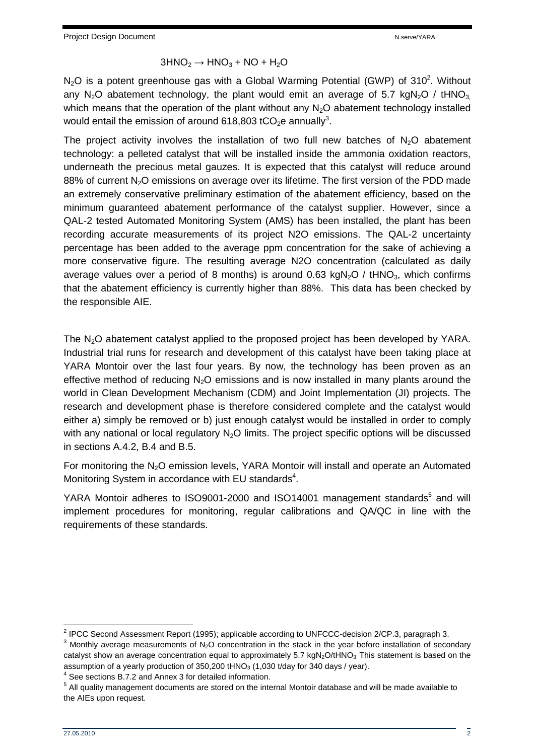$$3HNO_2 \rightarrow HNO_3 + NO + H_2O$$

$N_2O$ is a potent greenhouse gas with a Global Warming Potential (GWP) of 310[2]. Without any $N_2O$ abatement technology, the plant would emit an average of 5.7 $kgN_2O$ / $tHNO_3$, which means that the operation of the plant without any $N_2O$ abatement technology installed would entail the emission of around 618,803 $tCO_2e$ annually[3].

The project activity involves the installation of two full new batches of $N_2O$ abatement technology: a pelleted catalyst that will be installed inside the ammonia oxidation reactors, underneath the precious metal gauzes. It is expected that this catalyst will reduce around 88% of current $N_2O$ emissions on average over its lifetime. The first version of the PDD made an extremely conservative preliminary estimation of the abatement efficiency, based on the minimum guaranteed abatement performance of the catalyst supplier. However, since a QAL-2 tested Automated Monitoring System (AMS) has been installed, the plant has been recording accurate measurements of its project N2O emissions. The QAL-2 uncertainty percentage has been added to the average ppm concentration for the sake of achieving a more conservative figure. The resulting average N2O concentration (calculated as daily average values over a period of 8 months) is around 0.63 $kgN_2O$ / $tHNO_3$, which confirms that the abatement efficiency is currently higher than 88%. This data has been checked by the responsible AIE.

The $N_2O$ abatement catalyst applied to the proposed project has been developed by YARA. Industrial trial runs for research and development of this catalyst have been taking place at YARA Montoir over the last four years. By now, the technology has been proven as an effective method of reducing $N_2O$ emissions and is now installed in many plants around the world in Clean Development Mechanism (CDM) and Joint Implementation (JI) projects. The research and development phase is therefore considered complete and the catalyst would either a) simply be removed or b) just enough catalyst would be installed in order to comply with any national or local regulatory $N_2O$ limits. The project specific options will be discussed in sections A.4.2, B.4 and B.5.

For monitoring the $N_2O$ emission levels, YARA Montoir will install and operate an Automated Monitoring System in accordance with EU standards[4].

YARA Montoir adheres to ISO9001-2000 and ISO14001 management standards[5] and will implement procedures for monitoring, regular calibrations and QA/QC in line with the requirements of these standards.

---

[2] IPCC Second Assessment Report (1995); applicable according to UNFCCC-decision 2/CP.3, paragraph 3.

[3] Monthly average measurements of $N_2O$ concentration in the stack in the year before installation of secondary catalyst show an average concentration equal to approximately 5.7 $kgN_2O/tHNO_3$. This statement is based on the assumption of a yearly production of 350,200 $tHNO_3$ (1,030 t/day for 340 days / year).

[4] See sections B.7.2 and Annex 3 for detailed information.

[5] All quality management documents are stored on the internal Montoir database and will be made available to the AIEs upon request.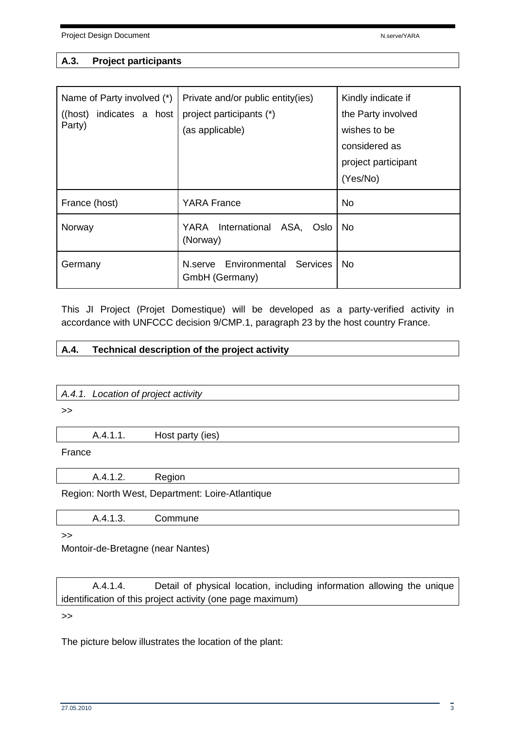## A.3. Project participants

| Name of Party involved (*) ((host) indicates a host Party) | Private and/or public entity(ies) project participants (*) (as applicable) | Kindly indicate if the Party involved wishes to be considered as project participant (Yes/No) |
|---|---|---|
| France (host) | YARA France | No |
| Norway | YARA International ASA, Oslo (Norway) | No |
| Germany | N.serve Environmental Services GmbH (Germany) | No |

This JI Project (Projet Domestique) will be developed as a party-verified activity in accordance with UNFCCC decision 9/CMP.1, paragraph 23 by the host country France.

## A.4. Technical description of the project activity

### *A.4.1. Location of project activity*

>>

#### A.4.1.1. Host party (ies)

France

#### A.4.1.2. Region

Region: North West, Department: Loire-Atlantique

#### A.4.1.3. Commune

>>

Montoir-de-Bretagne (near Nantes)

#### A.4.1.4. Detail of physical location, including information allowing the unique identification of this project activity (one page maximum)

>>

The picture below illustrates the location of the plant: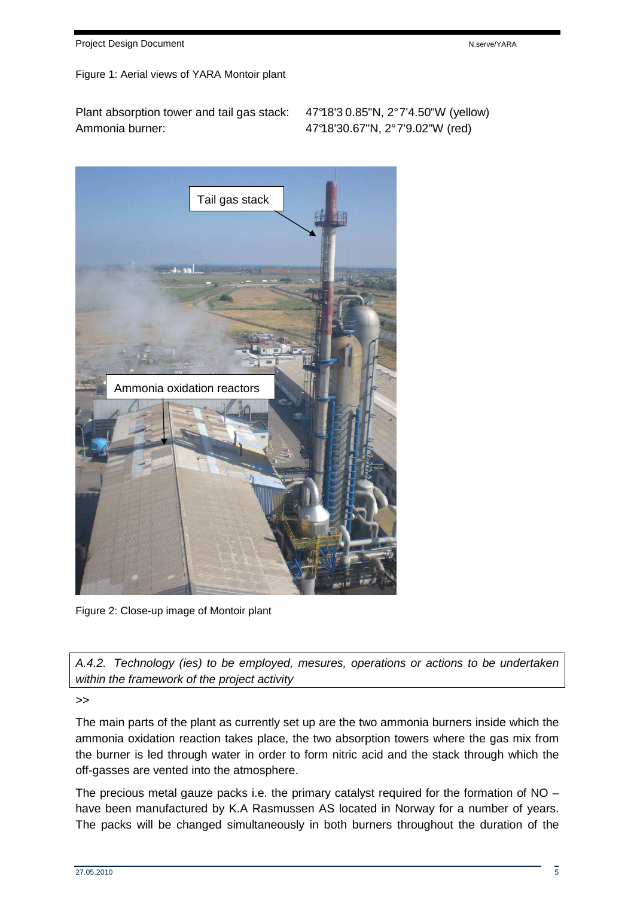Figure 1: Aerial views of YARA Montoir plant

Plant absorption tower and tail gas stack: 47°18'3 0.85"N, 2°7'4.50"W (yellow)
Ammonia burner: 47°18'30.67"N, 2°7'9.02"W (red)

Figure 2: Close-up image of Montoir plant

*A.4.2. Technology (ies) to be employed, mesures, operations or actions to be undertaken within the framework of the project activity*

>>

The main parts of the plant as currently set up are the two ammonia burners inside which the ammonia oxidation reaction takes place, the two absorption towers where the gas mix from the burner is led through water in order to form nitric acid and the stack through which the off-gasses are vented into the atmosphere.

The precious metal gauze packs i.e. the primary catalyst required for the formation of NO – have been manufactured by K.A Rasmussen AS located in Norway for a number of years. The packs will be changed simultaneously in both burners throughout the duration of the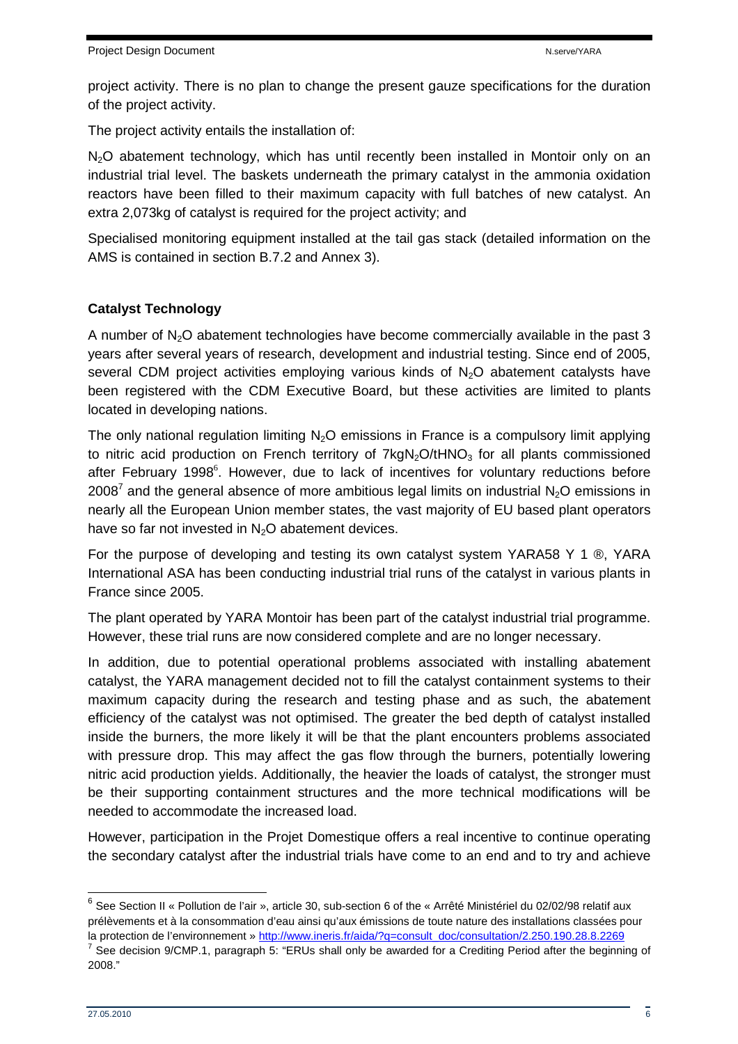project activity. There is no plan to change the present gauze specifications for the duration of the project activity.

The project activity entails the installation of:

$N_2O$ abatement technology, which has until recently been installed in Montoir only on an industrial trial level. The baskets underneath the primary catalyst in the ammonia oxidation reactors have been filled to their maximum capacity with full batches of new catalyst. An extra 2,073kg of catalyst is required for the project activity; and

Specialised monitoring equipment installed at the tail gas stack (detailed information on the AMS is contained in section B.7.2 and Annex 3).

**Catalyst Technology**

A number of $N_2O$ abatement technologies have become commercially available in the past 3 years after several years of research, development and industrial testing. Since end of 2005, several CDM project activities employing various kinds of $N_2O$ abatement catalysts have been registered with the CDM Executive Board, but these activities are limited to plants located in developing nations.

The only national regulation limiting $N_2O$ emissions in France is a compulsory limit applying to nitric acid production on French territory of $7kgN_2O/tHNO_3$ for all plants commissioned after February 1998[6]. However, due to lack of incentives for voluntary reductions before 2008[7] and the general absence of more ambitious legal limits on industrial $N_2O$ emissions in nearly all the European Union member states, the vast majority of EU based plant operators have so far not invested in $N_2O$ abatement devices.

For the purpose of developing and testing its own catalyst system YARA58 Y 1 ®, YARA International ASA has been conducting industrial trial runs of the catalyst in various plants in France since 2005.

The plant operated by YARA Montoir has been part of the catalyst industrial trial programme. However, these trial runs are now considered complete and are no longer necessary.

In addition, due to potential operational problems associated with installing abatement catalyst, the YARA management decided not to fill the catalyst containment systems to their maximum capacity during the research and testing phase and as such, the abatement efficiency of the catalyst was not optimised. The greater the bed depth of catalyst installed inside the burners, the more likely it will be that the plant encounters problems associated with pressure drop. This may affect the gas flow through the burners, potentially lowering nitric acid production yields. Additionally, the heavier the loads of catalyst, the stronger must be their supporting containment structures and the more technical modifications will be needed to accommodate the increased load.

However, participation in the Projet Domestique offers a real incentive to continue operating the secondary catalyst after the industrial trials have come to an end and to try and achieve

---

[6] See Section II « Pollution de l'air », article 30, sub-section 6 of the « Arrêté Ministériel du 02/02/98 relatif aux prélèvements et à la consommation d'eau ainsi qu'aux émissions de toute nature des installations classées pour la protection de l'environnement » http://www.ineris.fr/aida/?q=consult_doc/consultation/2.250.190.28.8.2269

[7] See decision 9/CMP.1, paragraph 5: "ERUs shall only be awarded for a Crediting Period after the beginning of 2008."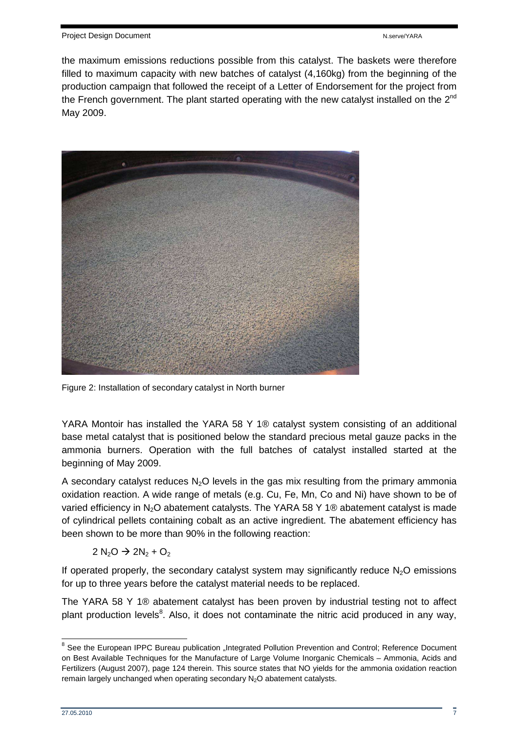the maximum emissions reductions possible from this catalyst. The baskets were therefore filled to maximum capacity with new batches of catalyst (4,160kg) from the beginning of the production campaign that followed the receipt of a Letter of Endorsement for the project from the French government. The plant started operating with the new catalyst installed on the 2nd May 2009.

Figure 2: Installation of secondary catalyst in North burner

YARA Montoir has installed the YARA 58 Y 1® catalyst system consisting of an additional base metal catalyst that is positioned below the standard precious metal gauze packs in the ammonia burners. Operation with the full batches of catalyst installed started at the beginning of May 2009.

A secondary catalyst reduces $N_2O$ levels in the gas mix resulting from the primary ammonia oxidation reaction. A wide range of metals (e.g. Cu, Fe, Mn, Co and Ni) have shown to be of varied efficiency in $N_2O$ abatement catalysts. The YARA 58 Y 1® abatement catalyst is made of cylindrical pellets containing cobalt as an active ingredient. The abatement efficiency has been shown to be more than 90% in the following reaction:

$$2\,N_2O \rightarrow 2N_2 + O_2$$

If operated properly, the secondary catalyst system may significantly reduce $N_2O$ emissions for up to three years before the catalyst material needs to be replaced.

The YARA 58 Y 1® abatement catalyst has been proven by industrial testing not to affect plant production levels[8]. Also, it does not contaminate the nitric acid produced in any way,

[8] See the European IPPC Bureau publication „Integrated Pollution Prevention and Control; Reference Document on Best Available Techniques for the Manufacture of Large Volume Inorganic Chemicals – Ammonia, Acids and Fertilizers (August 2007), page 124 therein. This source states that NO yields for the ammonia oxidation reaction remain largely unchanged when operating secondary $N_2O$ abatement catalysts.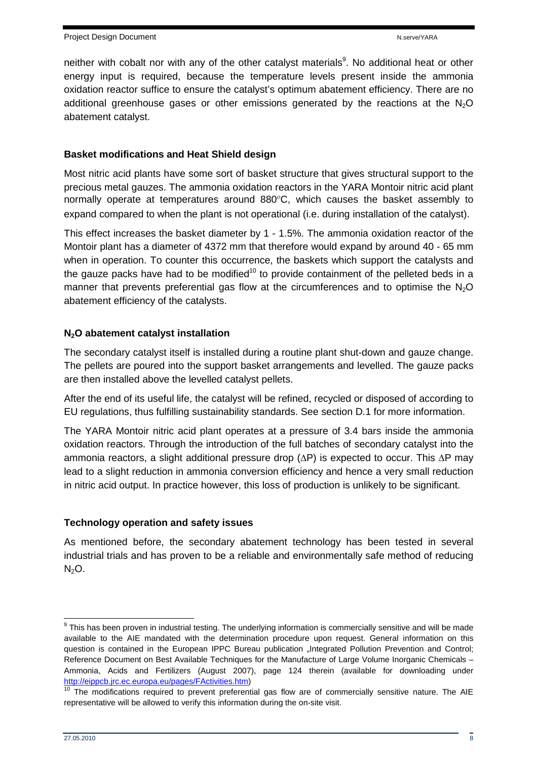neither with cobalt nor with any of the other catalyst materials[9]. No additional heat or other energy input is required, because the temperature levels present inside the ammonia oxidation reactor suffice to ensure the catalyst's optimum abatement efficiency. There are no additional greenhouse gases or other emissions generated by the reactions at the $N_2O$ abatement catalyst.

**Basket modifications and Heat Shield design**

Most nitric acid plants have some sort of basket structure that gives structural support to the precious metal gauzes. The ammonia oxidation reactors in the YARA Montoir nitric acid plant normally operate at temperatures around 880°C, which causes the basket assembly to expand compared to when the plant is not operational (i.e. during installation of the catalyst).

This effect increases the basket diameter by 1 - 1.5%. The ammonia oxidation reactor of the Montoir plant has a diameter of 4372 mm that therefore would expand by around 40 - 65 mm when in operation. To counter this occurrence, the baskets which support the catalysts and the gauze packs have had to be modified[10] to provide containment of the pelleted beds in a manner that prevents preferential gas flow at the circumferences and to optimise the $N_2O$ abatement efficiency of the catalysts.

**$N_2O$ abatement catalyst installation**

The secondary catalyst itself is installed during a routine plant shut-down and gauze change. The pellets are poured into the support basket arrangements and levelled. The gauze packs are then installed above the levelled catalyst pellets.

After the end of its useful life, the catalyst will be refined, recycled or disposed of according to EU regulations, thus fulfilling sustainability standards. See section D.1 for more information.

The YARA Montoir nitric acid plant operates at a pressure of 3.4 bars inside the ammonia oxidation reactors. Through the introduction of the full batches of secondary catalyst into the ammonia reactors, a slight additional pressure drop ($\Delta P$) is expected to occur. This $\Delta P$ may lead to a slight reduction in ammonia conversion efficiency and hence a very small reduction in nitric acid output. In practice however, this loss of production is unlikely to be significant.

**Technology operation and safety issues**

As mentioned before, the secondary abatement technology has been tested in several industrial trials and has proven to be a reliable and environmentally safe method of reducing $N_2O$.

---

[9] This has been proven in industrial testing. The underlying information is commercially sensitive and will be made available to the AIE mandated with the determination procedure upon request. General information on this question is contained in the European IPPC Bureau publication „Integrated Pollution Prevention and Control; Reference Document on Best Available Techniques for the Manufacture of Large Volume Inorganic Chemicals – Ammonia, Acids and Fertilizers (August 2007), page 124 therein (available for downloading under http://eippcb.jrc.ec.europa.eu/pages/FActivities.htm)

[10] The modifications required to prevent preferential gas flow are of commercially sensitive nature. The AIE representative will be allowed to verify this information during the on-site visit.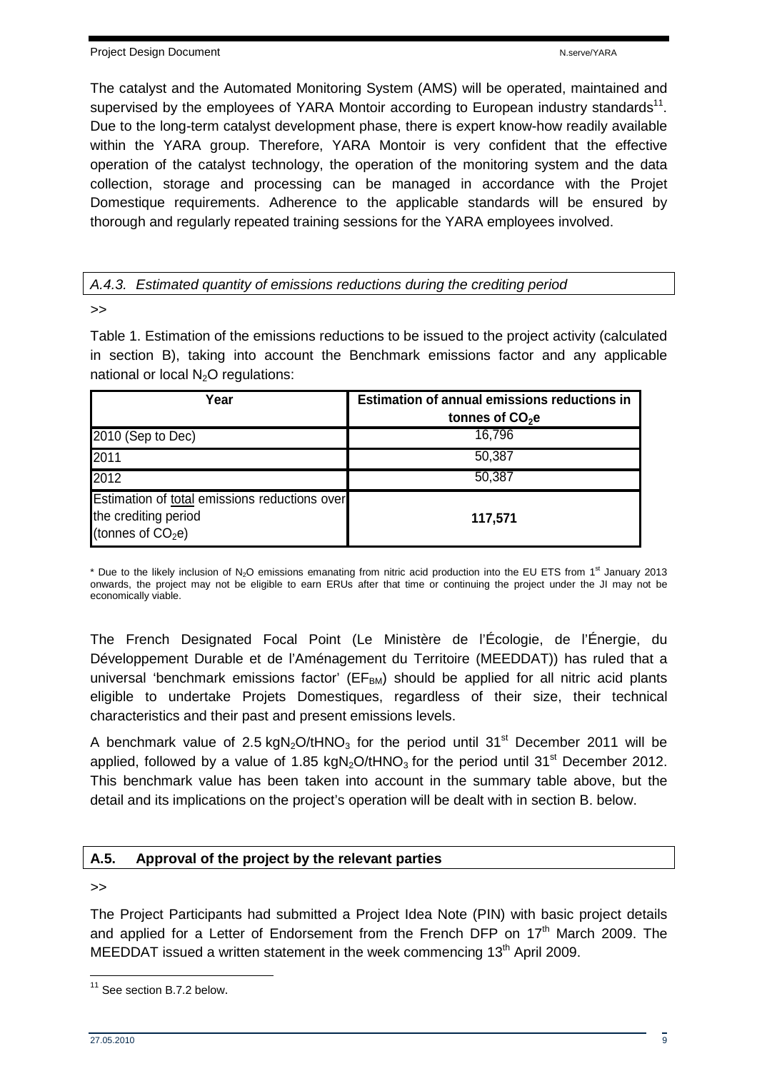The catalyst and the Automated Monitoring System (AMS) will be operated, maintained and supervised by the employees of YARA Montoir according to European industry standards[11]. Due to the long-term catalyst development phase, there is expert know-how readily available within the YARA group. Therefore, YARA Montoir is very confident that the effective operation of the catalyst technology, the operation of the monitoring system and the data collection, storage and processing can be managed in accordance with the Projet Domestique requirements. Adherence to the applicable standards will be ensured by thorough and regularly repeated training sessions for the YARA employees involved.

### *A.4.3. Estimated quantity of emissions reductions during the crediting period*

>>

Table 1. Estimation of the emissions reductions to be issued to the project activity (calculated in section B), taking into account the Benchmark emissions factor and any applicable national or local $N_2O$ regulations:

| Year | Estimation of annual emissions reductions in tonnes of $CO_2e$ |
|---|---|
| 2010 (Sep to Dec) | 16,796 |
| 2011 | 50,387 |
| 2012 | 50,387 |
| Estimation of total emissions reductions over the crediting period (tonnes of $CO_2e$) | **117,571** |

\* Due to the likely inclusion of $N_2O$ emissions emanating from nitric acid production into the EU ETS from 1st January 2013 onwards, the project may not be eligible to earn ERUs after that time or continuing the project under the JI may not be economically viable.

The French Designated Focal Point (Le Ministère de l'Écologie, de l'Énergie, du Développement Durable et de l'Aménagement du Territoire (MEEDDAT)) has ruled that a universal 'benchmark emissions factor' ($EF_{BM}$) should be applied for all nitric acid plants eligible to undertake Projets Domestiques, regardless of their size, their technical characteristics and their past and present emissions levels.

A benchmark value of 2.5 $kgN_2O/tHNO_3$ for the period until 31st December 2011 will be applied, followed by a value of 1.85 $kgN_2O/tHNO_3$ for the period until 31st December 2012. This benchmark value has been taken into account in the summary table above, but the detail and its implications on the project's operation will be dealt with in section B. below.

## A.5. Approval of the project by the relevant parties

>>

The Project Participants had submitted a Project Idea Note (PIN) with basic project details and applied for a Letter of Endorsement from the French DFP on 17th March 2009. The MEEDDAT issued a written statement in the week commencing 13th April 2009.

[11] See section B.7.2 below.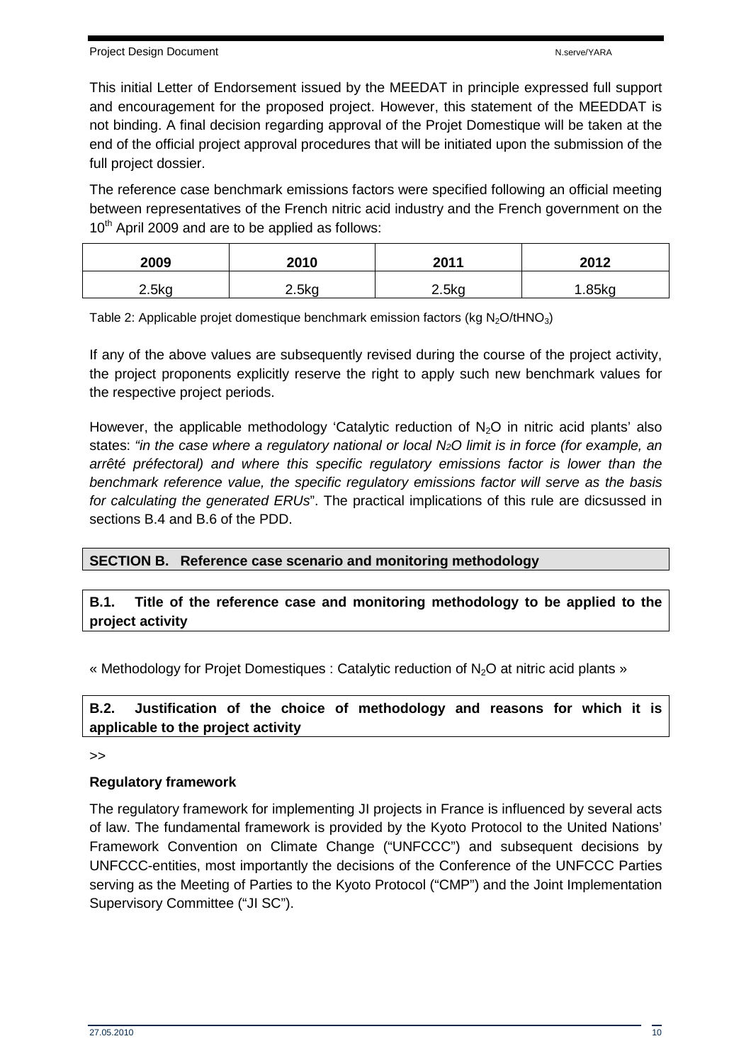This initial Letter of Endorsement issued by the MEEDAT in principle expressed full support and encouragement for the proposed project. However, this statement of the MEEDDAT is not binding. A final decision regarding approval of the Projet Domestique will be taken at the end of the official project approval procedures that will be initiated upon the submission of the full project dossier.

The reference case benchmark emissions factors were specified following an official meeting between representatives of the French nitric acid industry and the French government on the 10[th] April 2009 and are to be applied as follows:

| 2009 | 2010 | 2011 | 2012 |
|---|---|---|---|
| 2.5kg | 2.5kg | 2.5kg | 1.85kg |

Table 2: Applicable projet domestique benchmark emission factors (kg $N_2O$/t$HNO_3$)

If any of the above values are subsequently revised during the course of the project activity, the project proponents explicitly reserve the right to apply such new benchmark values for the respective project periods.

However, the applicable methodology 'Catalytic reduction of $N_2O$ in nitric acid plants' also states: *"in the case where a regulatory national or local $N_2O$ limit is in force (for example, an arrêté préfectoral) and where this specific regulatory emissions factor is lower than the benchmark reference value, the specific regulatory emissions factor will serve as the basis for calculating the generated ERUs*". The practical implications of this rule are dicsussed in sections B.4 and B.6 of the PDD.

## SECTION B. Reference case scenario and monitoring methodology

### B.1. Title of the reference case and monitoring methodology to be applied to the project activity

« Methodology for Projet Domestiques : Catalytic reduction of $N_2O$ at nitric acid plants »

### B.2. Justification of the choice of methodology and reasons for which it is applicable to the project activity

>>

**Regulatory framework**

The regulatory framework for implementing JI projects in France is influenced by several acts of law. The fundamental framework is provided by the Kyoto Protocol to the United Nations' Framework Convention on Climate Change ("UNFCCC") and subsequent decisions by UNFCCC-entities, most importantly the decisions of the Conference of the UNFCCC Parties serving as the Meeting of Parties to the Kyoto Protocol ("CMP") and the Joint Implementation Supervisory Committee ("JI SC").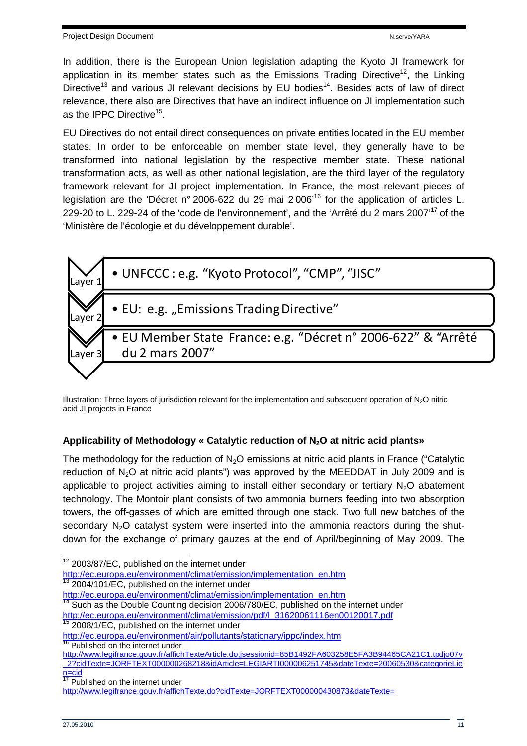In addition, there is the European Union legislation adapting the Kyoto JI framework for application in its member states such as the Emissions Trading Directive[12], the Linking Directive[13] and various JI relevant decisions by EU bodies[14]. Besides acts of law of direct relevance, there also are Directives that have an indirect influence on JI implementation such as the IPPC Directive[15].

EU Directives do not entail direct consequences on private entities located in the EU member states. In order to be enforceable on member state level, they generally have to be transformed into national legislation by the respective member state. These national transformation acts, as well as other national legislation, are the third layer of the regulatory framework relevant for JI project implementation. In France, the most relevant pieces of legislation are the 'Décret n° 2006-622 du 29 mai 2 006'[16] for the application of articles L. 229-20 to L. 229-24 of the 'code de l'environnement', and the 'Arrêté du 2 mars 2007'[17] of the 'Ministère de l'écologie et du développement durable'.

| Layer | Jurisdiction |
| --- | --- |
| Layer 1 | UNFCCC : e.g. "Kyoto Protocol", "CMP", "JISC" |
| Layer 2 | EU: e.g. „Emissions Trading Directive" |
| Layer 3 | EU Member State France: e.g. "Décret n° 2006-622" & "Arrêté du 2 mars 2007" |

Illustration: Three layers of jurisdiction relevant for the implementation and subsequent operation of $N_2O$ nitric acid JI projects in France

**Applicability of Methodology « Catalytic reduction of $N_2O$ at nitric acid plants»**

The methodology for the reduction of $N_2O$ emissions at nitric acid plants in France ("Catalytic reduction of $N_2O$ at nitric acid plants") was approved by the MEEDDAT in July 2009 and is applicable to project activities aiming to install either secondary or tertiary $N_2O$ abatement technology. The Montoir plant consists of two ammonia burners feeding into two absorption towers, the off-gasses of which are emitted through one stack. Two full new batches of the secondary $N_2O$ catalyst system were inserted into the ammonia reactors during the shut-down for the exchange of primary gauzes at the end of April/beginning of May 2009. The

---

[12] 2003/87/EC, published on the internet under http://ec.europa.eu/environment/climat/emission/implementation_en.htm

[13] 2004/101/EC, published on the internet under http://ec.europa.eu/environment/climat/emission/implementation_en.htm

[14] Such as the Double Counting decision 2006/780/EC, published on the internet under http://ec.europa.eu/environment/climat/emission/pdf/l_31620061116en00120017.pdf

[15] 2008/1/EC, published on the internet under http://ec.europa.eu/environment/air/pollutants/stationary/ippc/index.htm

[16] Published on the internet under http://www.legifrance.gouv.fr/affichTexteArticle.do;jsessionid=85B1492FA603258E5FA3B94465CA21C1.tpdjo07v_2?cidTexte=JORFTEXT000000268218&idArticle=LEGIARTI000006251745&dateTexte=20060530&categorieLien=cid

[17] Published on the internet under http://www.legifrance.gouv.fr/affichTexte.do?cidTexte=JORFTEXT000000430873&dateTexte=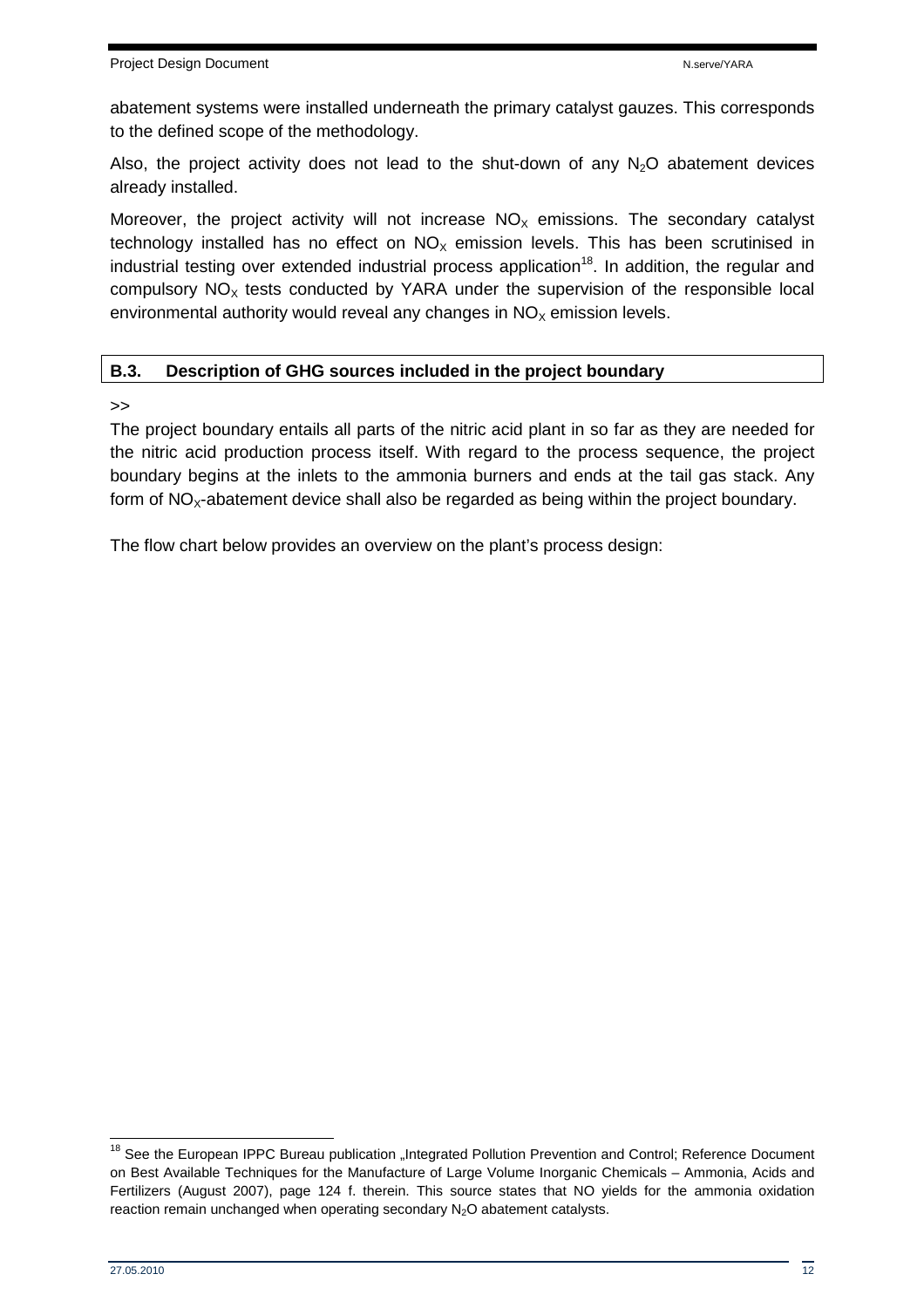abatement systems were installed underneath the primary catalyst gauzes. This corresponds to the defined scope of the methodology.

Also, the project activity does not lead to the shut-down of any $N_2O$ abatement devices already installed.

Moreover, the project activity will not increase $NO_X$ emissions. The secondary catalyst technology installed has no effect on $NO_X$ emission levels. This has been scrutinised in industrial testing over extended industrial process application[18]. In addition, the regular and compulsory $NO_X$ tests conducted by YARA under the supervision of the responsible local environmental authority would reveal any changes in $NO_X$ emission levels.

## B.3. Description of GHG sources included in the project boundary

>>

The project boundary entails all parts of the nitric acid plant in so far as they are needed for the nitric acid production process itself. With regard to the process sequence, the project boundary begins at the inlets to the ammonia burners and ends at the tail gas stack. Any form of $NO_X$-abatement device shall also be regarded as being within the project boundary.

The flow chart below provides an overview on the plant's process design:

[18] See the European IPPC Bureau publication „Integrated Pollution Prevention and Control; Reference Document on Best Available Techniques for the Manufacture of Large Volume Inorganic Chemicals – Ammonia, Acids and Fertilizers (August 2007), page 124 f. therein. This source states that NO yields for the ammonia oxidation reaction remain unchanged when operating secondary $N_2O$ abatement catalysts.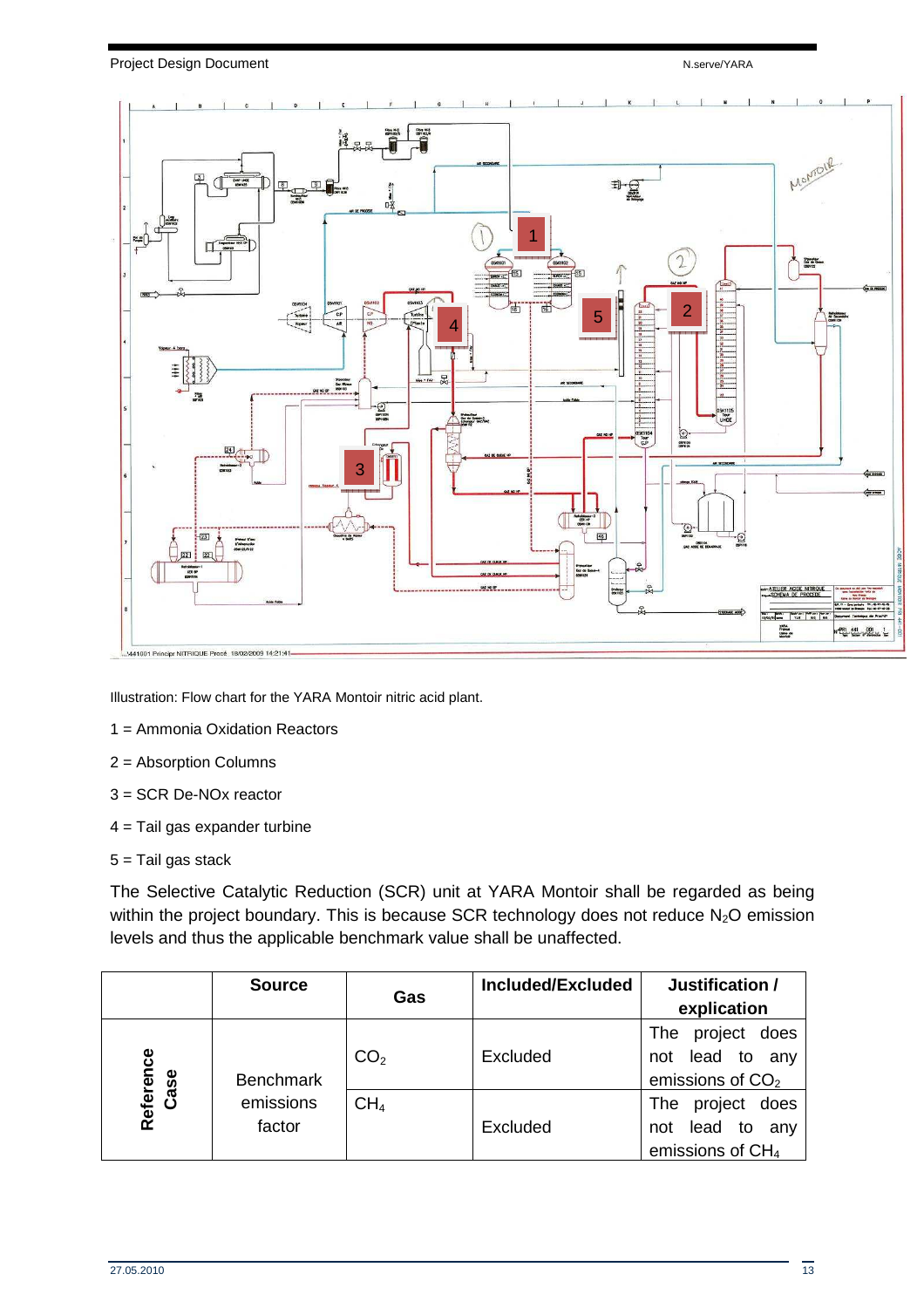Illustration: Flow chart for the YARA Montoir nitric acid plant.

1 = Ammonia Oxidation Reactors

2 = Absorption Columns

3 = SCR De-NOx reactor

4 = Tail gas expander turbine

5 = Tail gas stack

The Selective Catalytic Reduction (SCR) unit at YARA Montoir shall be regarded as being within the project boundary. This is because SCR technology does not reduce $N_2O$ emission levels and thus the applicable benchmark value shall be unaffected.

| | Source | Gas | Included/Excluded | Justification / explanation |
|---|---|---|---|---|
| Reference Case | Benchmark emissions factor | $CO_2$ | Excluded | The project does not lead to any emissions of $CO_2$ |
| | | $CH_4$ | Excluded | The project does not lead to any emissions of $CH_4$ |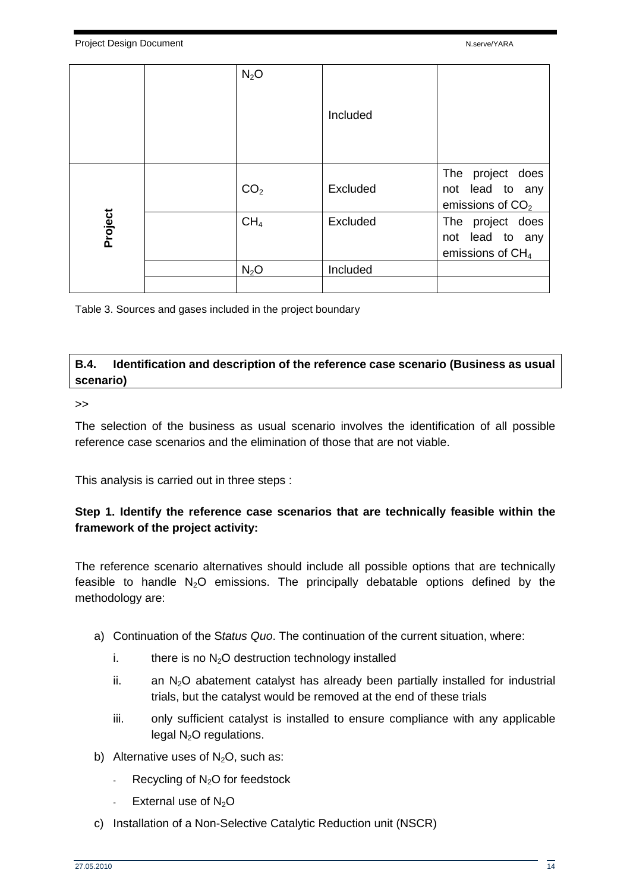|  |  | $N_2O$ | Included |  |
| --- | --- | --- | --- | --- |
| **Project** |  | $CO_2$ | Excluded | The project does not lead to any emissions of $CO_2$ |
|  |  | $CH_4$ | Excluded | The project does not lead to any emissions of $CH_4$ |
|  |  | $N_2O$ | Included |  |
|  |  |  |  |  |

Table 3. Sources and gases included in the project boundary

## B.4. Identification and description of the reference case scenario (Business as usual scenario)

>>

The selection of the business as usual scenario involves the identification of all possible reference case scenarios and the elimination of those that are not viable.

This analysis is carried out in three steps :

**Step 1. Identify the reference case scenarios that are technically feasible within the framework of the project activity:**

The reference scenario alternatives should include all possible options that are technically feasible to handle $N_2O$ emissions. The principally debatable options defined by the methodology are:

a) Continuation of the S*tatus Quo*. The continuation of the current situation, where:
   i. there is no $N_2O$ destruction technology installed
   ii. an $N_2O$ abatement catalyst has already been partially installed for industrial trials, but the catalyst would be removed at the end of these trials
   iii. only sufficient catalyst is installed to ensure compliance with any applicable legal $N_2O$ regulations.
b) Alternative uses of $N_2O$, such as:
   - Recycling of $N_2O$ for feedstock
   - External use of $N_2O$
c) Installation of a Non-Selective Catalytic Reduction unit (NSCR)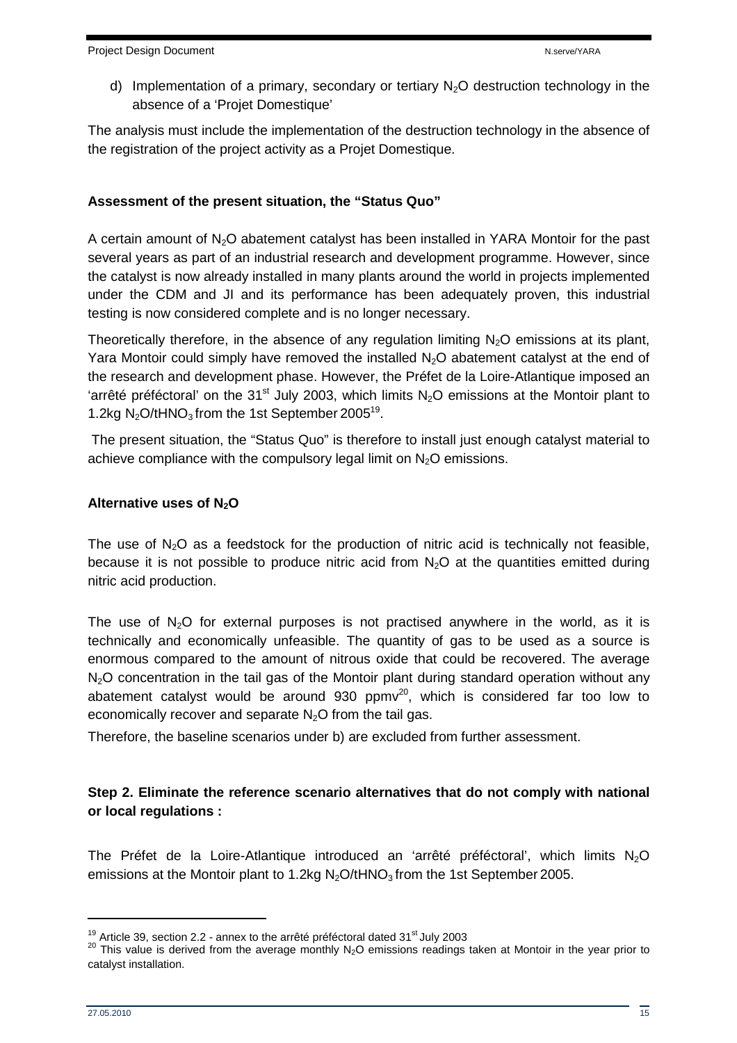d) Implementation of a primary, secondary or tertiary $N_2O$ destruction technology in the absence of a 'Projet Domestique'

The analysis must include the implementation of the destruction technology in the absence of the registration of the project activity as a Projet Domestique.

**Assessment of the present situation, the "Status Quo"**

A certain amount of $N_2O$ abatement catalyst has been installed in YARA Montoir for the past several years as part of an industrial research and development programme. However, since the catalyst is now already installed in many plants around the world in projects implemented under the CDM and JI and its performance has been adequately proven, this industrial testing is now considered complete and is no longer necessary.

Theoretically therefore, in the absence of any regulation limiting $N_2O$ emissions at its plant, Yara Montoir could simply have removed the installed $N_2O$ abatement catalyst at the end of the research and development phase. However, the Préfet de la Loire-Atlantique imposed an 'arrêté préféctoral' on the 31st July 2003, which limits $N_2O$ emissions at the Montoir plant to 1.2kg $N_2O/tHNO_3$ from the 1st September 2005[19].

The present situation, the "Status Quo" is therefore to install just enough catalyst material to achieve compliance with the compulsory legal limit on $N_2O$ emissions.

**Alternative uses of $N_2O$**

The use of $N_2O$ as a feedstock for the production of nitric acid is technically not feasible, because it is not possible to produce nitric acid from $N_2O$ at the quantities emitted during nitric acid production.

The use of $N_2O$ for external purposes is not practised anywhere in the world, as it is technically and economically unfeasible. The quantity of gas to be used as a source is enormous compared to the amount of nitrous oxide that could be recovered. The average $N_2O$ concentration in the tail gas of the Montoir plant during standard operation without any abatement catalyst would be around 930 ppmv[20], which is considered far too low to economically recover and separate $N_2O$ from the tail gas.

Therefore, the baseline scenarios under b) are excluded from further assessment.

**Step 2. Eliminate the reference scenario alternatives that do not comply with national or local regulations :**

The Préfet de la Loire-Atlantique introduced an 'arrêté préféctoral', which limits $N_2O$ emissions at the Montoir plant to 1.2kg $N_2O/tHNO_3$ from the 1st September 2005.

---

[19] Article 39, section 2.2 - annex to the arrêté préféctoral dated 31st July 2003

[20] This value is derived from the average monthly $N_2O$ emissions readings taken at Montoir in the year prior to catalyst installation.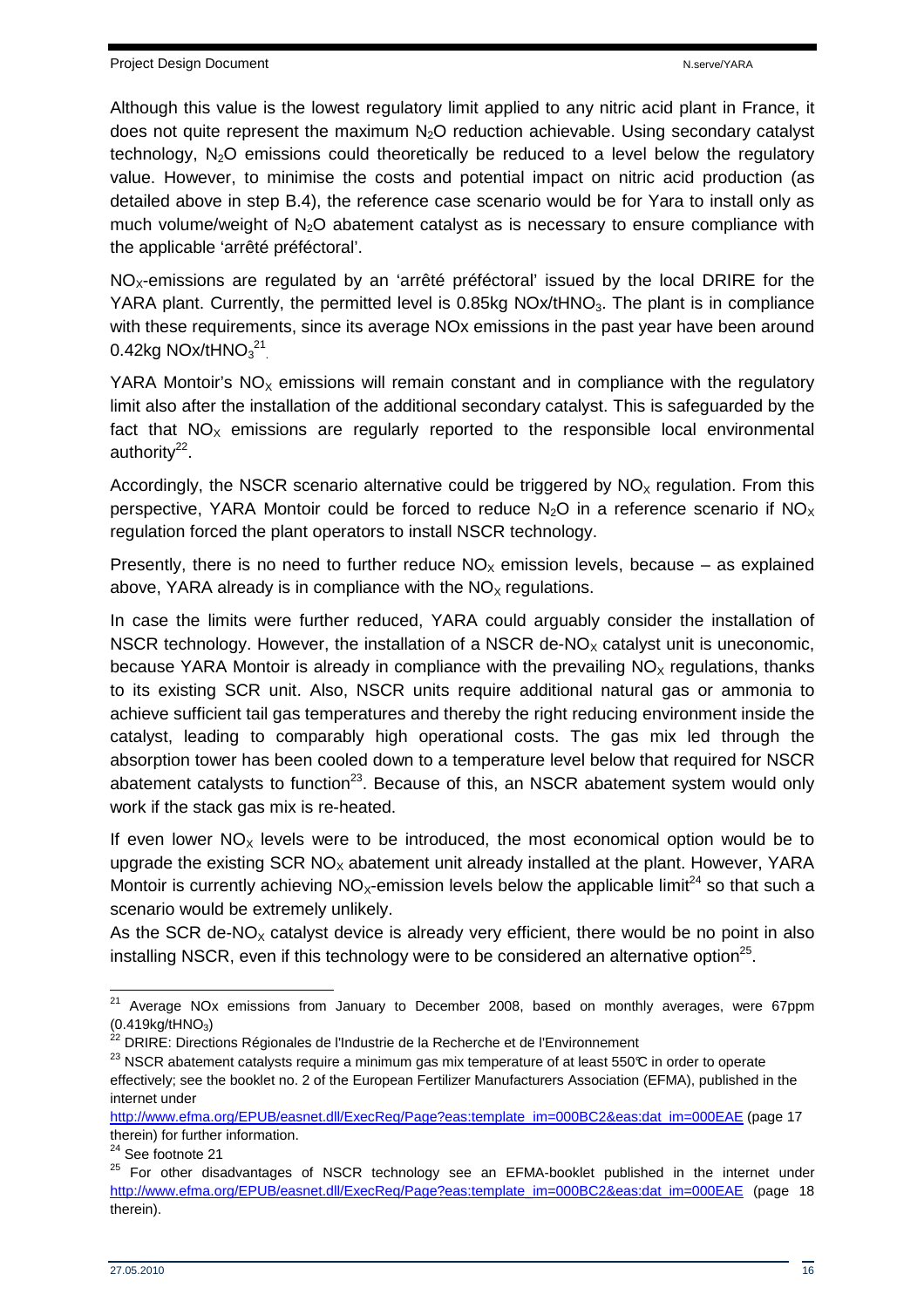Although this value is the lowest regulatory limit applied to any nitric acid plant in France, it does not quite represent the maximum $N_2O$ reduction achievable. Using secondary catalyst technology, $N_2O$ emissions could theoretically be reduced to a level below the regulatory value. However, to minimise the costs and potential impact on nitric acid production (as detailed above in step B.4), the reference case scenario would be for Yara to install only as much volume/weight of $N_2O$ abatement catalyst as is necessary to ensure compliance with the applicable 'arrêté préféctoral'.

$NO_X$-emissions are regulated by an 'arrêté préféctoral' issued by the local DRIRE for the YARA plant. Currently, the permitted level is 0.85kg $NOx/tHNO_3$. The plant is in compliance with these requirements, since its average NOx emissions in the past year have been around 0.42kg $NOx/tHNO_3$[21].

YARA Montoir's $NO_X$ emissions will remain constant and in compliance with the regulatory limit also after the installation of the additional secondary catalyst. This is safeguarded by the fact that $NO_X$ emissions are regularly reported to the responsible local environmental authority[22].

Accordingly, the NSCR scenario alternative could be triggered by $NO_X$ regulation. From this perspective, YARA Montoir could be forced to reduce $N_2O$ in a reference scenario if $NO_X$ regulation forced the plant operators to install NSCR technology.

Presently, there is no need to further reduce $NO_X$ emission levels, because – as explained above, YARA already is in compliance with the $NO_X$ regulations.

In case the limits were further reduced, YARA could arguably consider the installation of NSCR technology. However, the installation of a NSCR de-$NO_X$ catalyst unit is uneconomic, because YARA Montoir is already in compliance with the prevailing $NO_X$ regulations, thanks to its existing SCR unit. Also, NSCR units require additional natural gas or ammonia to achieve sufficient tail gas temperatures and thereby the right reducing environment inside the catalyst, leading to comparably high operational costs. The gas mix led through the absorption tower has been cooled down to a temperature level below that required for NSCR abatement catalysts to function[23]. Because of this, an NSCR abatement system would only work if the stack gas mix is re-heated.

If even lower $NO_X$ levels were to be introduced, the most economical option would be to upgrade the existing SCR $NO_X$ abatement unit already installed at the plant. However, YARA Montoir is currently achieving $NO_X$-emission levels below the applicable limit[24] so that such a scenario would be extremely unlikely.

As the SCR de-$NO_X$ catalyst device is already very efficient, there would be no point in also installing NSCR, even if this technology were to be considered an alternative option[25].

---

[21] Average NOx emissions from January to December 2008, based on monthly averages, were 67ppm ($0.419kg/tHNO_3$)

[22] DRIRE: Directions Régionales de l'Industrie de la Recherche et de l'Environnement

[23] NSCR abatement catalysts require a minimum gas mix temperature of at least 550°C in order to operate effectively; see the booklet no. 2 of the European Fertilizer Manufacturers Association (EFMA), published in the internet under http://www.efma.org/EPUB/easnet.dll/ExecReq/Page?eas:template_im=000BC2&eas:dat_im=000EAE (page 17 therein) for further information.

[24] See footnote 21

[25] For other disadvantages of NSCR technology see an EFMA-booklet published in the internet under http://www.efma.org/EPUB/easnet.dll/ExecReq/Page?eas:template_im=000BC2&eas:dat_im=000EAE (page 18 therein).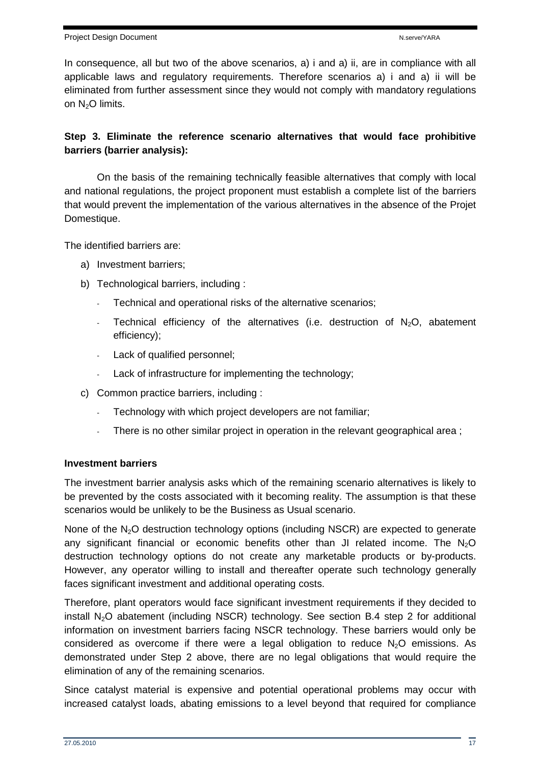In consequence, all but two of the above scenarios, a) i and a) ii, are in compliance with all applicable laws and regulatory requirements. Therefore scenarios a) i and a) ii will be eliminated from further assessment since they would not comply with mandatory regulations on $N_2O$ limits.

**Step 3. Eliminate the reference scenario alternatives that would face prohibitive barriers (barrier analysis):**

On the basis of the remaining technically feasible alternatives that comply with local and national regulations, the project proponent must establish a complete list of the barriers that would prevent the implementation of the various alternatives in the absence of the Projet Domestique.

The identified barriers are:

a) Investment barriers;

b) Technological barriers, including :
  - Technical and operational risks of the alternative scenarios;
  - Technical efficiency of the alternatives (i.e. destruction of $N_2O$, abatement efficiency);
  - Lack of qualified personnel;
  - Lack of infrastructure for implementing the technology;

c) Common practice barriers, including :
  - Technology with which project developers are not familiar;
  - There is no other similar project in operation in the relevant geographical area ;

**Investment barriers**

The investment barrier analysis asks which of the remaining scenario alternatives is likely to be prevented by the costs associated with it becoming reality. The assumption is that these scenarios would be unlikely to be the Business as Usual scenario.

None of the $N_2O$ destruction technology options (including NSCR) are expected to generate any significant financial or economic benefits other than JI related income. The $N_2O$ destruction technology options do not create any marketable products or by-products. However, any operator willing to install and thereafter operate such technology generally faces significant investment and additional operating costs.

Therefore, plant operators would face significant investment requirements if they decided to install $N_2O$ abatement (including NSCR) technology. See section B.4 step 2 for additional information on investment barriers facing NSCR technology. These barriers would only be considered as overcome if there were a legal obligation to reduce $N_2O$ emissions. As demonstrated under Step 2 above, there are no legal obligations that would require the elimination of any of the remaining scenarios.

Since catalyst material is expensive and potential operational problems may occur with increased catalyst loads, abating emissions to a level beyond that required for compliance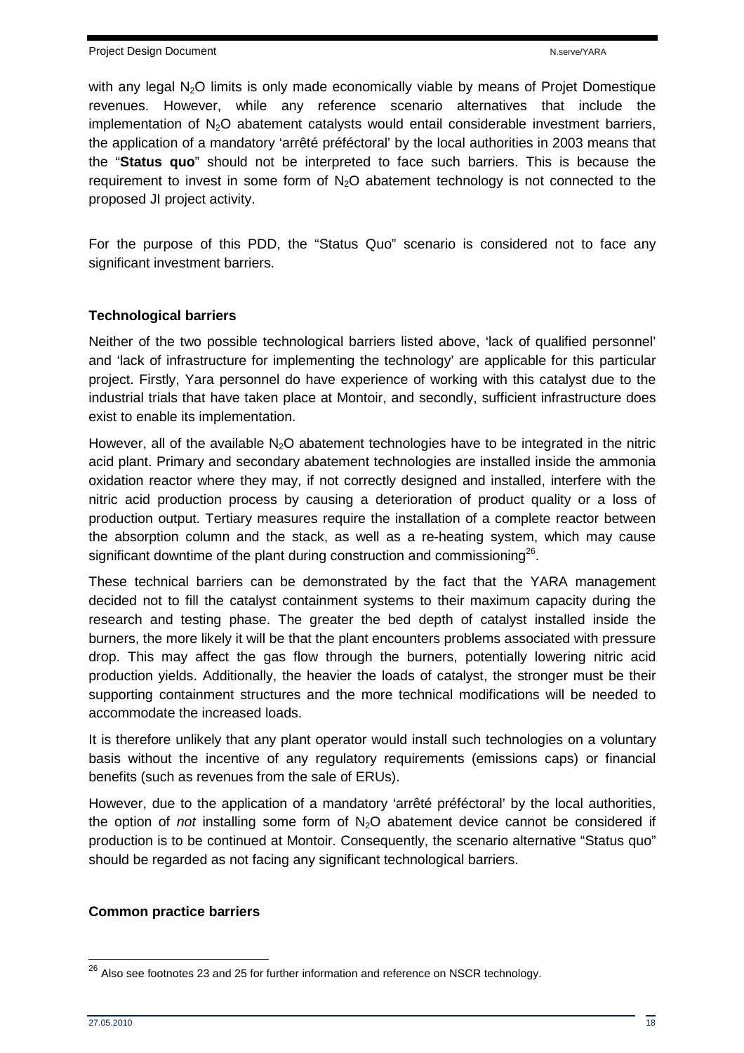with any legal $N_2O$ limits is only made economically viable by means of Projet Domestique revenues. However, while any reference scenario alternatives that include the implementation of $N_2O$ abatement catalysts would entail considerable investment barriers, the application of a mandatory 'arrêté préféctoral' by the local authorities in 2003 means that the "**Status quo**" should not be interpreted to face such barriers. This is because the requirement to invest in some form of $N_2O$ abatement technology is not connected to the proposed JI project activity.

For the purpose of this PDD, the "Status Quo" scenario is considered not to face any significant investment barriers.

**Technological barriers**

Neither of the two possible technological barriers listed above, 'lack of qualified personnel' and 'lack of infrastructure for implementing the technology' are applicable for this particular project. Firstly, Yara personnel do have experience of working with this catalyst due to the industrial trials that have taken place at Montoir, and secondly, sufficient infrastructure does exist to enable its implementation.

However, all of the available $N_2O$ abatement technologies have to be integrated in the nitric acid plant. Primary and secondary abatement technologies are installed inside the ammonia oxidation reactor where they may, if not correctly designed and installed, interfere with the nitric acid production process by causing a deterioration of product quality or a loss of production output. Tertiary measures require the installation of a complete reactor between the absorption column and the stack, as well as a re-heating system, which may cause significant downtime of the plant during construction and commissioning[26].

These technical barriers can be demonstrated by the fact that the YARA management decided not to fill the catalyst containment systems to their maximum capacity during the research and testing phase. The greater the bed depth of catalyst installed inside the burners, the more likely it will be that the plant encounters problems associated with pressure drop. This may affect the gas flow through the burners, potentially lowering nitric acid production yields. Additionally, the heavier the loads of catalyst, the stronger must be their supporting containment structures and the more technical modifications will be needed to accommodate the increased loads.

It is therefore unlikely that any plant operator would install such technologies on a voluntary basis without the incentive of any regulatory requirements (emissions caps) or financial benefits (such as revenues from the sale of ERUs).

However, due to the application of a mandatory 'arrêté préféctoral' by the local authorities, the option of *not* installing some form of $N_2O$ abatement device cannot be considered if production is to be continued at Montoir. Consequently, the scenario alternative "Status quo" should be regarded as not facing any significant technological barriers.

**Common practice barriers**

[26] Also see footnotes 23 and 25 for further information and reference on NSCR technology.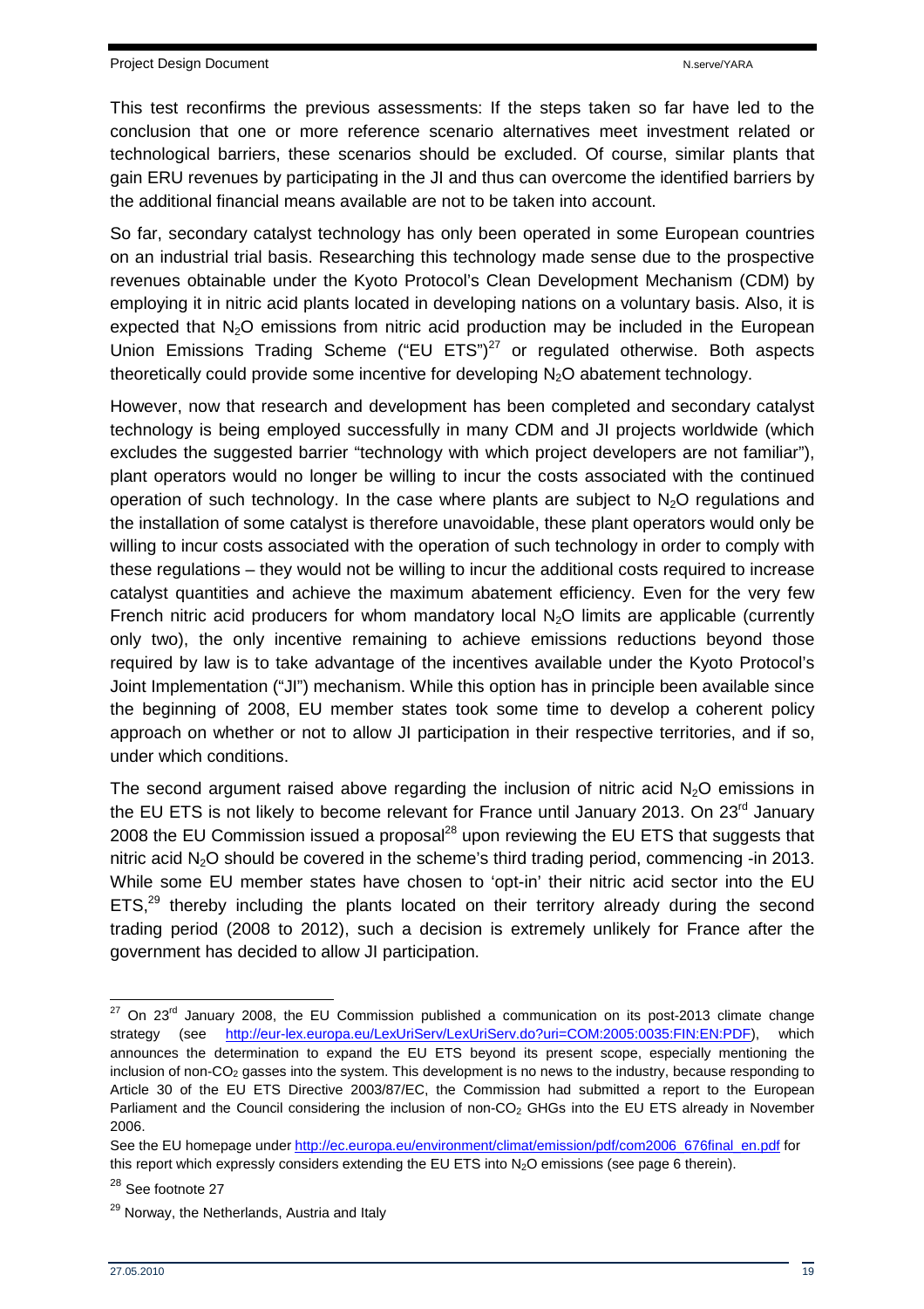This test reconfirms the previous assessments: If the steps taken so far have led to the conclusion that one or more reference scenario alternatives meet investment related or technological barriers, these scenarios should be excluded. Of course, similar plants that gain ERU revenues by participating in the JI and thus can overcome the identified barriers by the additional financial means available are not to be taken into account.

So far, secondary catalyst technology has only been operated in some European countries on an industrial trial basis. Researching this technology made sense due to the prospective revenues obtainable under the Kyoto Protocol's Clean Development Mechanism (CDM) by employing it in nitric acid plants located in developing nations on a voluntary basis. Also, it is expected that $N_2O$ emissions from nitric acid production may be included in the European Union Emissions Trading Scheme ("EU ETS")[27] or regulated otherwise. Both aspects theoretically could provide some incentive for developing $N_2O$ abatement technology.

However, now that research and development has been completed and secondary catalyst technology is being employed successfully in many CDM and JI projects worldwide (which excludes the suggested barrier "technology with which project developers are not familiar"), plant operators would no longer be willing to incur the costs associated with the continued operation of such technology. In the case where plants are subject to $N_2O$ regulations and the installation of some catalyst is therefore unavoidable, these plant operators would only be willing to incur costs associated with the operation of such technology in order to comply with these regulations – they would not be willing to incur the additional costs required to increase catalyst quantities and achieve the maximum abatement efficiency. Even for the very few French nitric acid producers for whom mandatory local $N_2O$ limits are applicable (currently only two), the only incentive remaining to achieve emissions reductions beyond those required by law is to take advantage of the incentives available under the Kyoto Protocol's Joint Implementation ("JI") mechanism. While this option has in principle been available since the beginning of 2008, EU member states took some time to develop a coherent policy approach on whether or not to allow JI participation in their respective territories, and if so, under which conditions.

The second argument raised above regarding the inclusion of nitric acid $N_2O$ emissions in the EU ETS is not likely to become relevant for France until January 2013. On 23rd January 2008 the EU Commission issued a proposal[28] upon reviewing the EU ETS that suggests that nitric acid $N_2O$ should be covered in the scheme's third trading period, commencing -in 2013. While some EU member states have chosen to 'opt-in' their nitric acid sector into the EU ETS,[29] thereby including the plants located on their territory already during the second trading period (2008 to 2012), such a decision is extremely unlikely for France after the government has decided to allow JI participation.

---

[27] On 23rd January 2008, the EU Commission published a communication on its post-2013 climate change strategy (see http://eur-lex.europa.eu/LexUriServ/LexUriServ.do?uri=COM:2005:0035:FIN:EN:PDF), which announces the determination to expand the EU ETS beyond its present scope, especially mentioning the inclusion of non-$CO_2$ gasses into the system. This development is no news to the industry, because responding to Article 30 of the EU ETS Directive 2003/87/EC, the Commission had submitted a report to the European Parliament and the Council considering the inclusion of non-$CO_2$ GHGs into the EU ETS already in November 2006.

See the EU homepage under http://ec.europa.eu/environment/climat/emission/pdf/com2006_676final_en.pdf for this report which expressly considers extending the EU ETS into $N_2O$ emissions (see page 6 therein).

[28] See footnote 27

[29] Norway, the Netherlands, Austria and Italy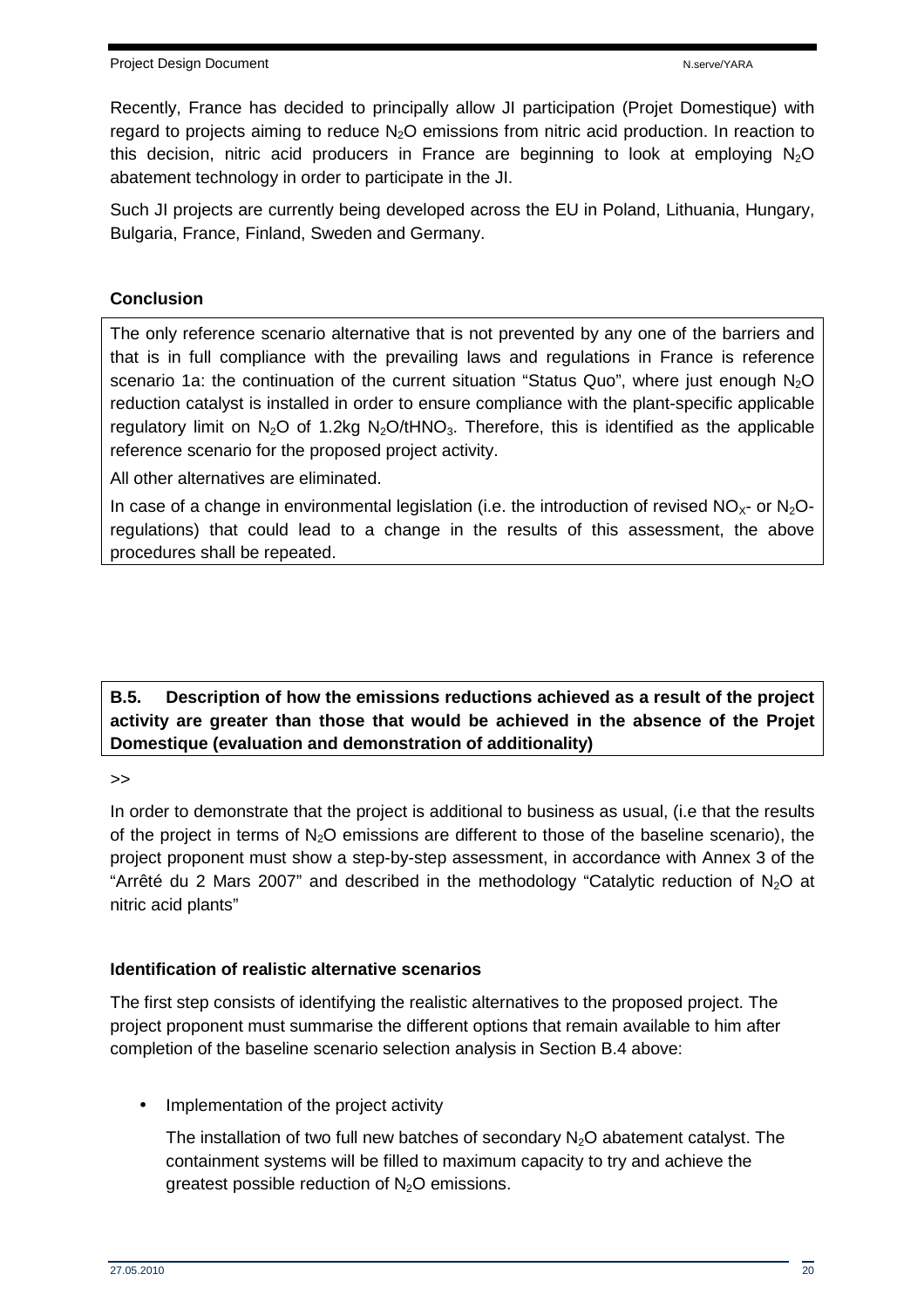Recently, France has decided to principally allow JI participation (Projet Domestique) with regard to projects aiming to reduce $N_2O$ emissions from nitric acid production. In reaction to this decision, nitric acid producers in France are beginning to look at employing $N_2O$ abatement technology in order to participate in the JI.

Such JI projects are currently being developed across the EU in Poland, Lithuania, Hungary, Bulgaria, France, Finland, Sweden and Germany.

**Conclusion**

The only reference scenario alternative that is not prevented by any one of the barriers and that is in full compliance with the prevailing laws and regulations in France is reference scenario 1a: the continuation of the current situation "Status Quo", where just enough $N_2O$ reduction catalyst is installed in order to ensure compliance with the plant-specific applicable regulatory limit on $N_2O$ of 1.2kg $N_2O/tHNO_3$. Therefore, this is identified as the applicable reference scenario for the proposed project activity.

All other alternatives are eliminated.

In case of a change in environmental legislation (i.e. the introduction of revised $NO_X$- or $N_2O$-regulations) that could lead to a change in the results of this assessment, the above procedures shall be repeated.

**B.5. Description of how the emissions reductions achieved as a result of the project activity are greater than those that would be achieved in the absence of the Projet Domestique (evaluation and demonstration of additionality)**

>>

In order to demonstrate that the project is additional to business as usual, (i.e that the results of the project in terms of $N_2O$ emissions are different to those of the baseline scenario), the project proponent must show a step-by-step assessment, in accordance with Annex 3 of the "Arrêté du 2 Mars 2007" and described in the methodology "Catalytic reduction of $N_2O$ at nitric acid plants"

**Identification of realistic alternative scenarios**

The first step consists of identifying the realistic alternatives to the proposed project. The project proponent must summarise the different options that remain available to him after completion of the baseline scenario selection analysis in Section B.4 above:

- Implementation of the project activity

  The installation of two full new batches of secondary $N_2O$ abatement catalyst. The containment systems will be filled to maximum capacity to try and achieve the greatest possible reduction of $N_2O$ emissions.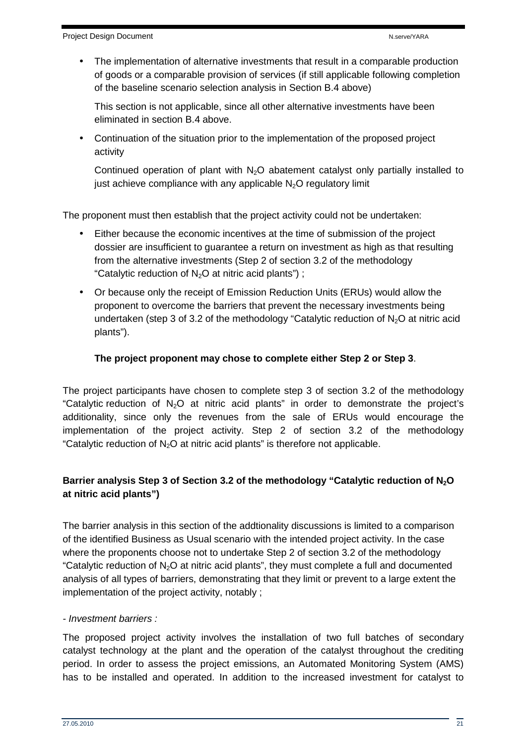- The implementation of alternative investments that result in a comparable production of goods or a comparable provision of services (if still applicable following completion of the baseline scenario selection analysis in Section B.4 above)

  This section is not applicable, since all other alternative investments have been eliminated in section B.4 above.

- Continuation of the situation prior to the implementation of the proposed project activity

  Continued operation of plant with $N_2O$ abatement catalyst only partially installed to just achieve compliance with any applicable $N_2O$ regulatory limit

The proponent must then establish that the project activity could not be undertaken:

- Either because the economic incentives at the time of submission of the project dossier are insufficient to guarantee a return on investment as high as that resulting from the alternative investments (Step 2 of section 3.2 of the methodology "Catalytic reduction of $N_2O$ at nitric acid plants") ;
- Or because only the receipt of Emission Reduction Units (ERUs) would allow the proponent to overcome the barriers that prevent the necessary investments being undertaken (step 3 of 3.2 of the methodology "Catalytic reduction of $N_2O$ at nitric acid plants").

  **The project proponent may chose to complete either Step 2 or Step 3**.

The project participants have chosen to complete step 3 of section 3.2 of the methodology "Catalytic reduction of $N_2O$ at nitric acid plants" in order to demonstrate the project's additionality, since only the revenues from the sale of ERUs would encourage the implementation of the project activity. Step 2 of section 3.2 of the methodology "Catalytic reduction of $N_2O$ at nitric acid plants" is therefore not applicable.

**Barrier analysis Step 3 of Section 3.2 of the methodology "Catalytic reduction of $N_2O$ at nitric acid plants")**

The barrier analysis in this section of the addtionality discussions is limited to a comparison of the identified Business as Usual scenario with the intended project activity. In the case where the proponents choose not to undertake Step 2 of section 3.2 of the methodology "Catalytic reduction of $N_2O$ at nitric acid plants", they must complete a full and documented analysis of all types of barriers, demonstrating that they limit or prevent to a large extent the implementation of the project activity, notably ;

*- Investment barriers :*

The proposed project activity involves the installation of two full batches of secondary catalyst technology at the plant and the operation of the catalyst throughout the crediting period. In order to assess the project emissions, an Automated Monitoring System (AMS) has to be installed and operated. In addition to the increased investment for catalyst to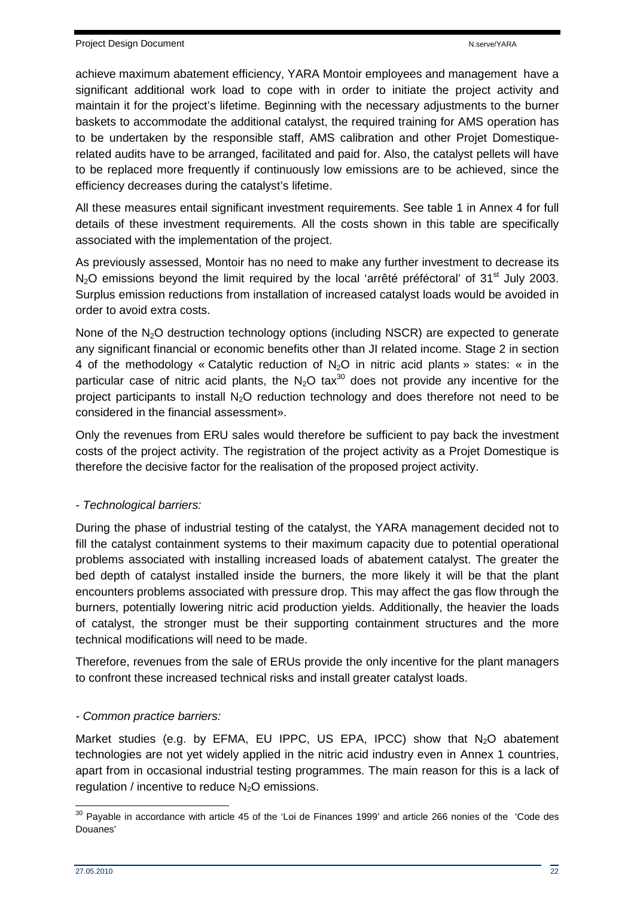achieve maximum abatement efficiency, YARA Montoir employees and management have a significant additional work load to cope with in order to initiate the project activity and maintain it for the project's lifetime. Beginning with the necessary adjustments to the burner baskets to accommodate the additional catalyst, the required training for AMS operation has to be undertaken by the responsible staff, AMS calibration and other Projet Domestique-related audits have to be arranged, facilitated and paid for. Also, the catalyst pellets will have to be replaced more frequently if continuously low emissions are to be achieved, since the efficiency decreases during the catalyst's lifetime.

All these measures entail significant investment requirements. See table 1 in Annex 4 for full details of these investment requirements. All the costs shown in this table are specifically associated with the implementation of the project.

As previously assessed, Montoir has no need to make any further investment to decrease its $N_2O$ emissions beyond the limit required by the local 'arrêté préféctoral' of 31st July 2003. Surplus emission reductions from installation of increased catalyst loads would be avoided in order to avoid extra costs.

None of the $N_2O$ destruction technology options (including NSCR) are expected to generate any significant financial or economic benefits other than JI related income. Stage 2 in section 4 of the methodology « Catalytic reduction of $N_2O$ in nitric acid plants » states: « in the particular case of nitric acid plants, the $N_2O$ tax[30] does not provide any incentive for the project participants to install $N_2O$ reduction technology and does therefore not need to be considered in the financial assessment».

Only the revenues from ERU sales would therefore be sufficient to pay back the investment costs of the project activity. The registration of the project activity as a Projet Domestique is therefore the decisive factor for the realisation of the proposed project activity.

*- Technological barriers:*

During the phase of industrial testing of the catalyst, the YARA management decided not to fill the catalyst containment systems to their maximum capacity due to potential operational problems associated with installing increased loads of abatement catalyst. The greater the bed depth of catalyst installed inside the burners, the more likely it will be that the plant encounters problems associated with pressure drop. This may affect the gas flow through the burners, potentially lowering nitric acid production yields. Additionally, the heavier the loads of catalyst, the stronger must be their supporting containment structures and the more technical modifications will need to be made.

Therefore, revenues from the sale of ERUs provide the only incentive for the plant managers to confront these increased technical risks and install greater catalyst loads.

*- Common practice barriers:*

Market studies (e.g. by EFMA, EU IPPC, US EPA, IPCC) show that $N_2O$ abatement technologies are not yet widely applied in the nitric acid industry even in Annex 1 countries, apart from in occasional industrial testing programmes. The main reason for this is a lack of regulation / incentive to reduce $N_2O$ emissions.

[30] Payable in accordance with article 45 of the 'Loi de Finances 1999' and article 266 nonies of the 'Code des Douanes'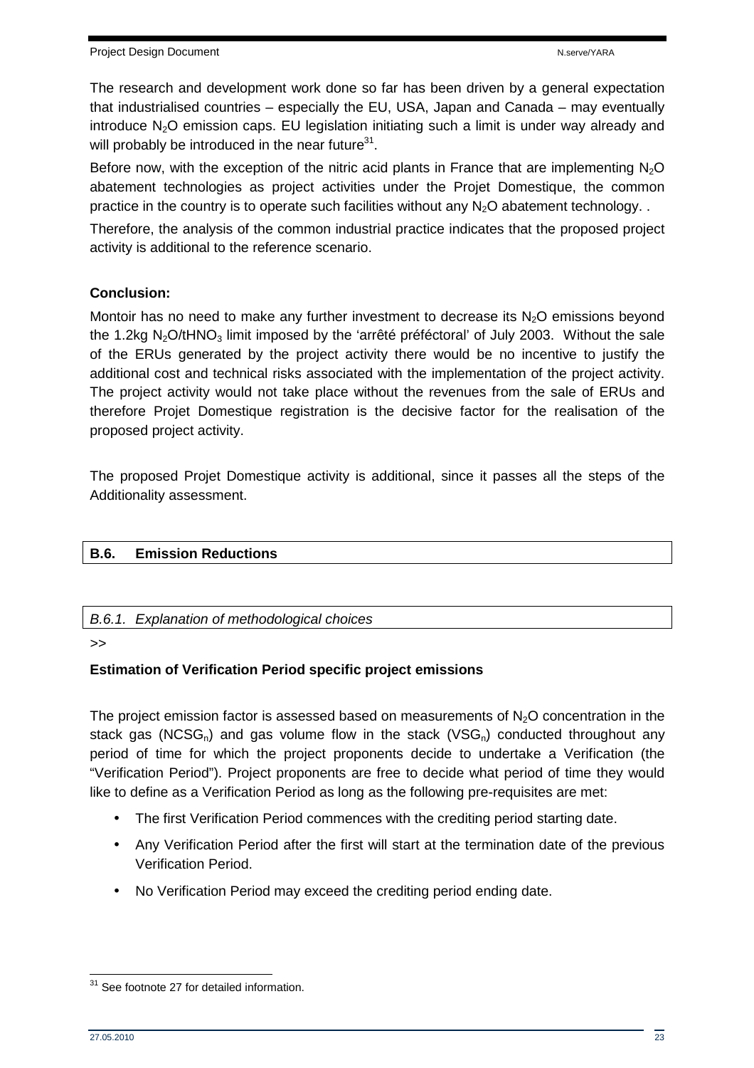The research and development work done so far has been driven by a general expectation that industrialised countries – especially the EU, USA, Japan and Canada – may eventually introduce $N_2O$ emission caps. EU legislation initiating such a limit is under way already and will probably be introduced in the near future[31].

Before now, with the exception of the nitric acid plants in France that are implementing $N_2O$ abatement technologies as project activities under the Projet Domestique, the common practice in the country is to operate such facilities without any $N_2O$ abatement technology. .

Therefore, the analysis of the common industrial practice indicates that the proposed project activity is additional to the reference scenario.

**Conclusion:**

Montoir has no need to make any further investment to decrease its $N_2O$ emissions beyond the 1.2kg $N_2O/tHNO_3$ limit imposed by the 'arrêté préféctoral' of July 2003. Without the sale of the ERUs generated by the project activity there would be no incentive to justify the additional cost and technical risks associated with the implementation of the project activity. The project activity would not take place without the revenues from the sale of ERUs and therefore Projet Domestique registration is the decisive factor for the realisation of the proposed project activity.

The proposed Projet Domestique activity is additional, since it passes all the steps of the Additionality assessment.

## B.6. Emission Reductions

### *B.6.1. Explanation of methodological choices*

>>

**Estimation of Verification Period specific project emissions**

The project emission factor is assessed based on measurements of $N_2O$ concentration in the stack gas ($NCSG_n$) and gas volume flow in the stack ($VSG_n$) conducted throughout any period of time for which the project proponents decide to undertake a Verification (the "Verification Period"). Project proponents are free to decide what period of time they would like to define as a Verification Period as long as the following pre-requisites are met:

- The first Verification Period commences with the crediting period starting date.
- Any Verification Period after the first will start at the termination date of the previous Verification Period.
- No Verification Period may exceed the crediting period ending date.

[31] See footnote 27 for detailed information.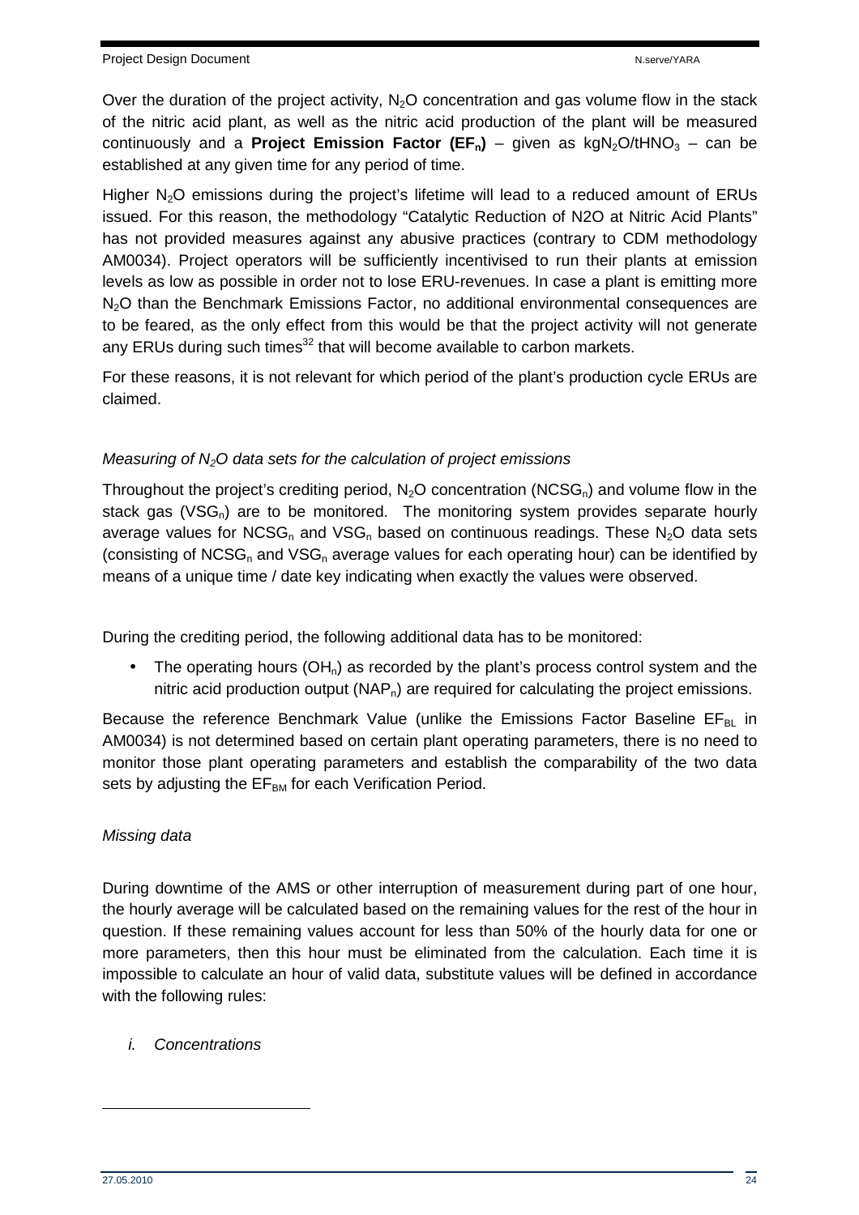Over the duration of the project activity, $N_2O$ concentration and gas volume flow in the stack of the nitric acid plant, as well as the nitric acid production of the plant will be measured continuously and a **Project Emission Factor ($EF_n$)** – given as $kgN_2O/tHNO_3$ – can be established at any given time for any period of time.

Higher $N_2O$ emissions during the project's lifetime will lead to a reduced amount of ERUs issued. For this reason, the methodology "Catalytic Reduction of N2O at Nitric Acid Plants" has not provided measures against any abusive practices (contrary to CDM methodology AM0034). Project operators will be sufficiently incentivised to run their plants at emission levels as low as possible in order not to lose ERU-revenues. In case a plant is emitting more $N_2O$ than the Benchmark Emissions Factor, no additional environmental consequences are to be feared, as the only effect from this would be that the project activity will not generate any ERUs during such times[32] that will become available to carbon markets.

For these reasons, it is not relevant for which period of the plant's production cycle ERUs are claimed.

*Measuring of $N_2O$ data sets for the calculation of project emissions*

Throughout the project's crediting period, $N_2O$ concentration ($NCSG_n$) and volume flow in the stack gas ($VSG_n$) are to be monitored. The monitoring system provides separate hourly average values for $NCSG_n$ and $VSG_n$ based on continuous readings. These $N_2O$ data sets (consisting of $NCSG_n$ and $VSG_n$ average values for each operating hour) can be identified by means of a unique time / date key indicating when exactly the values were observed.

During the crediting period, the following additional data has to be monitored:

- The operating hours ($OH_n$) as recorded by the plant's process control system and the nitric acid production output ($NAP_n$) are required for calculating the project emissions.

Because the reference Benchmark Value (unlike the Emissions Factor Baseline $EF_{BL}$ in AM0034) is not determined based on certain plant operating parameters, there is no need to monitor those plant operating parameters and establish the comparability of the two data sets by adjusting the $EF_{BM}$ for each Verification Period.

*Missing data*

During downtime of the AMS or other interruption of measurement during part of one hour, the hourly average will be calculated based on the remaining values for the rest of the hour in question. If these remaining values account for less than 50% of the hourly data for one or more parameters, then this hour must be eliminated from the calculation. Each time it is impossible to calculate an hour of valid data, substitute values will be defined in accordance with the following rules:

*i. Concentrations*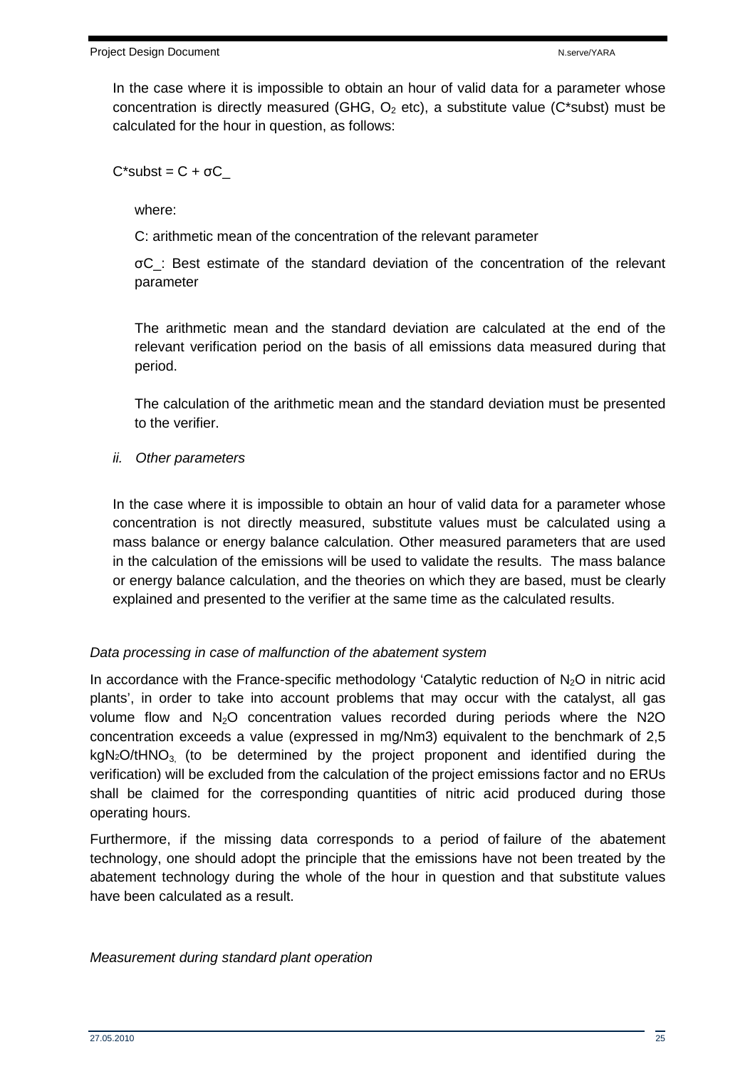In the case where it is impossible to obtain an hour of valid data for a parameter whose concentration is directly measured (GHG, $O_2$ etc), a substitute value (C*subst) must be calculated for the hour in question, as follows:

$$C^{*}subst = C + \sigma C\_$$

where:

C: arithmetic mean of the concentration of the relevant parameter

σC_: Best estimate of the standard deviation of the concentration of the relevant parameter

The arithmetic mean and the standard deviation are calculated at the end of the relevant verification period on the basis of all emissions data measured during that period.

The calculation of the arithmetic mean and the standard deviation must be presented to the verifier.

*ii. Other parameters*

In the case where it is impossible to obtain an hour of valid data for a parameter whose concentration is not directly measured, substitute values must be calculated using a mass balance or energy balance calculation. Other measured parameters that are used in the calculation of the emissions will be used to validate the results. The mass balance or energy balance calculation, and the theories on which they are based, must be clearly explained and presented to the verifier at the same time as the calculated results.

*Data processing in case of malfunction of the abatement system*

In accordance with the France-specific methodology 'Catalytic reduction of $N_2O$ in nitric acid plants', in order to take into account problems that may occur with the catalyst, all gas volume flow and $N_2O$ concentration values recorded during periods where the N2O concentration exceeds a value (expressed in mg/Nm3) equivalent to the benchmark of 2,5 $kgN_2O/tHNO_3$ (to be determined by the project proponent and identified during the verification) will be excluded from the calculation of the project emissions factor and no ERUs shall be claimed for the corresponding quantities of nitric acid produced during those operating hours.

Furthermore, if the missing data corresponds to a period of failure of the abatement technology, one should adopt the principle that the emissions have not been treated by the abatement technology during the whole of the hour in question and that substitute values have been calculated as a result.

*Measurement during standard plant operation*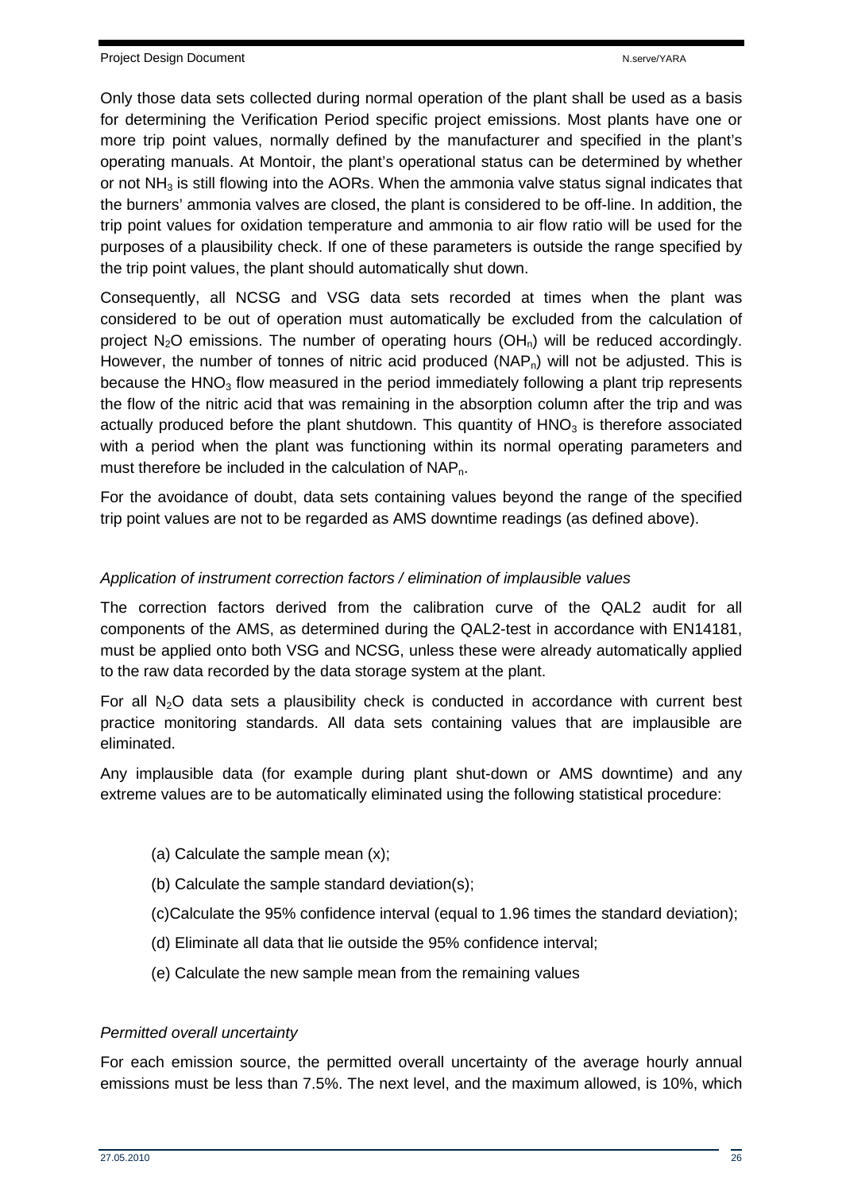Only those data sets collected during normal operation of the plant shall be used as a basis for determining the Verification Period specific project emissions. Most plants have one or more trip point values, normally defined by the manufacturer and specified in the plant's operating manuals. At Montoir, the plant's operational status can be determined by whether or not $NH_3$ is still flowing into the AORs. When the ammonia valve status signal indicates that the burners' ammonia valves are closed, the plant is considered to be off-line. In addition, the trip point values for oxidation temperature and ammonia to air flow ratio will be used for the purposes of a plausibility check. If one of these parameters is outside the range specified by the trip point values, the plant should automatically shut down.

Consequently, all NCSG and VSG data sets recorded at times when the plant was considered to be out of operation must automatically be excluded from the calculation of project $N_2O$ emissions. The number of operating hours ($OH_n$) will be reduced accordingly. However, the number of tonnes of nitric acid produced ($NAP_n$) will not be adjusted. This is because the $HNO_3$ flow measured in the period immediately following a plant trip represents the flow of the nitric acid that was remaining in the absorption column after the trip and was actually produced before the plant shutdown. This quantity of $HNO_3$ is therefore associated with a period when the plant was functioning within its normal operating parameters and must therefore be included in the calculation of $NAP_n$.

For the avoidance of doubt, data sets containing values beyond the range of the specified trip point values are not to be regarded as AMS downtime readings (as defined above).

*Application of instrument correction factors / elimination of implausible values*

The correction factors derived from the calibration curve of the QAL2 audit for all components of the AMS, as determined during the QAL2-test in accordance with EN14181, must be applied onto both VSG and NCSG, unless these were already automatically applied to the raw data recorded by the data storage system at the plant.

For all $N_2O$ data sets a plausibility check is conducted in accordance with current best practice monitoring standards. All data sets containing values that are implausible are eliminated.

Any implausible data (for example during plant shut-down or AMS downtime) and any extreme values are to be automatically eliminated using the following statistical procedure:

(a) Calculate the sample mean (x);

(b) Calculate the sample standard deviation(s);

(c)Calculate the 95% confidence interval (equal to 1.96 times the standard deviation);

(d) Eliminate all data that lie outside the 95% confidence interval;

(e) Calculate the new sample mean from the remaining values

*Permitted overall uncertainty*

For each emission source, the permitted overall uncertainty of the average hourly annual emissions must be less than 7.5%. The next level, and the maximum allowed, is 10%, which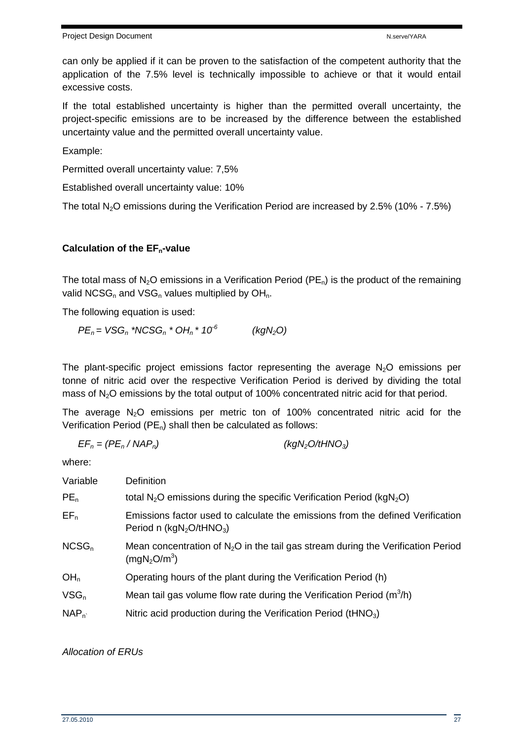can only be applied if it can be proven to the satisfaction of the competent authority that the application of the 7.5% level is technically impossible to achieve or that it would entail excessive costs.

If the total established uncertainty is higher than the permitted overall uncertainty, the project-specific emissions are to be increased by the difference between the established uncertainty value and the permitted overall uncertainty value.

Example:

Permitted overall uncertainty value: 7,5%

Established overall uncertainty value: 10%

The total $N_2O$ emissions during the Verification Period are increased by 2.5% (10% - 7.5%)

**Calculation of the $EF_n$-value**

The total mass of $N_2O$ emissions in a Verification Period ($PE_n$) is the product of the remaining valid $NCSG_n$ and $VSG_n$ values multiplied by $OH_n$.

The following equation is used:

$$PE_n = VSG_n * NCSG_n * OH_n * 10^{-6} \qquad (kgN_2O)$$

The plant-specific project emissions factor representing the average $N_2O$ emissions per tonne of nitric acid over the respective Verification Period is derived by dividing the total mass of $N_2O$ emissions by the total output of 100% concentrated nitric acid for that period.

The average $N_2O$ emissions per metric ton of 100% concentrated nitric acid for the Verification Period ($PE_n$) shall then be calculated as follows:

$$EF_n = (PE_n / NAP_n) \qquad (kgN_2O/tHNO_3)$$

where:

| Variable | Definition |
|---|---|
| $PE_n$ | total $N_2O$ emissions during the specific Verification Period ($kgN_2O$) |
| $EF_n$ | Emissions factor used to calculate the emissions from the defined Verification Period n ($kgN_2O/tHNO_3$) |
| $NCSG_n$ | Mean concentration of $N_2O$ in the tail gas stream during the Verification Period ($mgN_2O/m^3$) |
| $OH_n$ | Operating hours of the plant during the Verification Period (h) |
| $VSG_n$ | Mean tail gas volume flow rate during the Verification Period ($m^3/h$) |
| $NAP_n$ | Nitric acid production during the Verification Period ($tHNO_3$) |

*Allocation of ERUs*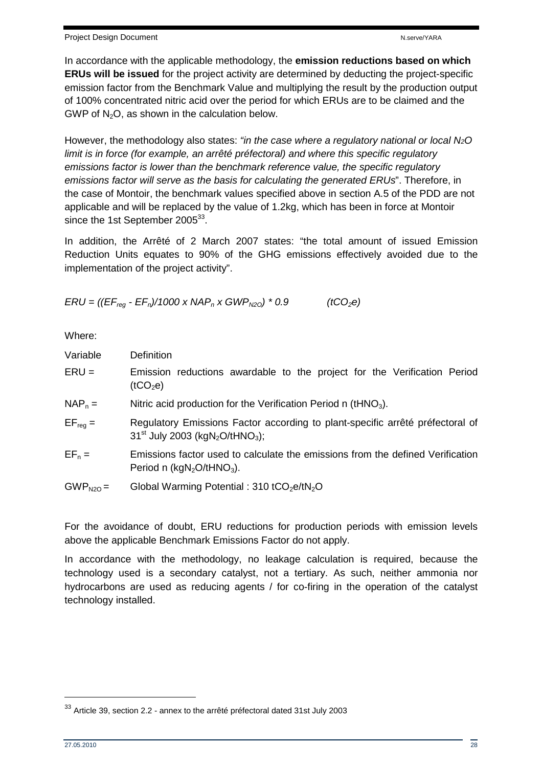In accordance with the applicable methodology, the **emission reductions based on which ERUs will be issued** for the project activity are determined by deducting the project-specific emission factor from the Benchmark Value and multiplying the result by the production output of 100% concentrated nitric acid over the period for which ERUs are to be claimed and the GWP of $N_2O$, as shown in the calculation below.

However, the methodology also states: *"in the case where a regulatory national or local $N_2O$ limit is in force (for example, an arrêté préfectoral) and where this specific regulatory emissions factor is lower than the benchmark reference value, the specific regulatory emissions factor will serve as the basis for calculating the generated ERUs*". Therefore, in the case of Montoir, the benchmark values specified above in section A.5 of the PDD are not applicable and will be replaced by the value of 1.2kg, which has been in force at Montoir since the 1st September 2005[33].

In addition, the Arrêté of 2 March 2007 states: "the total amount of issued Emission Reduction Units equates to 90% of the GHG emissions effectively avoided due to the implementation of the project activity".

$$ERU = ((EF_{reg} - EF_n)/1000 \times NAP_n \times GWP_{N2O}) * 0.9 \qquad (tCO_2e)$$

Where:

| Variable | Definition |
|---|---|
| $ERU$ = | Emission reductions awardable to the project for the Verification Period ($tCO_2e$) |
| $NAP_n$ = | Nitric acid production for the Verification Period n ($tHNO_3$). |
| $EF_{reg}$ = | Regulatory Emissions Factor according to plant-specific arrêté préfectoral of 31st July 2003 ($kgN_2O/tHNO_3$); |
| $EF_n$ = | Emissions factor used to calculate the emissions from the defined Verification Period n ($kgN_2O/tHNO_3$). |
| $GWP_{N2O}$ = | Global Warming Potential : 310 $tCO_2e/tN_2O$ |

For the avoidance of doubt, ERU reductions for production periods with emission levels above the applicable Benchmark Emissions Factor do not apply.

In accordance with the methodology, no leakage calculation is required, because the technology used is a secondary catalyst, not a tertiary. As such, neither ammonia nor hydrocarbons are used as reducing agents / for co-firing in the operation of the catalyst technology installed.

[33] Article 39, section 2.2 - annex to the arrêté préfectoral dated 31st July 2003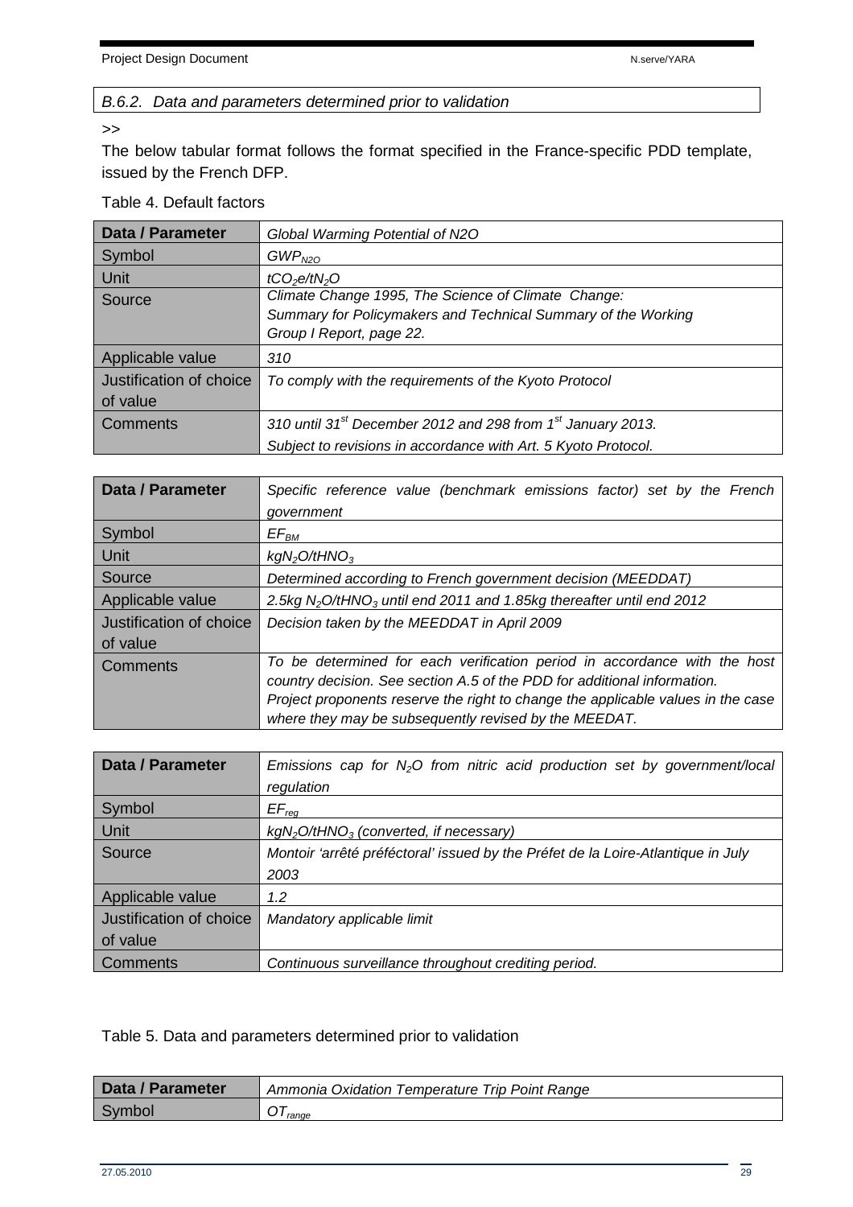### *B.6.2. Data and parameters determined prior to validation*

>>

The below tabular format follows the format specified in the France-specific PDD template, issued by the French DFP.

Table 4. Default factors

| Data / Parameter | *Global Warming Potential of N2O* |
|---|---|
| Symbol | $GWP_{N2O}$ |
| Unit | $tCO_2e/tN_2O$ |
| Source | *Climate Change 1995, The Science of Climate Change: Summary for Policymakers and Technical Summary of the Working Group I Report, page 22.* |
| Applicable value | *310* |
| Justification of choice of value | *To comply with the requirements of the Kyoto Protocol* |
| Comments | *310 until 31st December 2012 and 298 from 1st January 2013. Subject to revisions in accordance with Art. 5 Kyoto Protocol.* |

| Data / Parameter | *Specific reference value (benchmark emissions factor) set by the French government* |
|---|---|
| Symbol | $EF_{BM}$ |
| Unit | $kgN_2O/tHNO_3$ |
| Source | *Determined according to French government decision (MEEDDAT)* |
| Applicable value | *2.5kg $N_2O/tHNO_3$ until end 2011 and 1.85kg thereafter until end 2012* |
| Justification of choice of value | *Decision taken by the MEEDDAT in April 2009* |
| Comments | *To be determined for each verification period in accordance with the host country decision. See section A.5 of the PDD for additional information. Project proponents reserve the right to change the applicable values in the case where they may be subsequently revised by the MEEDAT.* |

| Data / Parameter | *Emissions cap for $N_2O$ from nitric acid production set by government/local regulation* |
|---|---|
| Symbol | $EF_{reg}$ |
| Unit | *$kgN_2O/tHNO_3$ (converted, if necessary)* |
| Source | *Montoir 'arrêté préféctoral' issued by the Préfet de la Loire-Atlantique in July 2003* |
| Applicable value | *1.2* |
| Justification of choice of value | *Mandatory applicable limit* |
| Comments | *Continuous surveillance throughout crediting period.* |

Table 5. Data and parameters determined prior to validation

| Data / Parameter | *Ammonia Oxidation Temperature Trip Point Range* |
|---|---|
| Symbol | $OT_{range}$ |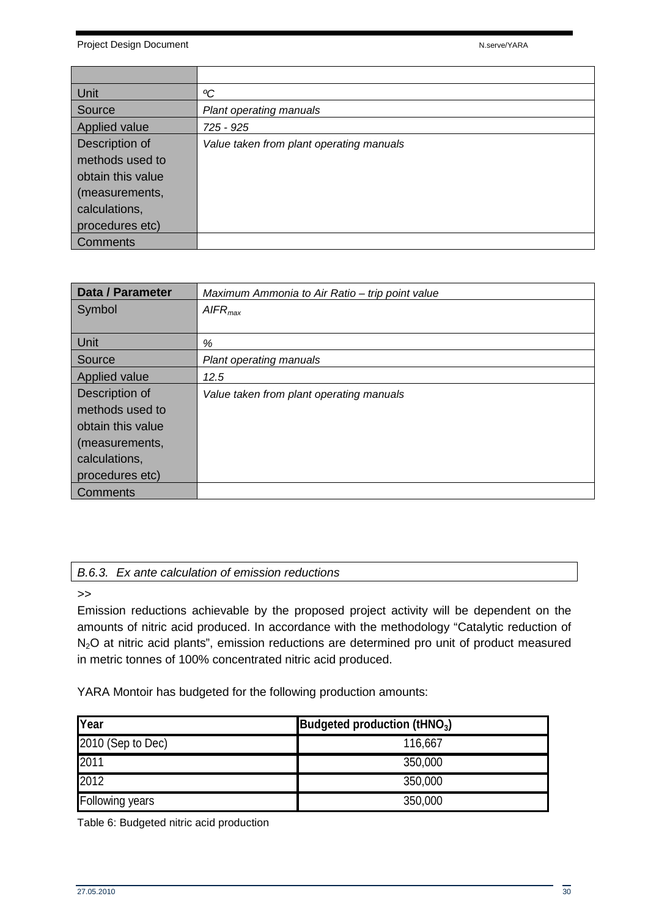| | |
|---|---|
| Unit | *ºC* |
| Source | *Plant operating manuals* |
| Applied value | *725 - 925* |
| Description of methods used to obtain this value (measurements, calculations, procedures etc) | *Value taken from plant operating manuals* |
| Comments | |

| Data / Parameter | *Maximum Ammonia to Air Ratio – trip point value* |
|---|---|
| Symbol | $AIFR_{max}$ |
| Unit | *%* |
| Source | *Plant operating manuals* |
| Applied value | *12.5* |
| Description of methods used to obtain this value (measurements, calculations, procedures etc) | *Value taken from plant operating manuals* |
| Comments | |

### *B.6.3. Ex ante calculation of emission reductions*

>>

Emission reductions achievable by the proposed project activity will be dependent on the amounts of nitric acid produced. In accordance with the methodology "Catalytic reduction of $N_2O$ at nitric acid plants", emission reductions are determined pro unit of product measured in metric tonnes of 100% concentrated nitric acid produced.

YARA Montoir has budgeted for the following production amounts:

| Year | Budgeted production ($tHNO_3$) |
|---|---|
| 2010 (Sep to Dec) | 116,667 |
| 2011 | 350,000 |
| 2012 | 350,000 |
| Following years | 350,000 |

Table 6: Budgeted nitric acid production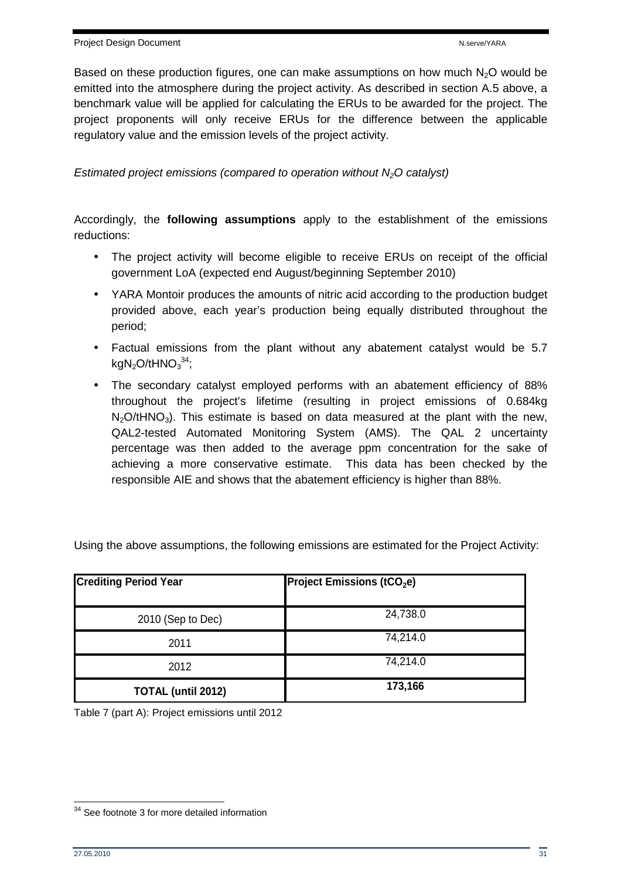Based on these production figures, one can make assumptions on how much $N_2O$ would be emitted into the atmosphere during the project activity. As described in section A.5 above, a benchmark value will be applied for calculating the ERUs to be awarded for the project. The project proponents will only receive ERUs for the difference between the applicable regulatory value and the emission levels of the project activity.

*Estimated project emissions (compared to operation without $N_2O$ catalyst)*

Accordingly, the **following assumptions** apply to the establishment of the emissions reductions:

- The project activity will become eligible to receive ERUs on receipt of the official government LoA (expected end August/beginning September 2010)
- YARA Montoir produces the amounts of nitric acid according to the production budget provided above, each year's production being equally distributed throughout the period;
- Factual emissions from the plant without any abatement catalyst would be 5.7 $kgN_2O/tHNO_3$[34];
- The secondary catalyst employed performs with an abatement efficiency of 88% throughout the project's lifetime (resulting in project emissions of 0.684kg $N_2O/tHNO_3$). This estimate is based on data measured at the plant with the new, QAL2-tested Automated Monitoring System (AMS). The QAL 2 uncertainty percentage was then added to the average ppm concentration for the sake of achieving a more conservative estimate. This data has been checked by the responsible AIE and shows that the abatement efficiency is higher than 88%.

Using the above assumptions, the following emissions are estimated for the Project Activity:

| Crediting Period Year | Project Emissions ($tCO_2e$) |
|---|---|
| 2010 (Sep to Dec) | 24,738.0 |
| 2011 | 74,214.0 |
| 2012 | 74,214.0 |
| **TOTAL (until 2012)** | **173,166** |

Table 7 (part A): Project emissions until 2012

[34] See footnote 3 for more detailed information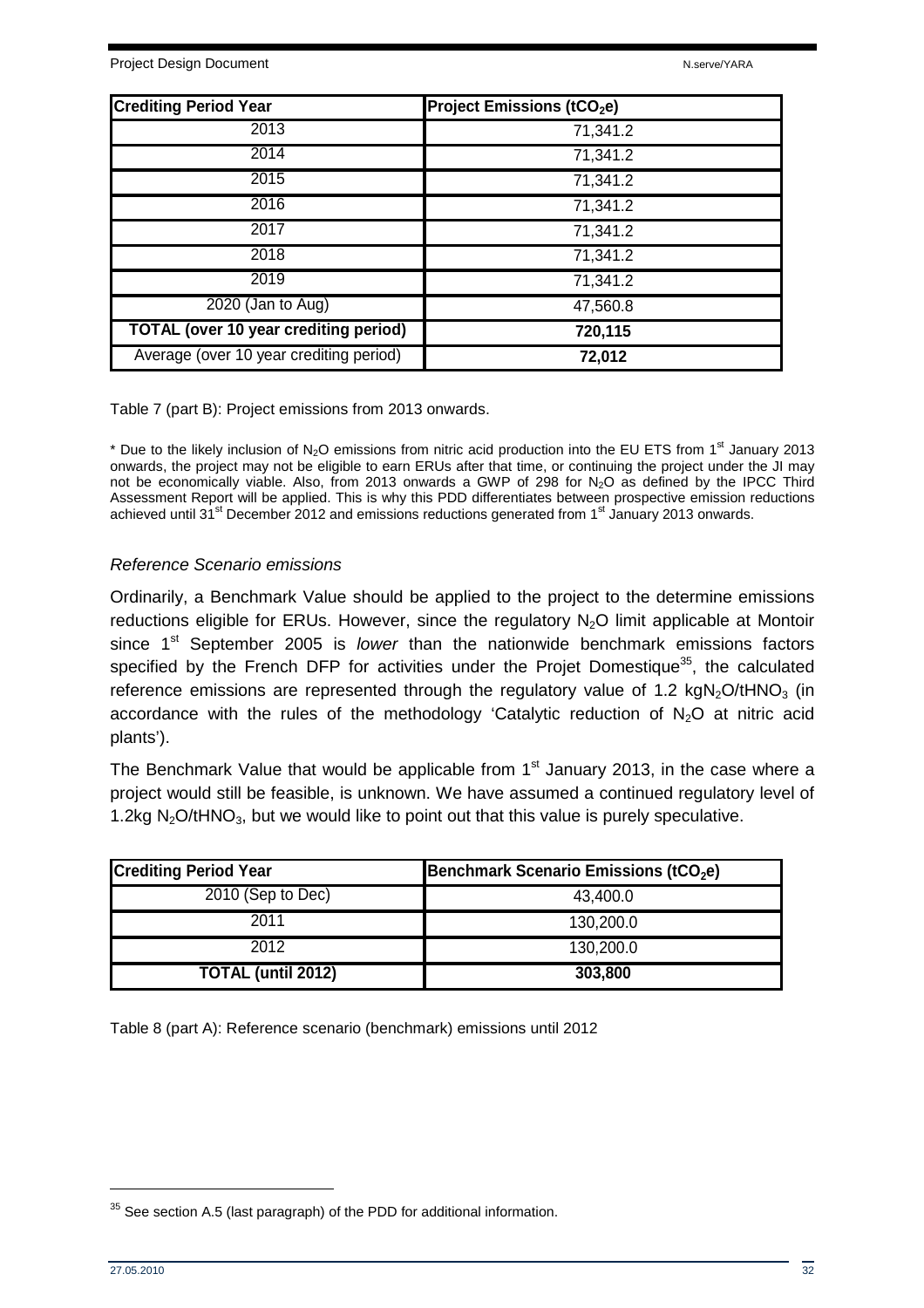| Crediting Period Year | Project Emissions ($tCO_2e$) |
| --- | --- |
| 2013 | 71,341.2 |
| 2014 | 71,341.2 |
| 2015 | 71,341.2 |
| 2016 | 71,341.2 |
| 2017 | 71,341.2 |
| 2018 | 71,341.2 |
| 2019 | 71,341.2 |
| 2020 (Jan to Aug) | 47,560.8 |
| **TOTAL (over 10 year crediting period)** | **720,115** |
| Average (over 10 year crediting period) | **72,012** |

Table 7 (part B): Project emissions from 2013 onwards.

\* Due to the likely inclusion of $N_2O$ emissions from nitric acid production into the EU ETS from 1st January 2013 onwards, the project may not be eligible to earn ERUs after that time, or continuing the project under the JI may not be economically viable. Also, from 2013 onwards a GWP of 298 for $N_2O$ as defined by the IPCC Third Assessment Report will be applied. This is why this PDD differentiates between prospective emission reductions achieved until 31st December 2012 and emissions reductions generated from 1st January 2013 onwards.

*Reference Scenario emissions*

Ordinarily, a Benchmark Value should be applied to the project to the determine emissions reductions eligible for ERUs. However, since the regulatory $N_2O$ limit applicable at Montoir since 1st September 2005 is *lower* than the nationwide benchmark emissions factors specified by the French DFP for activities under the Projet Domestique[35], the calculated reference emissions are represented through the regulatory value of 1.2 $kgN_2O/tHNO_3$ (in accordance with the rules of the methodology 'Catalytic reduction of $N_2O$ at nitric acid plants').

The Benchmark Value that would be applicable from 1st January 2013, in the case where a project would still be feasible, is unknown. We have assumed a continued regulatory level of 1.2kg $N_2O/tHNO_3$, but we would like to point out that this value is purely speculative.

| Crediting Period Year | Benchmark Scenario Emissions ($tCO_2e$) |
| --- | --- |
| 2010 (Sep to Dec) | 43,400.0 |
| 2011 | 130,200.0 |
| 2012 | 130,200.0 |
| **TOTAL (until 2012)** | **303,800** |

Table 8 (part A): Reference scenario (benchmark) emissions until 2012

[35] See section A.5 (last paragraph) of the PDD for additional information.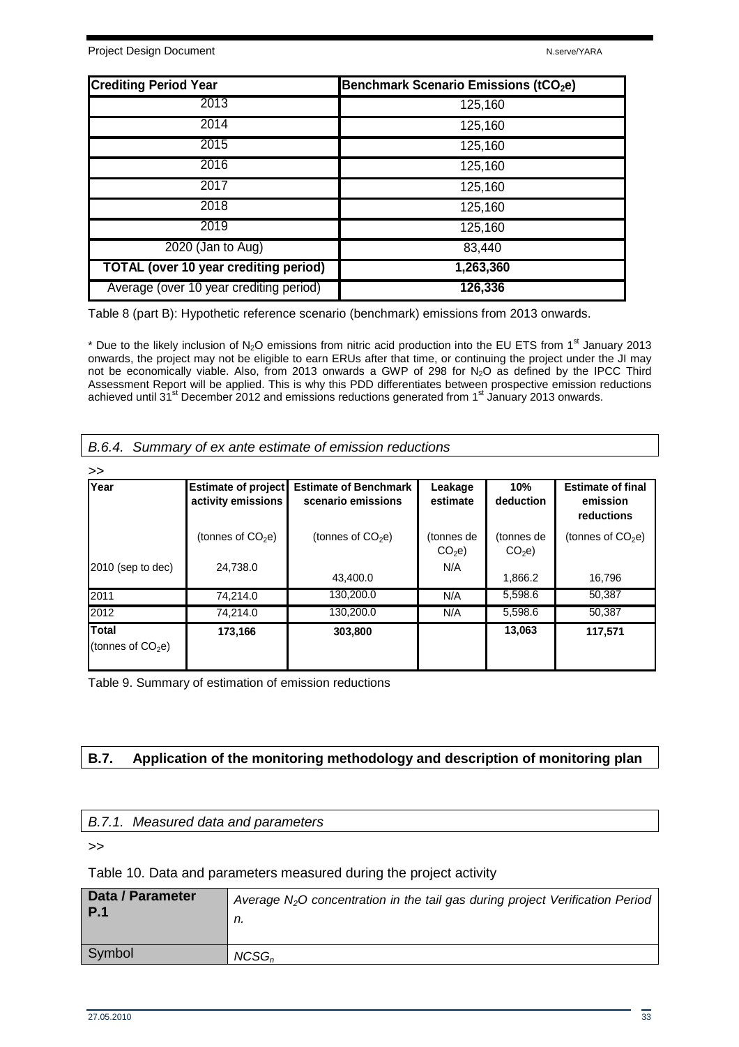| Crediting Period Year | Benchmark Scenario Emissions ($tCO_2e$) |
| --- | --- |
| 2013 | 125,160 |
| 2014 | 125,160 |
| 2015 | 125,160 |
| 2016 | 125,160 |
| 2017 | 125,160 |
| 2018 | 125,160 |
| 2019 | 125,160 |
| 2020 (Jan to Aug) | 83,440 |
| **TOTAL (over 10 year crediting period)** | **1,263,360** |
| Average (over 10 year crediting period) | **126,336** |

Table 8 (part B): Hypothetic reference scenario (benchmark) emissions from 2013 onwards.

\* Due to the likely inclusion of $N_2O$ emissions from nitric acid production into the EU ETS from 1st January 2013 onwards, the project may not be eligible to earn ERUs after that time, or continuing the project under the JI may not be economically viable. Also, from 2013 onwards a GWP of 298 for $N_2O$ as defined by the IPCC Third Assessment Report will be applied. This is why this PDD differentiates between prospective emission reductions achieved until 31st December 2012 and emissions reductions generated from 1st January 2013 onwards.

### *B.6.4. Summary of ex ante estimate of emission reductions*

>>

| Year | Estimate of project activity emissions | Estimate of Benchmark scenario emissions | Leakage estimate | 10% deduction | Estimate of final emission reductions |
| --- | --- | --- | --- | --- | --- |
| | (tonnes of $CO_2e$) | (tonnes of $CO_2e$) | (tonnes de $CO_2e$) | (tonnes de $CO_2e$) | (tonnes of $CO_2e$) |
| 2010 (sep to dec) | 24,738.0 | 43,400.0 | N/A | 1,866.2 | 16,796 |
| 2011 | 74,214.0 | 130,200.0 | N/A | 5,598.6 | 50,387 |
| 2012 | 74,214.0 | 130,200.0 | N/A | 5,598.6 | 50,387 |
| **Total** (tonnes of $CO_2e$) | **173,166** | **303,800** | | **13,063** | **117,571** |

Table 9. Summary of estimation of emission reductions

## B.7. Application of the monitoring methodology and description of monitoring plan

### *B.7.1. Measured data and parameters*

>>

Table 10. Data and parameters measured during the project activity

| **Data / Parameter P.1** | *Average $N_2O$ concentration in the tail gas during project Verification Period n.* |
| --- | --- |
| Symbol | $NCSG_n$ |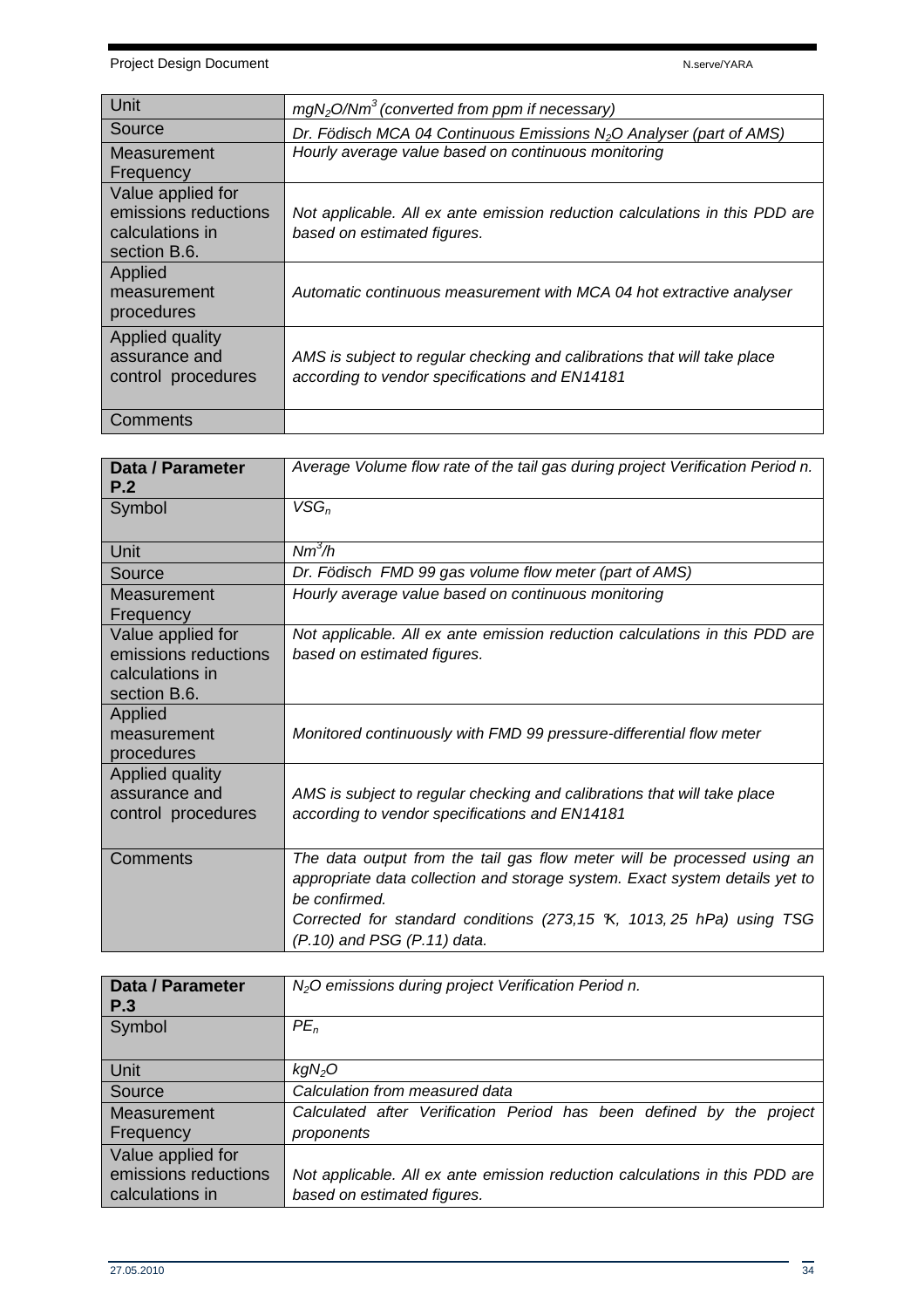| Unit | $mgN_2O/Nm^3$ *(converted from ppm if necessary)* |
|---|---|
| Source | *Dr. Födisch MCA 04 Continuous Emissions $N_2O$ Analyser (part of AMS)* |
| Measurement Frequency | *Hourly average value based on continuous monitoring* |
| Value applied for emissions reductions calculations in section B.6. | *Not applicable. All ex ante emission reduction calculations in this PDD are based on estimated figures.* |
| Applied measurement procedures | *Automatic continuous measurement with MCA 04 hot extractive analyser* |
| Applied quality assurance and control procedures | *AMS is subject to regular checking and calibrations that will take place according to vendor specifications and EN14181* |
| Comments | |

| **Data / Parameter P.2** | *Average Volume flow rate of the tail gas during project Verification Period n.* |
|---|---|
| Symbol | $VSG_n$ |
| Unit | $Nm^3/h$ |
| Source | *Dr. Födisch FMD 99 gas volume flow meter (part of AMS)* |
| Measurement Frequency | *Hourly average value based on continuous monitoring* |
| Value applied for emissions reductions calculations in section B.6. | *Not applicable. All ex ante emission reduction calculations in this PDD are based on estimated figures.* |
| Applied measurement procedures | *Monitored continuously with FMD 99 pressure-differential flow meter* |
| Applied quality assurance and control procedures | *AMS is subject to regular checking and calibrations that will take place according to vendor specifications and EN14181* |
| Comments | *The data output from the tail gas flow meter will be processed using an appropriate data collection and storage system. Exact system details yet to be confirmed.* *Corrected for standard conditions (273,15 K, 1013, 25 hPa) using TSG (P.10) and PSG (P.11) data.* |

| **Data / Parameter P.3** | *$N_2O$ emissions during project Verification Period n.* |
|---|---|
| Symbol | $PE_n$ |
| Unit | $kgN_2O$ |
| Source | *Calculation from measured data* |
| Measurement Frequency | *Calculated after Verification Period has been defined by the project proponents* |
| Value applied for emissions reductions calculations in | *Not applicable. All ex ante emission reduction calculations in this PDD are based on estimated figures.* |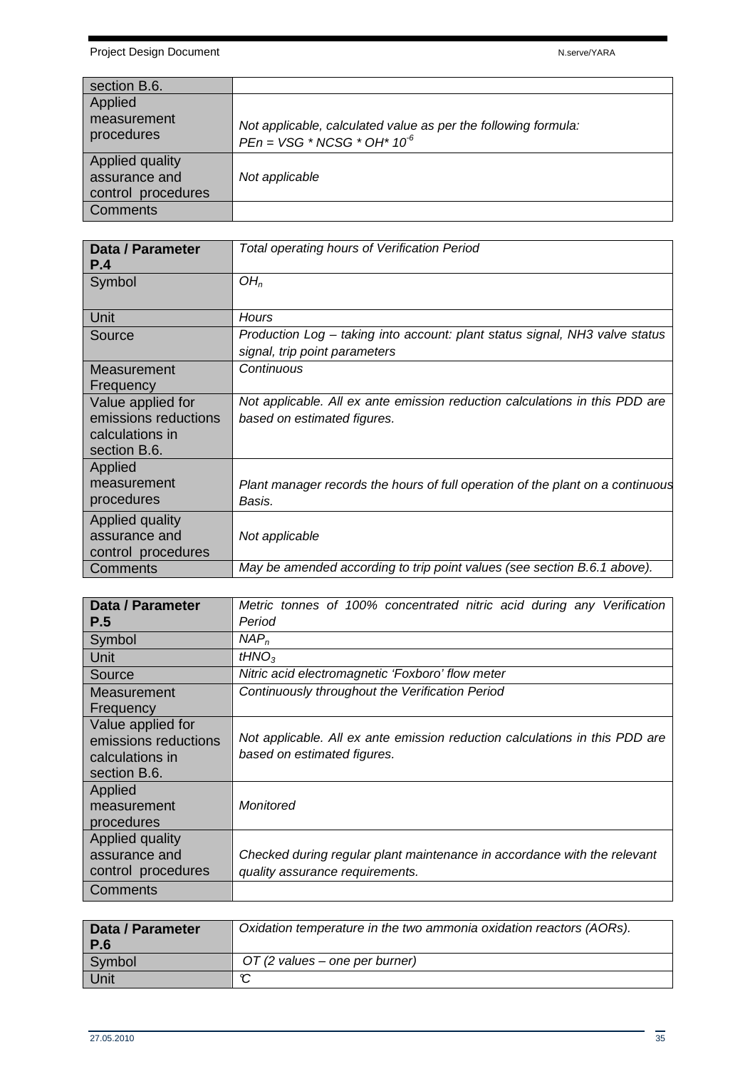| section B.6. | |
|---|---|
| Applied measurement procedures | *Not applicable, calculated value as per the following formula:* $PEn = VSG * NCSG * OH * 10^{-6}$ |
| Applied quality assurance and control procedures | *Not applicable* |
| Comments | |

| **Data / Parameter P.4** | *Total operating hours of Verification Period* |
|---|---|
| Symbol | $OH_n$ |
| Unit | *Hours* |
| Source | *Production Log – taking into account: plant status signal, NH3 valve status signal, trip point parameters* |
| Measurement Frequency | *Continuous* |
| Value applied for emissions reductions calculations in section B.6. | *Not applicable. All ex ante emission reduction calculations in this PDD are based on estimated figures.* |
| Applied measurement procedures | *Plant manager records the hours of full operation of the plant on a continuous Basis.* |
| Applied quality assurance and control procedures | *Not applicable* |
| Comments | *May be amended according to trip point values (see section B.6.1 above).* |

| **Data / Parameter P.5** | *Metric tonnes of 100% concentrated nitric acid during any Verification Period* |
|---|---|
| Symbol | $NAP_n$ |
| Unit | $tHNO_3$ |
| Source | *Nitric acid electromagnetic 'Foxboro' flow meter* |
| Measurement Frequency | *Continuously throughout the Verification Period* |
| Value applied for emissions reductions calculations in section B.6. | *Not applicable. All ex ante emission reduction calculations in this PDD are based on estimated figures.* |
| Applied measurement procedures | *Monitored* |
| Applied quality assurance and control procedures | *Checked during regular plant maintenance in accordance with the relevant quality assurance requirements.* |
| Comments | |

| **Data / Parameter P.6** | *Oxidation temperature in the two ammonia oxidation reactors (AORs).* |
|---|---|
| Symbol | *OT (2 values – one per burner)* |
| Unit | ℃ |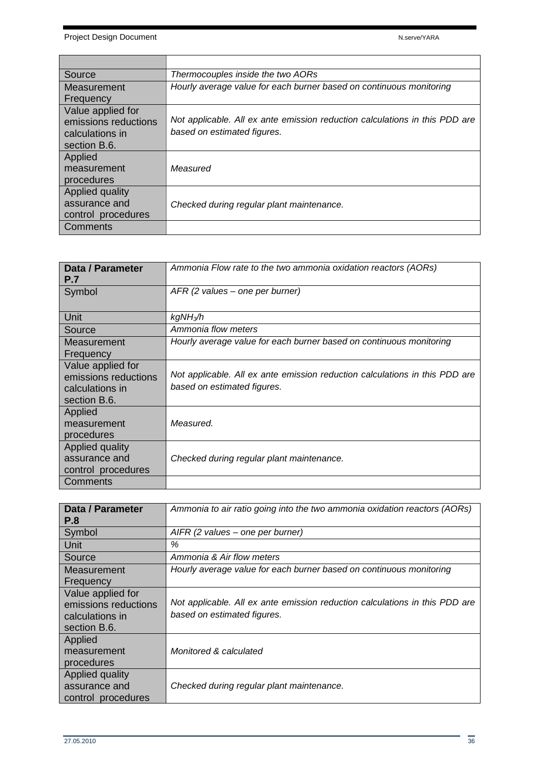| | |
|---|---|
| Source | *Thermocouples inside the two AORs* |
| Measurement Frequency | *Hourly average value for each burner based on continuous monitoring* |
| Value applied for emissions reductions calculations in section B.6. | *Not applicable. All ex ante emission reduction calculations in this PDD are based on estimated figures.* |
| Applied measurement procedures | *Measured* |
| Applied quality assurance and control procedures | *Checked during regular plant maintenance.* |
| Comments | |

| **Data / Parameter P.7** | *Ammonia Flow rate to the two ammonia oxidation reactors (AORs)* |
|---|---|
| Symbol | *AFR (2 values – one per burner)* |
| Unit | *kgNH$_3$/h* |
| Source | *Ammonia flow meters* |
| Measurement Frequency | *Hourly average value for each burner based on continuous monitoring* |
| Value applied for emissions reductions calculations in section B.6. | *Not applicable. All ex ante emission reduction calculations in this PDD are based on estimated figures.* |
| Applied measurement procedures | *Measured.* |
| Applied quality assurance and control procedures | *Checked during regular plant maintenance.* |
| Comments | |

| **Data / Parameter P.8** | *Ammonia to air ratio going into the two ammonia oxidation reactors (AORs)* |
|---|---|
| Symbol | *AIFR (2 values – one per burner)* |
| Unit | *%* |
| Source | *Ammonia & Air flow meters* |
| Measurement Frequency | *Hourly average value for each burner based on continuous monitoring* |
| Value applied for emissions reductions calculations in section B.6. | *Not applicable. All ex ante emission reduction calculations in this PDD are based on estimated figures.* |
| Applied measurement procedures | *Monitored & calculated* |
| Applied quality assurance and control procedures | *Checked during regular plant maintenance.* |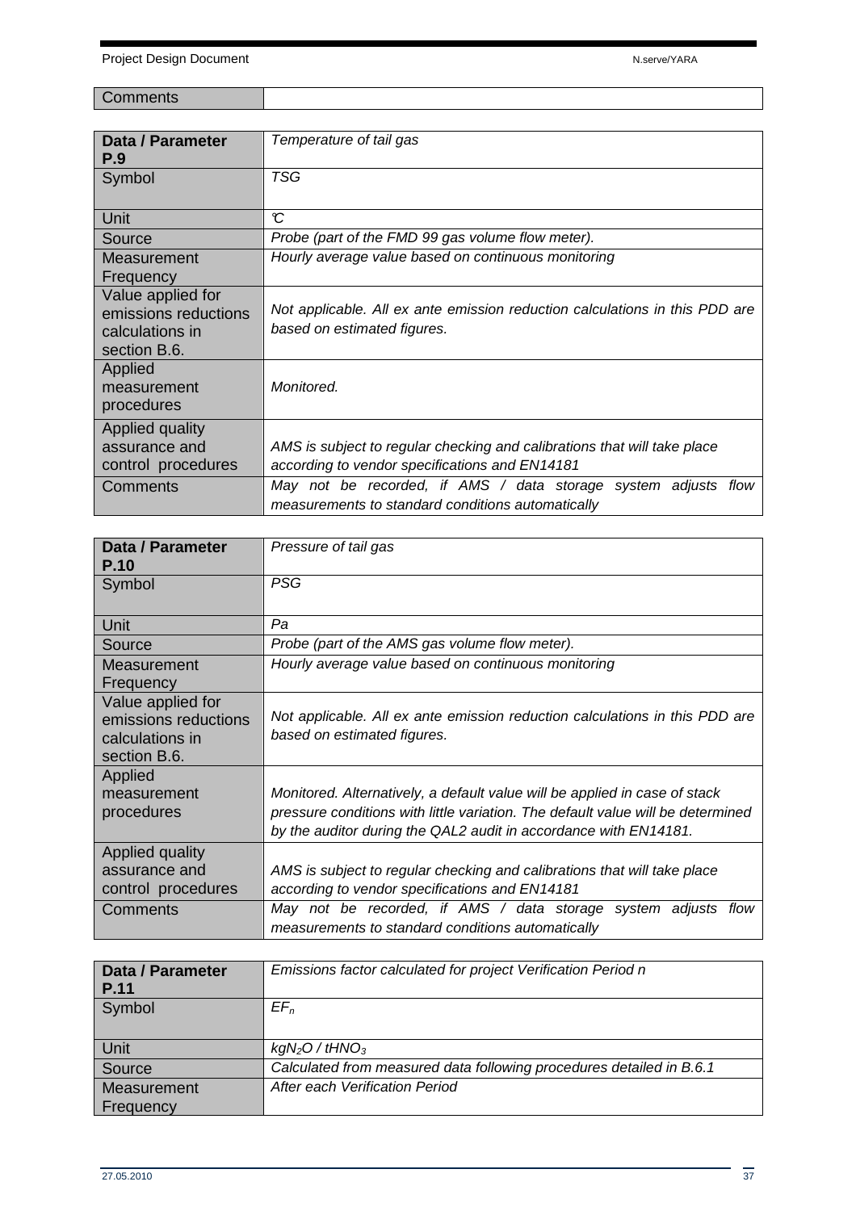| Comments | |
|---|---|

| Data / Parameter P.9 | *Temperature of tail gas* |
|---|---|
| Symbol | *TSG* |
| Unit | *°C* |
| Source | *Probe (part of the FMD 99 gas volume flow meter).* |
| Measurement Frequency | *Hourly average value based on continuous monitoring* |
| Value applied for emissions reductions calculations in section B.6. | *Not applicable. All ex ante emission reduction calculations in this PDD are based on estimated figures.* |
| Applied measurement procedures | *Monitored.* |
| Applied quality assurance and control procedures | *AMS is subject to regular checking and calibrations that will take place according to vendor specifications and EN14181* |
| Comments | *May not be recorded, if AMS / data storage system adjusts flow measurements to standard conditions automatically* |

| Data / Parameter P.10 | *Pressure of tail gas* |
|---|---|
| Symbol | *PSG* |
| Unit | *Pa* |
| Source | *Probe (part of the AMS gas volume flow meter).* |
| Measurement Frequency | *Hourly average value based on continuous monitoring* |
| Value applied for emissions reductions calculations in section B.6. | *Not applicable. All ex ante emission reduction calculations in this PDD are based on estimated figures.* |
| Applied measurement procedures | *Monitored. Alternatively, a default value will be applied in case of stack pressure conditions with little variation. The default value will be determined by the auditor during the QAL2 audit in accordance with EN14181.* |
| Applied quality assurance and control procedures | *AMS is subject to regular checking and calibrations that will take place according to vendor specifications and EN14181* |
| Comments | *May not be recorded, if AMS / data storage system adjusts flow measurements to standard conditions automatically* |

| Data / Parameter P.11 | *Emissions factor calculated for project Verification Period n* |
|---|---|
| Symbol | $EF_n$ |
| Unit | $kgN_2O$ / $tHNO_3$ |
| Source | *Calculated from measured data following procedures detailed in B.6.1* |
| Measurement Frequency | *After each Verification Period* |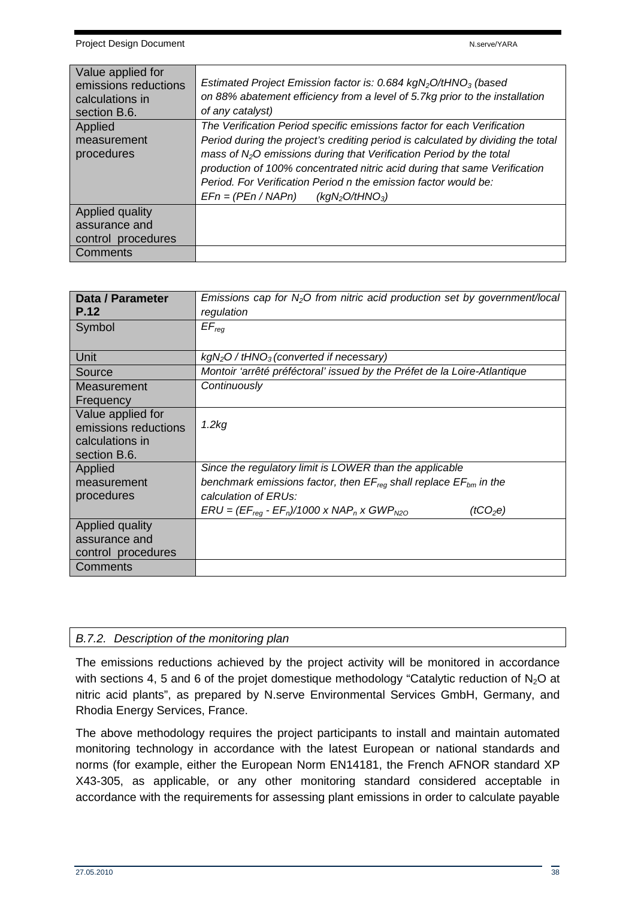| | |
|---|---|
| Value applied for emissions reductions calculations in section B.6. | *Estimated Project Emission factor is: 0.684 kg$N_2O$/t$HNO_3$ (based on 88% abatement efficiency from a level of 5.7kg prior to the installation of any catalyst)* |
| Applied measurement procedures | *The Verification Period specific emissions factor for each Verification Period during the project's crediting period is calculated by dividing the total mass of $N_2O$ emissions during that Verification Period by the total production of 100% concentrated nitric acid during that same Verification Period. For Verification Period n the emission factor would be:* <br> $EFn = (PEn / NAPn)$ (kg$N_2O$/t$HNO_3$) |
| Applied quality assurance and control procedures | |
| Comments | |

| **Data / Parameter P.12** | *Emissions cap for $N_2O$ from nitric acid production set by government/local regulation* |
|---|---|
| Symbol | $EF_{reg}$ |
| Unit | *kg$N_2O$ / t$HNO_3$ (converted if necessary)* |
| Source | *Montoir 'arrêté préféctoral' issued by the Préfet de la Loire-Atlantique* |
| Measurement Frequency | *Continuously* |
| Value applied for emissions reductions calculations in section B.6. | *1.2kg* |
| Applied measurement procedures | *Since the regulatory limit is LOWER than the applicable benchmark emissions factor, then $EF_{reg}$ shall replace $EF_{bm}$ in the calculation of ERUs:* <br> $ERU = (EF_{reg} - EF_n)/1000 \times NAP_n \times GWP_{N2O}$ ($tCO_2e$) |
| Applied quality assurance and control procedures | |
| Comments | |

### *B.7.2. Description of the monitoring plan*

The emissions reductions achieved by the project activity will be monitored in accordance with sections 4, 5 and 6 of the projet domestique methodology "Catalytic reduction of $N_2O$ at nitric acid plants", as prepared by N.serve Environmental Services GmbH, Germany, and Rhodia Energy Services, France.

The above methodology requires the project participants to install and maintain automated monitoring technology in accordance with the latest European or national standards and norms (for example, either the European Norm EN14181, the French AFNOR standard XP X43-305, as applicable, or any other monitoring standard considered acceptable in accordance with the requirements for assessing plant emissions in order to calculate payable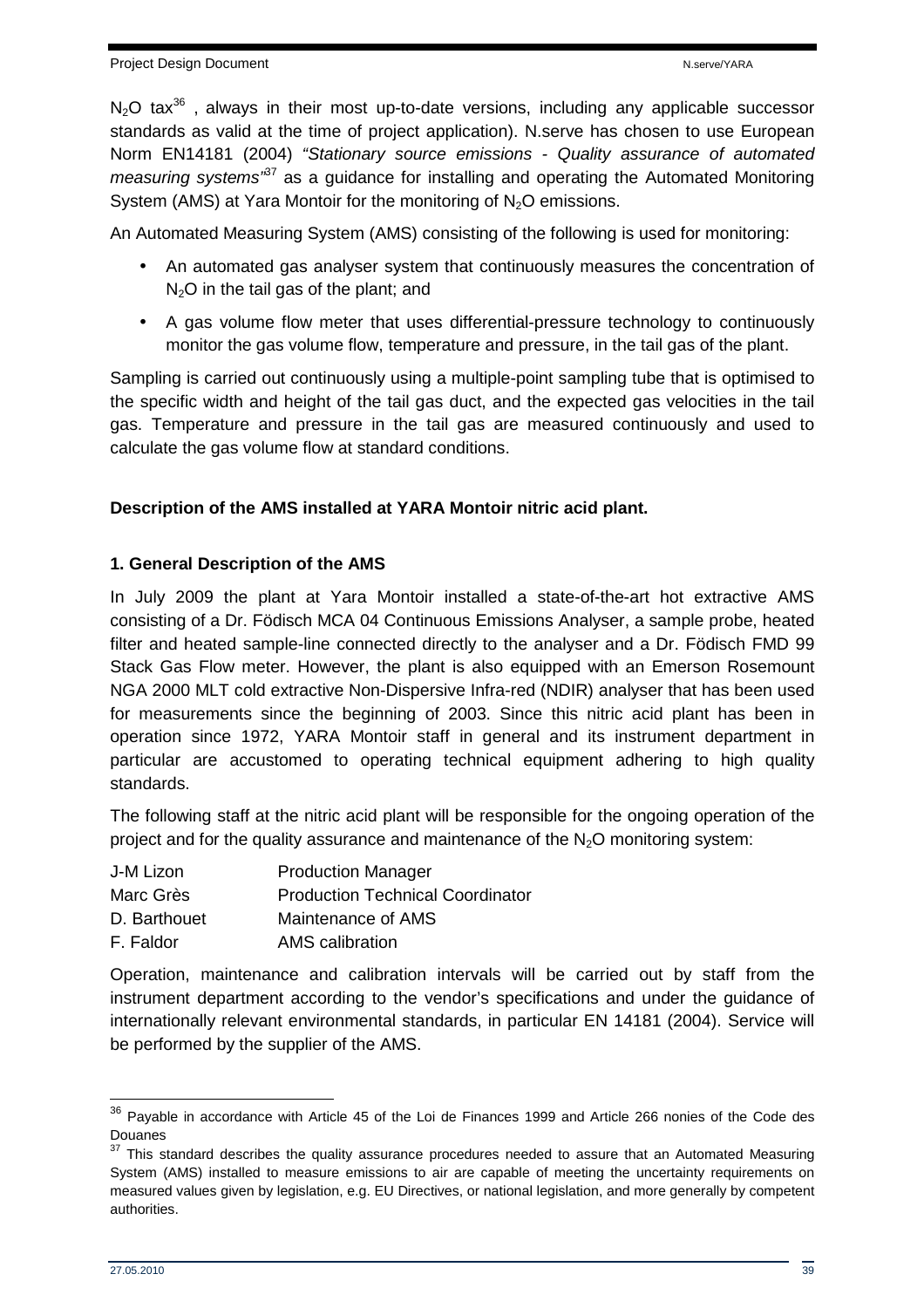$N_2O$ tax[36] , always in their most up-to-date versions, including any applicable successor standards as valid at the time of project application). N.serve has chosen to use European Norm EN14181 (2004) *"Stationary source emissions - Quality assurance of automated measuring systems"*[37] as a guidance for installing and operating the Automated Monitoring System (AMS) at Yara Montoir for the monitoring of $N_2O$ emissions.

An Automated Measuring System (AMS) consisting of the following is used for monitoring:

- An automated gas analyser system that continuously measures the concentration of $N_2O$ in the tail gas of the plant; and
- A gas volume flow meter that uses differential-pressure technology to continuously monitor the gas volume flow, temperature and pressure, in the tail gas of the plant.

Sampling is carried out continuously using a multiple-point sampling tube that is optimised to the specific width and height of the tail gas duct, and the expected gas velocities in the tail gas. Temperature and pressure in the tail gas are measured continuously and used to calculate the gas volume flow at standard conditions.

**Description of the AMS installed at YARA Montoir nitric acid plant.**

**1. General Description of the AMS**

In July 2009 the plant at Yara Montoir installed a state-of-the-art hot extractive AMS consisting of a Dr. Födisch MCA 04 Continuous Emissions Analyser, a sample probe, heated filter and heated sample-line connected directly to the analyser and a Dr. Födisch FMD 99 Stack Gas Flow meter. However, the plant is also equipped with an Emerson Rosemount NGA 2000 MLT cold extractive Non-Dispersive Infra-red (NDIR) analyser that has been used for measurements since the beginning of 2003. Since this nitric acid plant has been in operation since 1972, YARA Montoir staff in general and its instrument department in particular are accustomed to operating technical equipment adhering to high quality standards.

The following staff at the nitric acid plant will be responsible for the ongoing operation of the project and for the quality assurance and maintenance of the $N_2O$ monitoring system:

| | |
|---|---|
| J-M Lizon | Production Manager |
| Marc Grès | Production Technical Coordinator |
| D. Barthouet | Maintenance of AMS |
| F. Faldor | AMS calibration |

Operation, maintenance and calibration intervals will be carried out by staff from the instrument department according to the vendor's specifications and under the guidance of internationally relevant environmental standards, in particular EN 14181 (2004). Service will be performed by the supplier of the AMS.

---

[36] Payable in accordance with Article 45 of the Loi de Finances 1999 and Article 266 nonies of the Code des Douanes

[37] This standard describes the quality assurance procedures needed to assure that an Automated Measuring System (AMS) installed to measure emissions to air are capable of meeting the uncertainty requirements on measured values given by legislation, e.g. EU Directives, or national legislation, and more generally by competent authorities.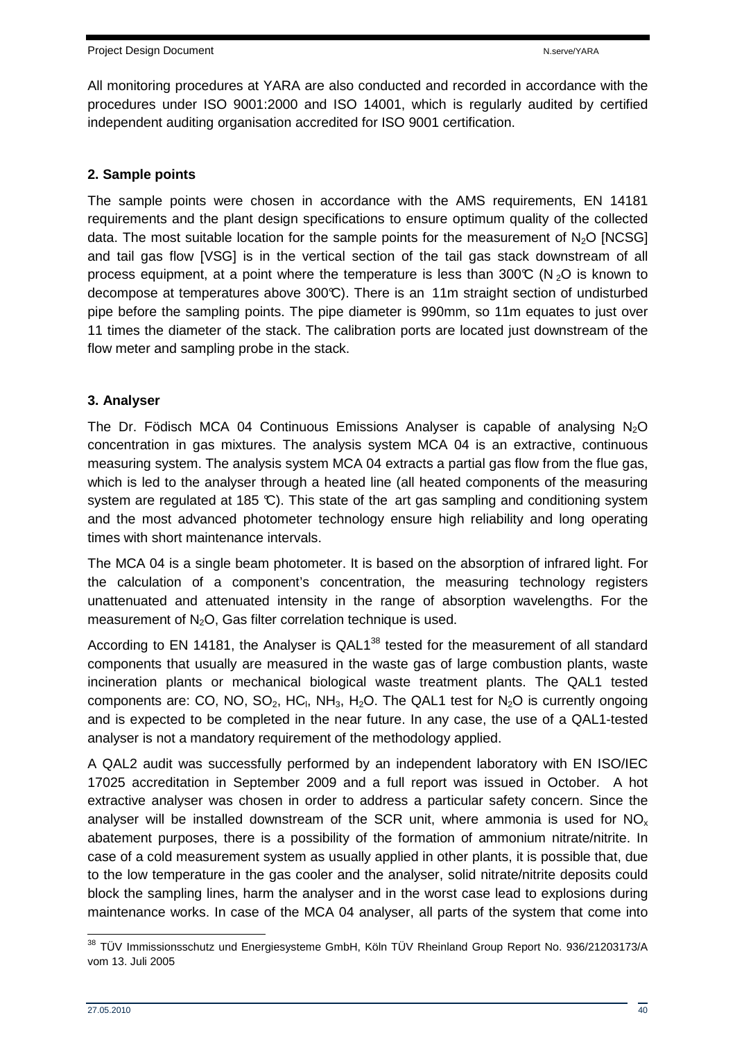All monitoring procedures at YARA are also conducted and recorded in accordance with the procedures under ISO 9001:2000 and ISO 14001, which is regularly audited by certified independent auditing organisation accredited for ISO 9001 certification.

**2. Sample points**

The sample points were chosen in accordance with the AMS requirements, EN 14181 requirements and the plant design specifications to ensure optimum quality of the collected data. The most suitable location for the sample points for the measurement of $N_2O$ [NCSG] and tail gas flow [VSG] is in the vertical section of the tail gas stack downstream of all process equipment, at a point where the temperature is less than 300℃ ($N_2O$ is known to decompose at temperatures above 300℃). There is an 11m straight section of undisturbed pipe before the sampling points. The pipe diameter is 990mm, so 11m equates to just over 11 times the diameter of the stack. The calibration ports are located just downstream of the flow meter and sampling probe in the stack.

**3. Analyser**

The Dr. Födisch MCA 04 Continuous Emissions Analyser is capable of analysing $N_2O$ concentration in gas mixtures. The analysis system MCA 04 is an extractive, continuous measuring system. The analysis system MCA 04 extracts a partial gas flow from the flue gas, which is led to the analyser through a heated line (all heated components of the measuring system are regulated at 185 ℃). This state of the art gas sampling and conditioning system and the most advanced photometer technology ensure high reliability and long operating times with short maintenance intervals.

The MCA 04 is a single beam photometer. It is based on the absorption of infrared light. For the calculation of a component's concentration, the measuring technology registers unattenuated and attenuated intensity in the range of absorption wavelengths. For the measurement of $N_2O$, Gas filter correlation technique is used.

According to EN 14181, the Analyser is QAL1[38] tested for the measurement of all standard components that usually are measured in the waste gas of large combustion plants, waste incineration plants or mechanical biological waste treatment plants. The QAL1 tested components are: CO, NO, $SO_2$, $HC_l$, $NH_3$, $H_2O$. The QAL1 test for $N_2O$ is currently ongoing and is expected to be completed in the near future. In any case, the use of a QAL1-tested analyser is not a mandatory requirement of the methodology applied.

A QAL2 audit was successfully performed by an independent laboratory with EN ISO/IEC 17025 accreditation in September 2009 and a full report was issued in October. A hot extractive analyser was chosen in order to address a particular safety concern. Since the analyser will be installed downstream of the SCR unit, where ammonia is used for $NO_x$ abatement purposes, there is a possibility of the formation of ammonium nitrate/nitrite. In case of a cold measurement system as usually applied in other plants, it is possible that, due to the low temperature in the gas cooler and the analyser, solid nitrate/nitrite deposits could block the sampling lines, harm the analyser and in the worst case lead to explosions during maintenance works. In case of the MCA 04 analyser, all parts of the system that come into

[38] TÜV Immissionsschutz und Energiesysteme GmbH, Köln TÜV Rheinland Group Report No. 936/21203173/A vom 13. Juli 2005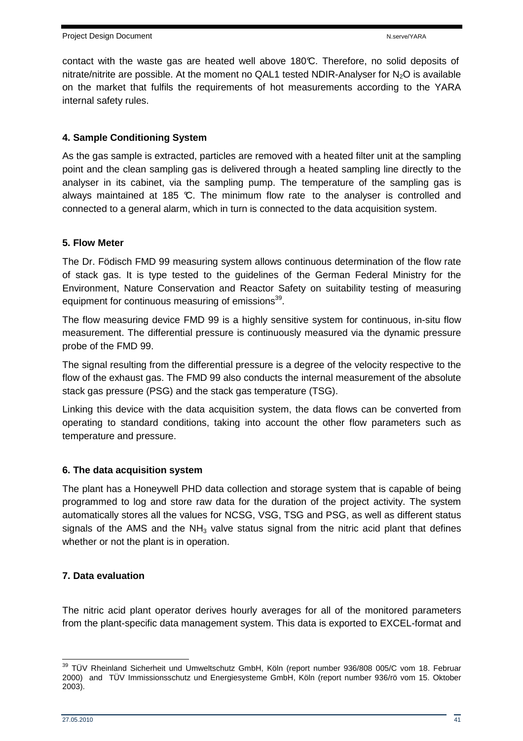contact with the waste gas are heated well above 180℃. Therefore, no solid deposits of nitrate/nitrite are possible. At the moment no QAL1 tested NDIR-Analyser for $N_2O$ is available on the market that fulfils the requirements of hot measurements according to the YARA internal safety rules.

**4. Sample Conditioning System**

As the gas sample is extracted, particles are removed with a heated filter unit at the sampling point and the clean sampling gas is delivered through a heated sampling line directly to the analyser in its cabinet, via the sampling pump. The temperature of the sampling gas is always maintained at 185 ℃. The minimum flow rate to the analyser is controlled and connected to a general alarm, which in turn is connected to the data acquisition system.

**5. Flow Meter**

The Dr. Födisch FMD 99 measuring system allows continuous determination of the flow rate of stack gas. It is type tested to the guidelines of the German Federal Ministry for the Environment, Nature Conservation and Reactor Safety on suitability testing of measuring equipment for continuous measuring of emissions[39].

The flow measuring device FMD 99 is a highly sensitive system for continuous, in-situ flow measurement. The differential pressure is continuously measured via the dynamic pressure probe of the FMD 99.

The signal resulting from the differential pressure is a degree of the velocity respective to the flow of the exhaust gas. The FMD 99 also conducts the internal measurement of the absolute stack gas pressure (PSG) and the stack gas temperature (TSG).

Linking this device with the data acquisition system, the data flows can be converted from operating to standard conditions, taking into account the other flow parameters such as temperature and pressure.

**6. The data acquisition system**

The plant has a Honeywell PHD data collection and storage system that is capable of being programmed to log and store raw data for the duration of the project activity. The system automatically stores all the values for NCSG, VSG, TSG and PSG, as well as different status signals of the AMS and the $NH_3$ valve status signal from the nitric acid plant that defines whether or not the plant is in operation.

**7. Data evaluation**

The nitric acid plant operator derives hourly averages for all of the monitored parameters from the plant-specific data management system. This data is exported to EXCEL-format and

---

[39] TÜV Rheinland Sicherheit und Umweltschutz GmbH, Köln (report number 936/808 005/C vom 18. Februar 2000) and TÜV Immissionsschutz und Energiesysteme GmbH, Köln (report number 936/rö vom 15. Oktober 2003).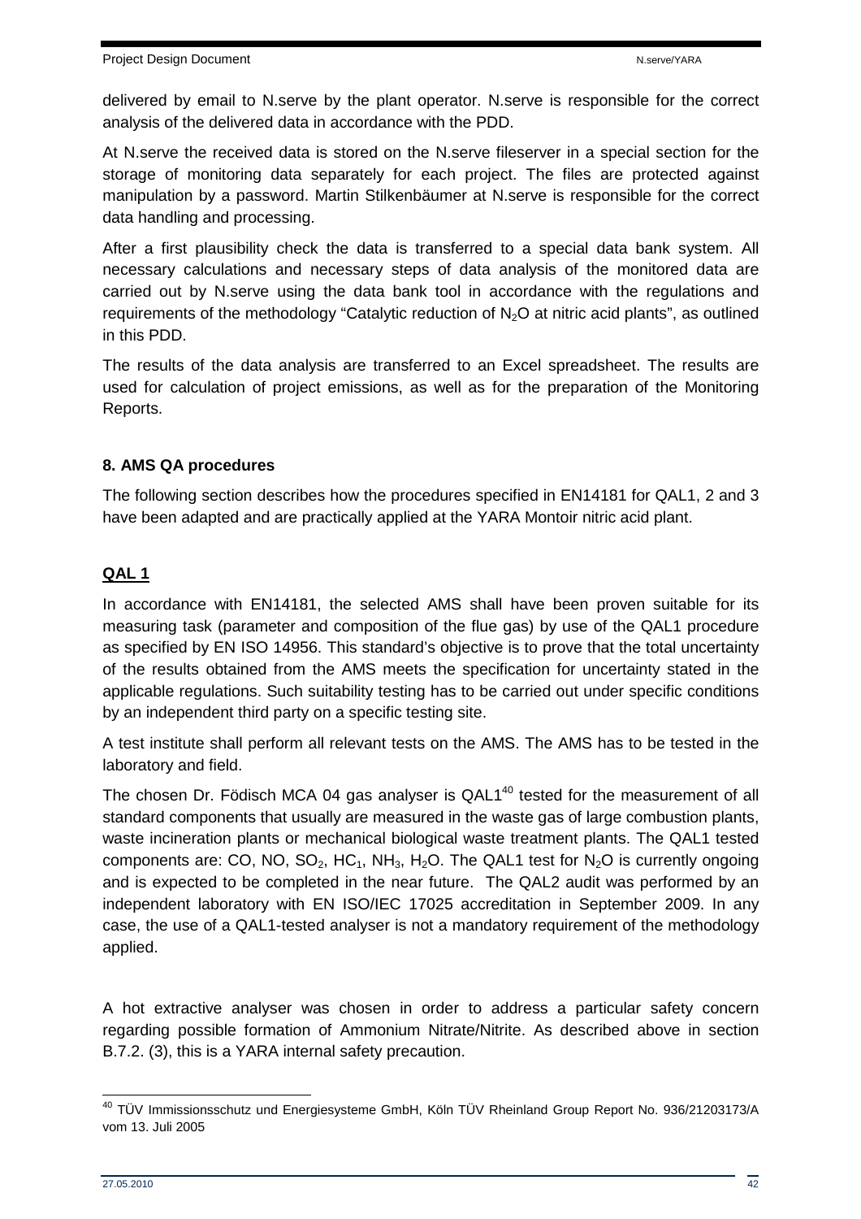delivered by email to N.serve by the plant operator. N.serve is responsible for the correct analysis of the delivered data in accordance with the PDD.

At N.serve the received data is stored on the N.serve fileserver in a special section for the storage of monitoring data separately for each project. The files are protected against manipulation by a password. Martin Stilkenbäumer at N.serve is responsible for the correct data handling and processing.

After a first plausibility check the data is transferred to a special data bank system. All necessary calculations and necessary steps of data analysis of the monitored data are carried out by N.serve using the data bank tool in accordance with the regulations and requirements of the methodology "Catalytic reduction of $N_2O$ at nitric acid plants", as outlined in this PDD.

The results of the data analysis are transferred to an Excel spreadsheet. The results are used for calculation of project emissions, as well as for the preparation of the Monitoring Reports.

**8. AMS QA procedures**

The following section describes how the procedures specified in EN14181 for QAL1, 2 and 3 have been adapted and are practically applied at the YARA Montoir nitric acid plant.

**<u>QAL 1</u>**

In accordance with EN14181, the selected AMS shall have been proven suitable for its measuring task (parameter and composition of the flue gas) by use of the QAL1 procedure as specified by EN ISO 14956. This standard's objective is to prove that the total uncertainty of the results obtained from the AMS meets the specification for uncertainty stated in the applicable regulations. Such suitability testing has to be carried out under specific conditions by an independent third party on a specific testing site.

A test institute shall perform all relevant tests on the AMS. The AMS has to be tested in the laboratory and field.

The chosen Dr. Födisch MCA 04 gas analyser is QAL1[40] tested for the measurement of all standard components that usually are measured in the waste gas of large combustion plants, waste incineration plants or mechanical biological waste treatment plants. The QAL1 tested components are: CO, NO, $SO_2$, $HC_1$, $NH_3$, $H_2O$. The QAL1 test for $N_2O$ is currently ongoing and is expected to be completed in the near future. The QAL2 audit was performed by an independent laboratory with EN ISO/IEC 17025 accreditation in September 2009. In any case, the use of a QAL1-tested analyser is not a mandatory requirement of the methodology applied.

A hot extractive analyser was chosen in order to address a particular safety concern regarding possible formation of Ammonium Nitrate/Nitrite. As described above in section B.7.2. (3), this is a YARA internal safety precaution.

[40] TÜV Immissionsschutz und Energiesysteme GmbH, Köln TÜV Rheinland Group Report No. 936/21203173/A vom 13. Juli 2005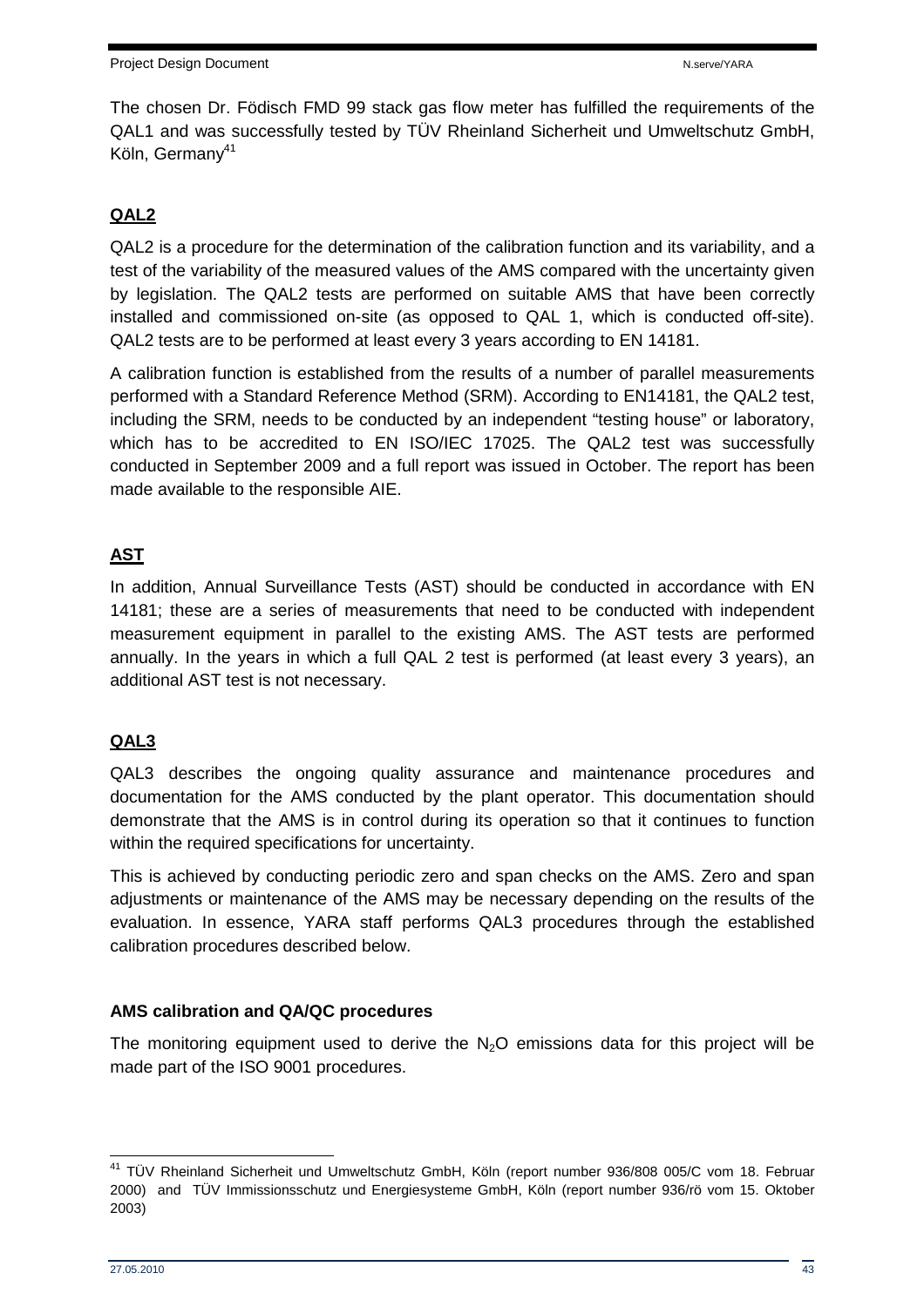The chosen Dr. Födisch FMD 99 stack gas flow meter has fulfilled the requirements of the QAL1 and was successfully tested by TÜV Rheinland Sicherheit und Umweltschutz GmbH, Köln, Germany[41]

## QAL2

QAL2 is a procedure for the determination of the calibration function and its variability, and a test of the variability of the measured values of the AMS compared with the uncertainty given by legislation. The QAL2 tests are performed on suitable AMS that have been correctly installed and commissioned on-site (as opposed to QAL 1, which is conducted off-site). QAL2 tests are to be performed at least every 3 years according to EN 14181.

A calibration function is established from the results of a number of parallel measurements performed with a Standard Reference Method (SRM). According to EN14181, the QAL2 test, including the SRM, needs to be conducted by an independent "testing house" or laboratory, which has to be accredited to EN ISO/IEC 17025. The QAL2 test was successfully conducted in September 2009 and a full report was issued in October. The report has been made available to the responsible AIE.

## AST

In addition, Annual Surveillance Tests (AST) should be conducted in accordance with EN 14181; these are a series of measurements that need to be conducted with independent measurement equipment in parallel to the existing AMS. The AST tests are performed annually. In the years in which a full QAL 2 test is performed (at least every 3 years), an additional AST test is not necessary.

## QAL3

QAL3 describes the ongoing quality assurance and maintenance procedures and documentation for the AMS conducted by the plant operator. This documentation should demonstrate that the AMS is in control during its operation so that it continues to function within the required specifications for uncertainty.

This is achieved by conducting periodic zero and span checks on the AMS. Zero and span adjustments or maintenance of the AMS may be necessary depending on the results of the evaluation. In essence, YARA staff performs QAL3 procedures through the established calibration procedures described below.

### AMS calibration and QA/QC procedures

The monitoring equipment used to derive the $N_2O$ emissions data for this project will be made part of the ISO 9001 procedures.

---

[41] TÜV Rheinland Sicherheit und Umweltschutz GmbH, Köln (report number 936/808 005/C vom 18. Februar 2000) and TÜV Immissionsschutz und Energiesysteme GmbH, Köln (report number 936/rö vom 15. Oktober 2003)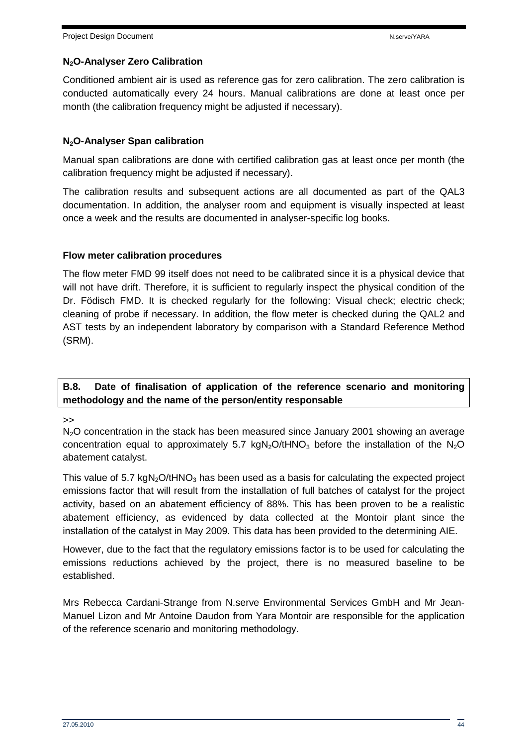**$N_2O$-Analyser Zero Calibration**

Conditioned ambient air is used as reference gas for zero calibration. The zero calibration is conducted automatically every 24 hours. Manual calibrations are done at least once per month (the calibration frequency might be adjusted if necessary).

**$N_2O$-Analyser Span calibration**

Manual span calibrations are done with certified calibration gas at least once per month (the calibration frequency might be adjusted if necessary).

The calibration results and subsequent actions are all documented as part of the QAL3 documentation. In addition, the analyser room and equipment is visually inspected at least once a week and the results are documented in analyser-specific log books.

**Flow meter calibration procedures**

The flow meter FMD 99 itself does not need to be calibrated since it is a physical device that will not have drift. Therefore, it is sufficient to regularly inspect the physical condition of the Dr. Födisch FMD. It is checked regularly for the following: Visual check; electric check; cleaning of probe if necessary. In addition, the flow meter is checked during the QAL2 and AST tests by an independent laboratory by comparison with a Standard Reference Method (SRM).

## B.8. Date of finalisation of application of the reference scenario and monitoring methodology and the name of the person/entity responsable

>>

$N_2O$ concentration in the stack has been measured since January 2001 showing an average concentration equal to approximately 5.7 $kgN_2O/tHNO_3$ before the installation of the $N_2O$ abatement catalyst.

This value of 5.7 $kgN_2O/tHNO_3$ has been used as a basis for calculating the expected project emissions factor that will result from the installation of full batches of catalyst for the project activity, based on an abatement efficiency of 88%. This has been proven to be a realistic abatement efficiency, as evidenced by data collected at the Montoir plant since the installation of the catalyst in May 2009. This data has been provided to the determining AIE.

However, due to the fact that the regulatory emissions factor is to be used for calculating the emissions reductions achieved by the project, there is no measured baseline to be established.

Mrs Rebecca Cardani-Strange from N.serve Environmental Services GmbH and Mr Jean-Manuel Lizon and Mr Antoine Daudon from Yara Montoir are responsible for the application of the reference scenario and monitoring methodology.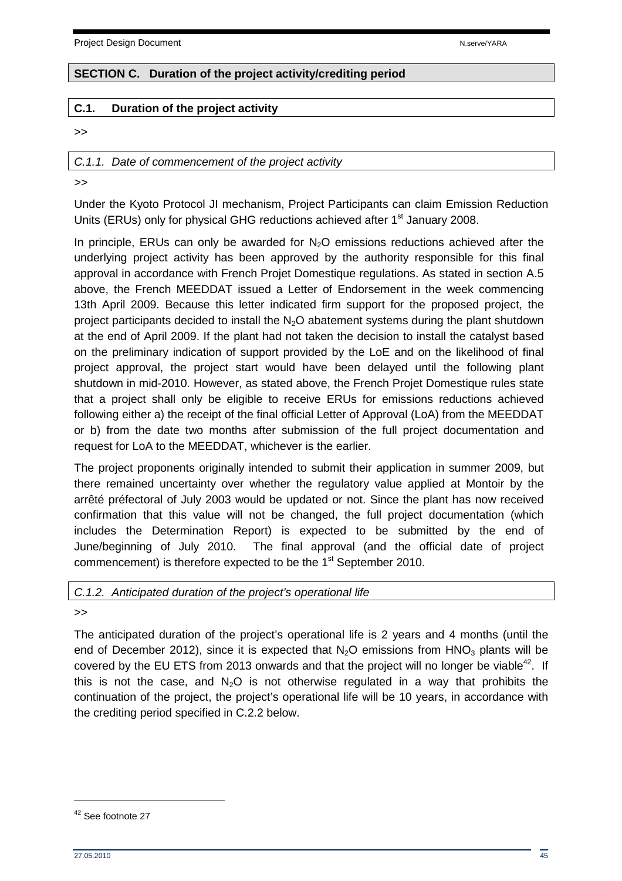## SECTION C. Duration of the project activity/crediting period

### C.1. Duration of the project activity

>>

#### *C.1.1. Date of commencement of the project activity*

>>

Under the Kyoto Protocol JI mechanism, Project Participants can claim Emission Reduction Units (ERUs) only for physical GHG reductions achieved after 1st January 2008.

In principle, ERUs can only be awarded for $N_2O$ emissions reductions achieved after the underlying project activity has been approved by the authority responsible for this final approval in accordance with French Projet Domestique regulations. As stated in section A.5 above, the French MEEDDAT issued a Letter of Endorsement in the week commencing 13th April 2009. Because this letter indicated firm support for the proposed project, the project participants decided to install the $N_2O$ abatement systems during the plant shutdown at the end of April 2009. If the plant had not taken the decision to install the catalyst based on the preliminary indication of support provided by the LoE and on the likelihood of final project approval, the project start would have been delayed until the following plant shutdown in mid-2010. However, as stated above, the French Projet Domestique rules state that a project shall only be eligible to receive ERUs for emissions reductions achieved following either a) the receipt of the final official Letter of Approval (LoA) from the MEEDDAT or b) from the date two months after submission of the full project documentation and request for LoA to the MEEDDAT, whichever is the earlier.

The project proponents originally intended to submit their application in summer 2009, but there remained uncertainty over whether the regulatory value applied at Montoir by the arrêté préfectoral of July 2003 would be updated or not. Since the plant has now received confirmation that this value will not be changed, the full project documentation (which includes the Determination Report) is expected to be submitted by the end of June/beginning of July 2010. The final approval (and the official date of project commencement) is therefore expected to be the 1st September 2010.

#### *C.1.2. Anticipated duration of the project's operational life*

>>

The anticipated duration of the project's operational life is 2 years and 4 months (until the end of December 2012), since it is expected that $N_2O$ emissions from $HNO_3$ plants will be covered by the EU ETS from 2013 onwards and that the project will no longer be viable[42]. If this is not the case, and $N_2O$ is not otherwise regulated in a way that prohibits the continuation of the project, the project's operational life will be 10 years, in accordance with the crediting period specified in C.2.2 below.

[42] See footnote 27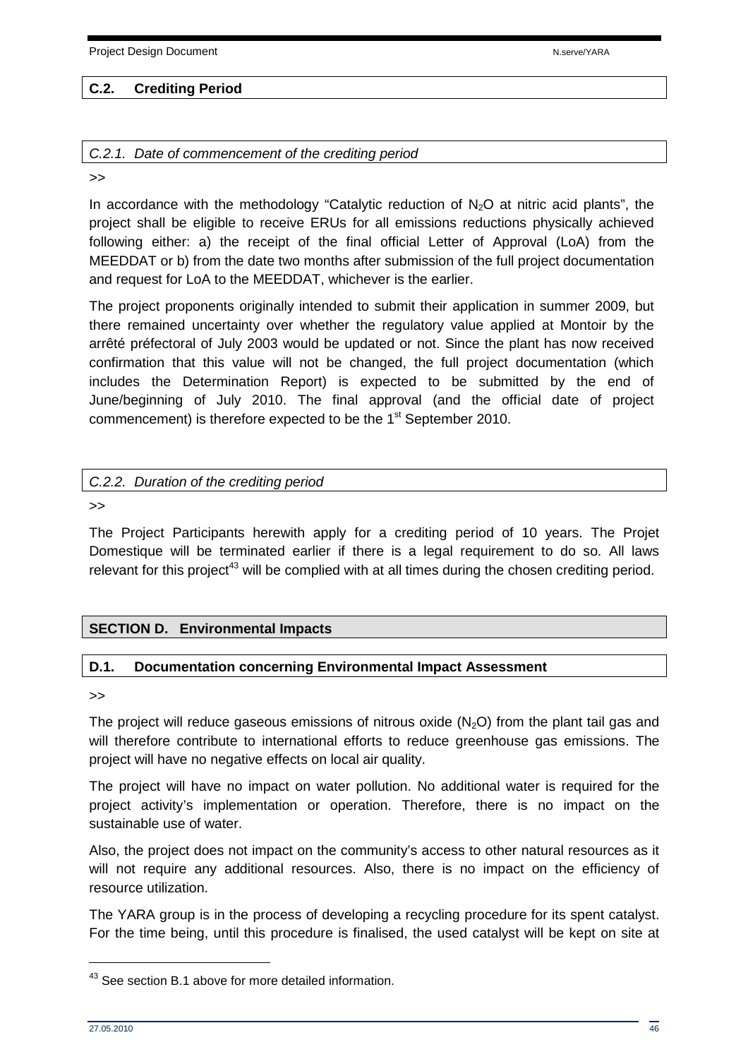## C.2. Crediting Period

### *C.2.1. Date of commencement of the crediting period*

>>

In accordance with the methodology "Catalytic reduction of $N_2O$ at nitric acid plants", the project shall be eligible to receive ERUs for all emissions reductions physically achieved following either: a) the receipt of the final official Letter of Approval (LoA) from the MEEDDAT or b) from the date two months after submission of the full project documentation and request for LoA to the MEEDDAT, whichever is the earlier.

The project proponents originally intended to submit their application in summer 2009, but there remained uncertainty over whether the regulatory value applied at Montoir by the arrêté préfectoral of July 2003 would be updated or not. Since the plant has now received confirmation that this value will not be changed, the full project documentation (which includes the Determination Report) is expected to be submitted by the end of June/beginning of July 2010. The final approval (and the official date of project commencement) is therefore expected to be the 1st September 2010.

### *C.2.2. Duration of the crediting period*

>>

The Project Participants herewith apply for a crediting period of 10 years. The Projet Domestique will be terminated earlier if there is a legal requirement to do so. All laws relevant for this project[43] will be complied with at all times during the chosen crediting period.

# SECTION D. Environmental Impacts

## D.1. Documentation concerning Environmental Impact Assessment

>>

The project will reduce gaseous emissions of nitrous oxide ($N_2O$) from the plant tail gas and will therefore contribute to international efforts to reduce greenhouse gas emissions. The project will have no negative effects on local air quality.

The project will have no impact on water pollution. No additional water is required for the project activity's implementation or operation. Therefore, there is no impact on the sustainable use of water.

Also, the project does not impact on the community's access to other natural resources as it will not require any additional resources. Also, there is no impact on the efficiency of resource utilization.

The YARA group is in the process of developing a recycling procedure for its spent catalyst. For the time being, until this procedure is finalised, the used catalyst will be kept on site at

[43] See section B.1 above for more detailed information.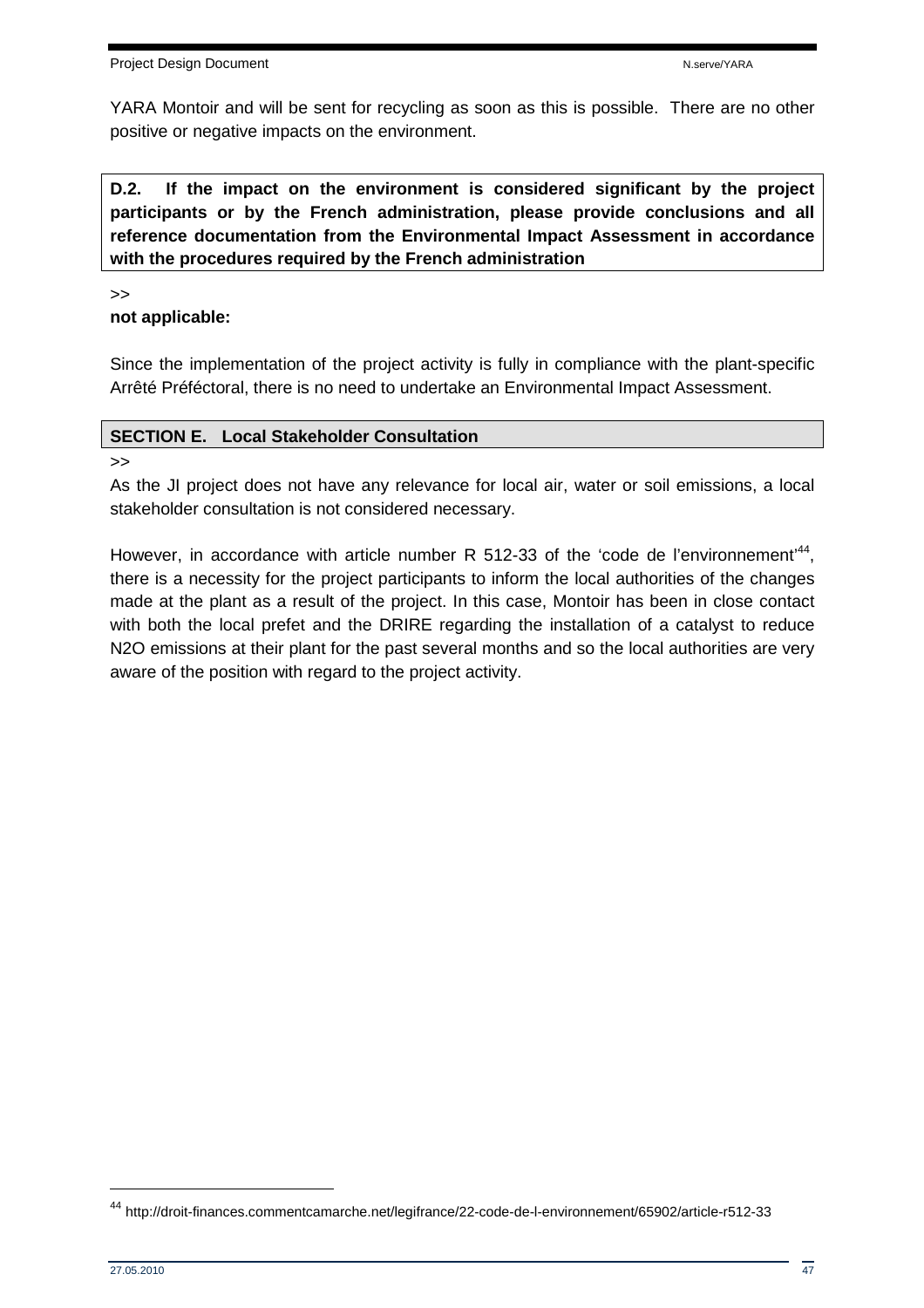YARA Montoir and will be sent for recycling as soon as this is possible. There are no other positive or negative impacts on the environment.

**D.2. If the impact on the environment is considered significant by the project participants or by the French administration, please provide conclusions and all reference documentation from the Environmental Impact Assessment in accordance with the procedures required by the French administration**

>>

**not applicable:**

Since the implementation of the project activity is fully in compliance with the plant-specific Arrêté Préféctoral, there is no need to undertake an Environmental Impact Assessment.

## SECTION E. Local Stakeholder Consultation

>>

As the JI project does not have any relevance for local air, water or soil emissions, a local stakeholder consultation is not considered necessary.

However, in accordance with article number R 512-33 of the 'code de l'environnement'[44], there is a necessity for the project participants to inform the local authorities of the changes made at the plant as a result of the project. In this case, Montoir has been in close contact with both the local prefet and the DRIRE regarding the installation of a catalyst to reduce N2O emissions at their plant for the past several months and so the local authorities are very aware of the position with regard to the project activity.

[44] http://droit-finances.commentcamarche.net/legifrance/22-code-de-l-environnement/65902/article-r512-33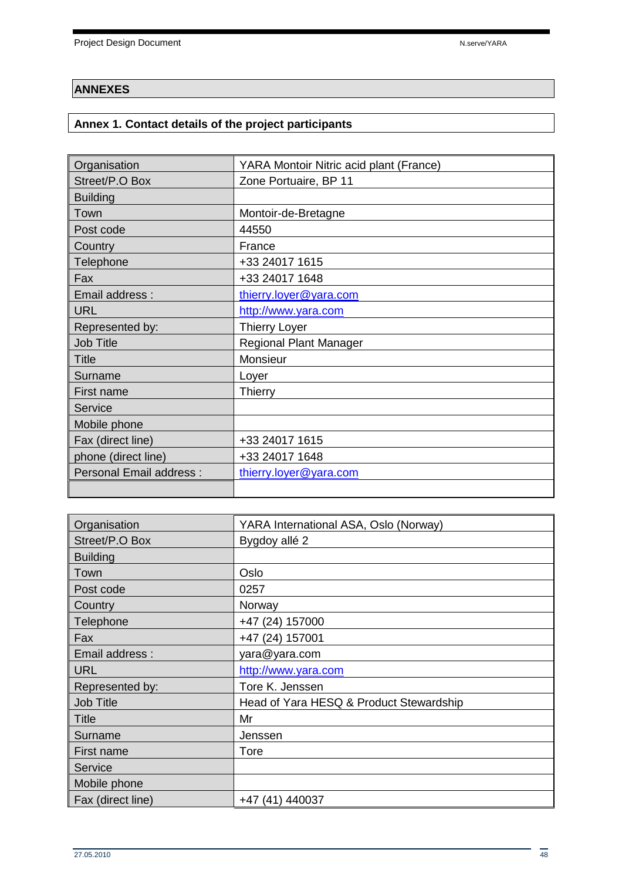## ANNEXES

### Annex 1. Contact details of the project participants

| Organisation | YARA Montoir Nitric acid plant (France) |
|---|---|
| Street/P.O Box | Zone Portuaire, BP 11 |
| Building | |
| Town | Montoir-de-Bretagne |
| Post code | 44550 |
| Country | France |
| Telephone | +33 24017 1615 |
| Fax | +33 24017 1648 |
| Email address : | thierry.loyer@yara.com |
| URL | http://www.yara.com |
| Represented by: | Thierry Loyer |
| Job Title | Regional Plant Manager |
| Title | Monsieur |
| Surname | Loyer |
| First name | Thierry |
| Service | |
| Mobile phone | |
| Fax (direct line) | +33 24017 1615 |
| phone (direct line) | +33 24017 1648 |
| Personal Email address : | thierry.loyer@yara.com |
| | |

| Organisation | YARA International ASA, Oslo (Norway) |
|---|---|
| Street/P.O Box | Bygdoy allé 2 |
| Building | |
| Town | Oslo |
| Post code | 0257 |
| Country | Norway |
| Telephone | +47 (24) 157000 |
| Fax | +47 (24) 157001 |
| Email address : | yara@yara.com |
| URL | http://www.yara.com |
| Represented by: | Tore K. Jenssen |
| Job Title | Head of Yara HESQ & Product Stewardship |
| Title | Mr |
| Surname | Jenssen |
| First name | Tore |
| Service | |
| Mobile phone | |
| Fax (direct line) | +47 (41) 440037 |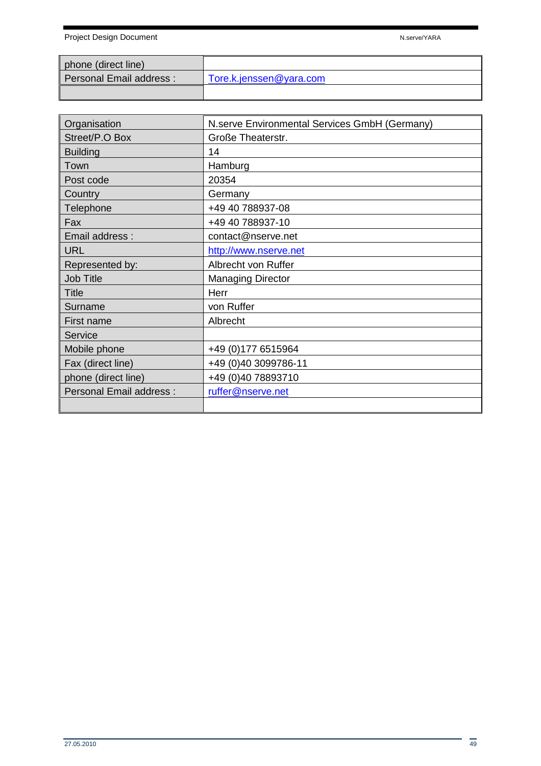| | |
|---|---|
| phone (direct line) | |
| Personal Email address : | Tore.k.jenssen@yara.com |
| | |

| | |
|---|---|
| Organisation | N.serve Environmental Services GmbH (Germany) |
| Street/P.O Box | Große Theaterstr. |
| Building | 14 |
| Town | Hamburg |
| Post code | 20354 |
| Country | Germany |
| Telephone | +49 40 788937-08 |
| Fax | +49 40 788937-10 |
| Email address : | contact@nserve.net |
| URL | http://www.nserve.net |
| Represented by: | Albrecht von Ruffer |
| Job Title | Managing Director |
| Title | Herr |
| Surname | von Ruffer |
| First name | Albrecht |
| Service | |
| Mobile phone | +49 (0)177 6515964 |
| Fax (direct line) | +49 (0)40 3099786-11 |
| phone (direct line) | +49 (0)40 78893710 |
| Personal Email address : | ruffer@nserve.net |
| | |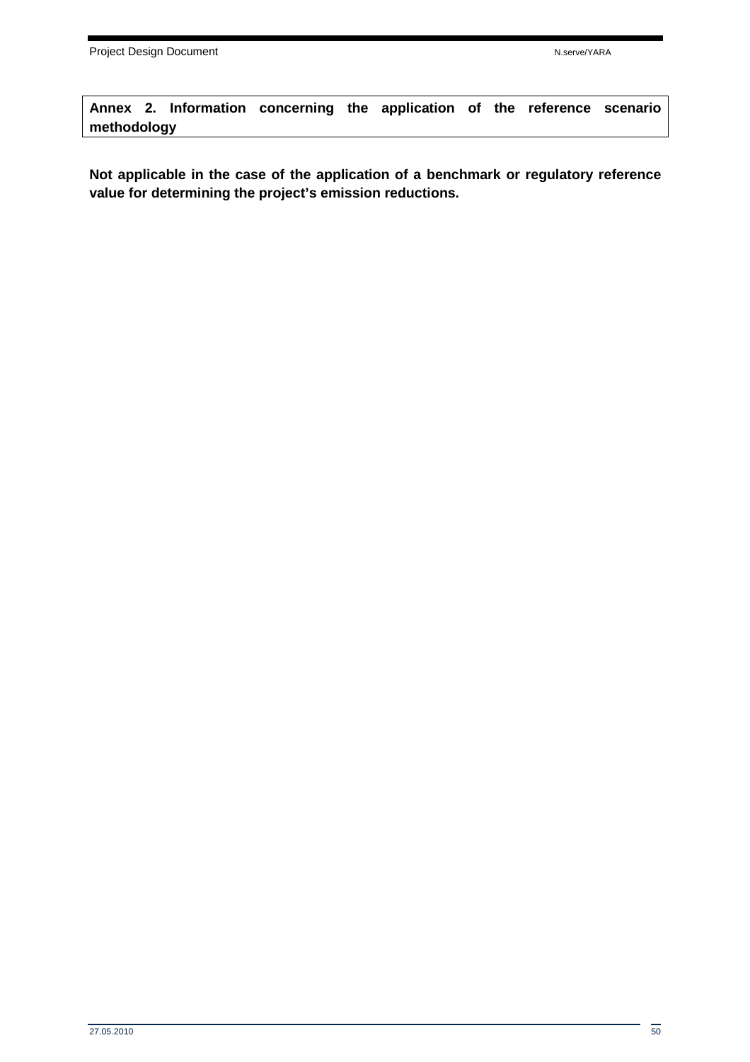## Annex 2. Information concerning the application of the reference scenario methodology

**Not applicable in the case of the application of a benchmark or regulatory reference value for determining the project's emission reductions.**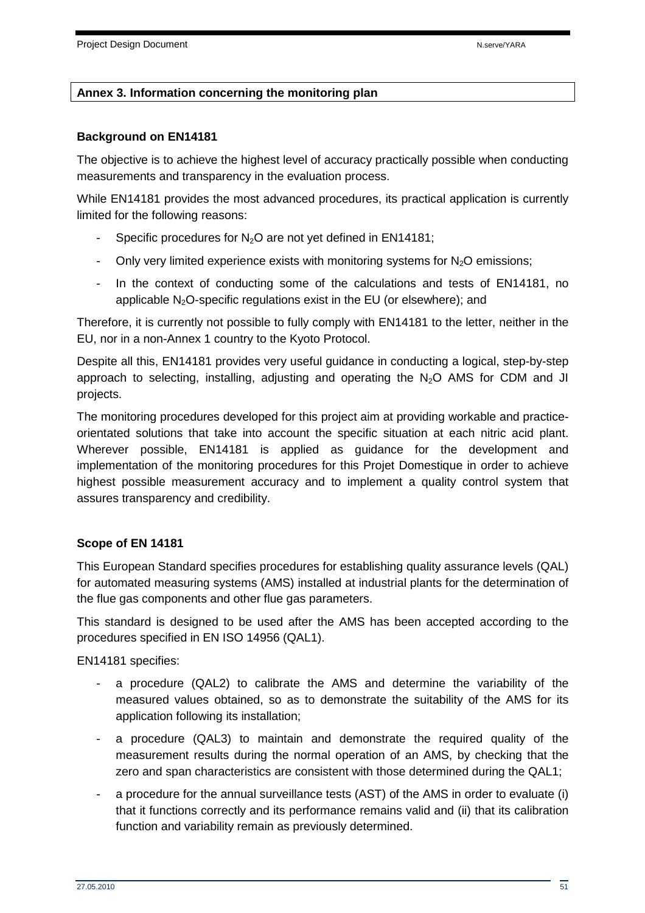## Annex 3. Information concerning the monitoring plan

### Background on EN14181

The objective is to achieve the highest level of accuracy practically possible when conducting measurements and transparency in the evaluation process.

While EN14181 provides the most advanced procedures, its practical application is currently limited for the following reasons:

- Specific procedures for $N_2O$ are not yet defined in EN14181;
- Only very limited experience exists with monitoring systems for $N_2O$ emissions;
- In the context of conducting some of the calculations and tests of EN14181, no applicable $N_2O$-specific regulations exist in the EU (or elsewhere); and

Therefore, it is currently not possible to fully comply with EN14181 to the letter, neither in the EU, nor in a non-Annex 1 country to the Kyoto Protocol.

Despite all this, EN14181 provides very useful guidance in conducting a logical, step-by-step approach to selecting, installing, adjusting and operating the $N_2O$ AMS for CDM and JI projects.

The monitoring procedures developed for this project aim at providing workable and practice-orientated solutions that take into account the specific situation at each nitric acid plant. Wherever possible, EN14181 is applied as guidance for the development and implementation of the monitoring procedures for this Projet Domestique in order to achieve highest possible measurement accuracy and to implement a quality control system that assures transparency and credibility.

### Scope of EN 14181

This European Standard specifies procedures for establishing quality assurance levels (QAL) for automated measuring systems (AMS) installed at industrial plants for the determination of the flue gas components and other flue gas parameters.

This standard is designed to be used after the AMS has been accepted according to the procedures specified in EN ISO 14956 (QAL1).

EN14181 specifies:

- a procedure (QAL2) to calibrate the AMS and determine the variability of the measured values obtained, so as to demonstrate the suitability of the AMS for its application following its installation;
- a procedure (QAL3) to maintain and demonstrate the required quality of the measurement results during the normal operation of an AMS, by checking that the zero and span characteristics are consistent with those determined during the QAL1;
- a procedure for the annual surveillance tests (AST) of the AMS in order to evaluate (i) that it functions correctly and its performance remains valid and (ii) that its calibration function and variability remain as previously determined.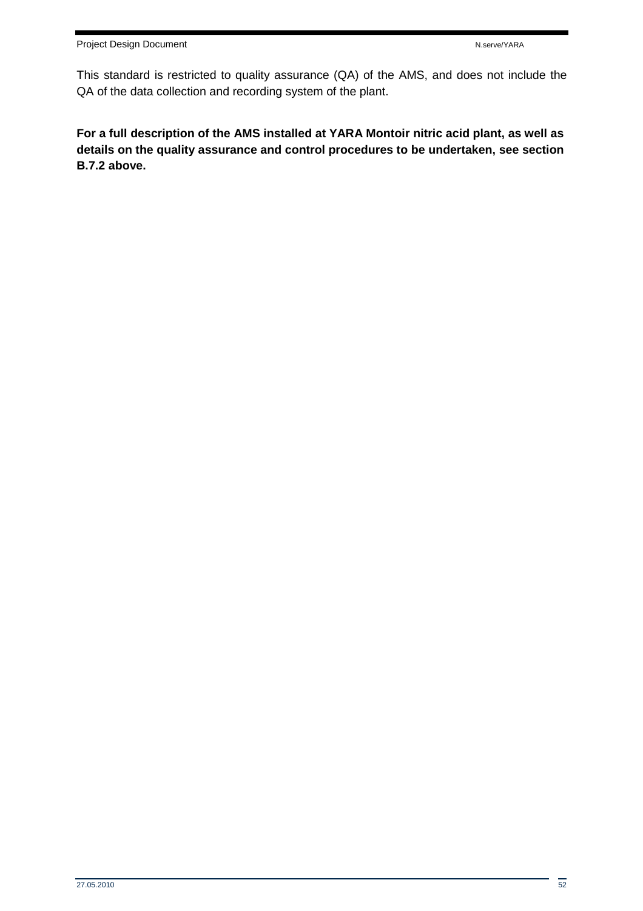This standard is restricted to quality assurance (QA) of the AMS, and does not include the QA of the data collection and recording system of the plant.

**For a full description of the AMS installed at YARA Montoir nitric acid plant, as well as details on the quality assurance and control procedures to be undertaken, see section B.7.2 above.**